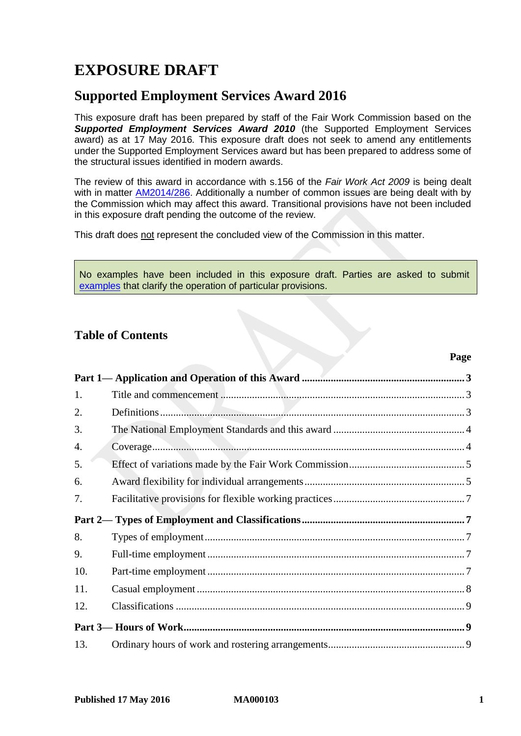# EXPOSURE DRAFT

## Supported Employment Services Award 2016

This exposure draft has been prepared by staff of the Fair Work Commission based on the ***Supported Employment Services Award 2010*** (the Supported Employment Services award) as at 17 May 2016*.* This exposure draft does not seek to amend any entitlements under the Supported Employment Services award but has been prepared to address some of the structural issues identified in modern awards.

The review of this award in accordance with s.156 of the *Fair Work Act 2009* is being dealt with in matter AM2014/286. Additionally a number of common issues are being dealt with by the Commission which may affect this award. Transitional provisions have not been included in this exposure draft pending the outcome of the review.

This draft does not represent the concluded view of the Commission in this matter.

No examples have been included in this exposure draft. Parties are asked to submit examples that clarify the operation of particular provisions.

### Table of Contents

| | | Page |
|---|---|---|
| **Part 1— Application and Operation of this Award** | | **3** |
| 1. | Title and commencement | 3 |
| 2. | Definitions | 3 |
| 3. | The National Employment Standards and this award | 4 |
| 4. | Coverage | 4 |
| 5. | Effect of variations made by the Fair Work Commission | 5 |
| 6. | Award flexibility for individual arrangements | 5 |
| 7. | Facilitative provisions for flexible working practices | 7 |
| **Part 2— Types of Employment and Classifications** | | **7** |
| 8. | Types of employment | 7 |
| 9. | Full-time employment | 7 |
| 10. | Part-time employment | 7 |
| 11. | Casual employment | 8 |
| 12. | Classifications | 9 |
| **Part 3— Hours of Work** | | **9** |
| 13. | Ordinary hours of work and rostering arrangements | 9 |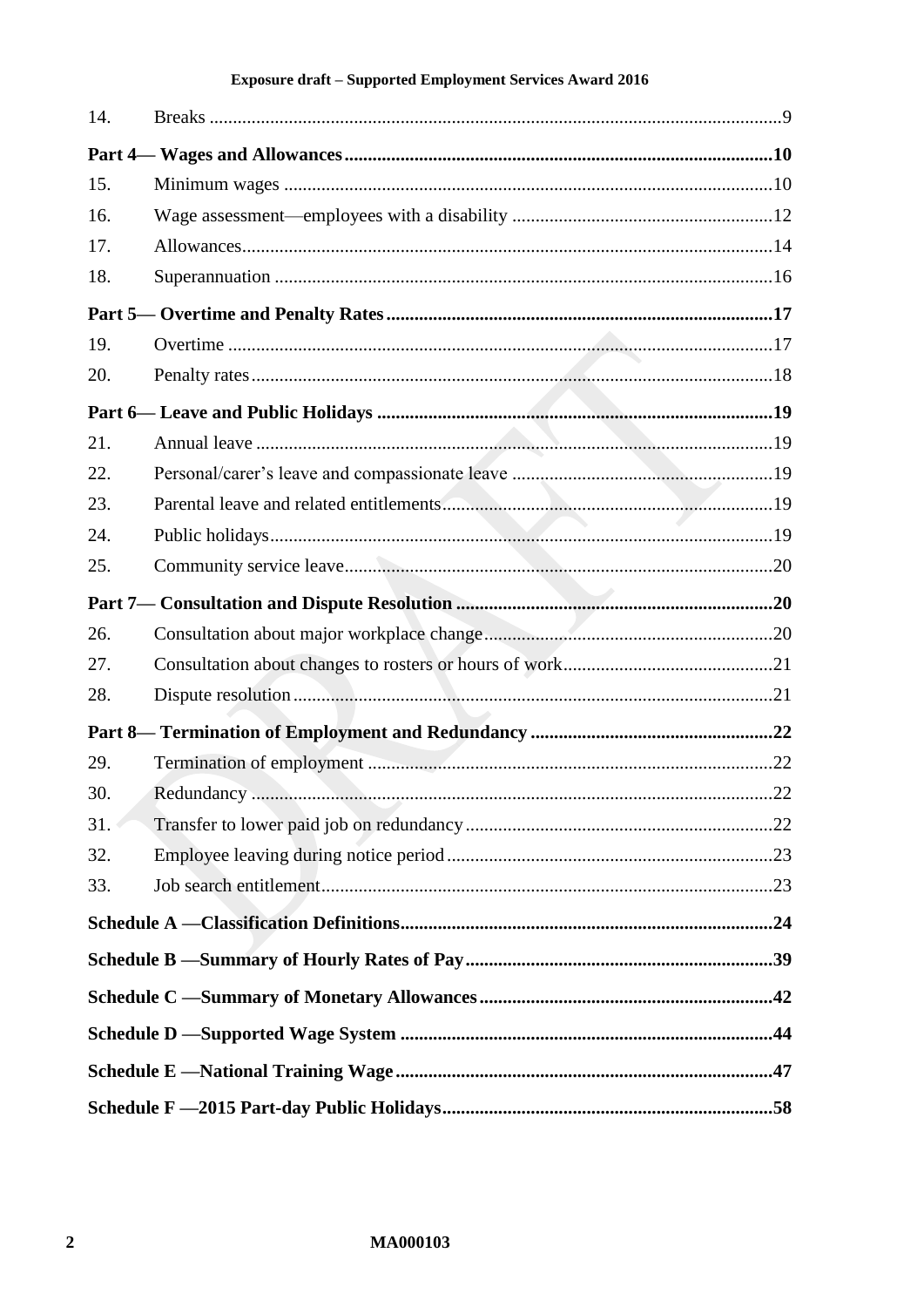| | | |
|---|---|---|
| 14. | Breaks | 9 |
| **Part 4— Wages and Allowances** | | **10** |
| 15. | Minimum wages | 10 |
| 16. | Wage assessment—employees with a disability | 12 |
| 17. | Allowances | 14 |
| 18. | Superannuation | 16 |
| **Part 5— Overtime and Penalty Rates** | | **17** |
| 19. | Overtime | 17 |
| 20. | Penalty rates | 18 |
| **Part 6— Leave and Public Holidays** | | **19** |
| 21. | Annual leave | 19 |
| 22. | Personal/carer's leave and compassionate leave | 19 |
| 23. | Parental leave and related entitlements | 19 |
| 24. | Public holidays | 19 |
| 25. | Community service leave | 20 |
| **Part 7— Consultation and Dispute Resolution** | | **20** |
| 26. | Consultation about major workplace change | 20 |
| 27. | Consultation about changes to rosters or hours of work | 21 |
| 28. | Dispute resolution | 21 |
| **Part 8— Termination of Employment and Redundancy** | | **22** |
| 29. | Termination of employment | 22 |
| 30. | Redundancy | 22 |
| 31. | Transfer to lower paid job on redundancy | 22 |
| 32. | Employee leaving during notice period | 23 |
| 33. | Job search entitlement | 23 |
| **Schedule A —Classification Definitions** | | **24** |
| **Schedule B —Summary of Hourly Rates of Pay** | | **39** |
| **Schedule C —Summary of Monetary Allowances** | | **42** |
| **Schedule D —Supported Wage System** | | **44** |
| **Schedule E —National Training Wage** | | **47** |
| **Schedule F —2015 Part-day Public Holidays** | | **58** |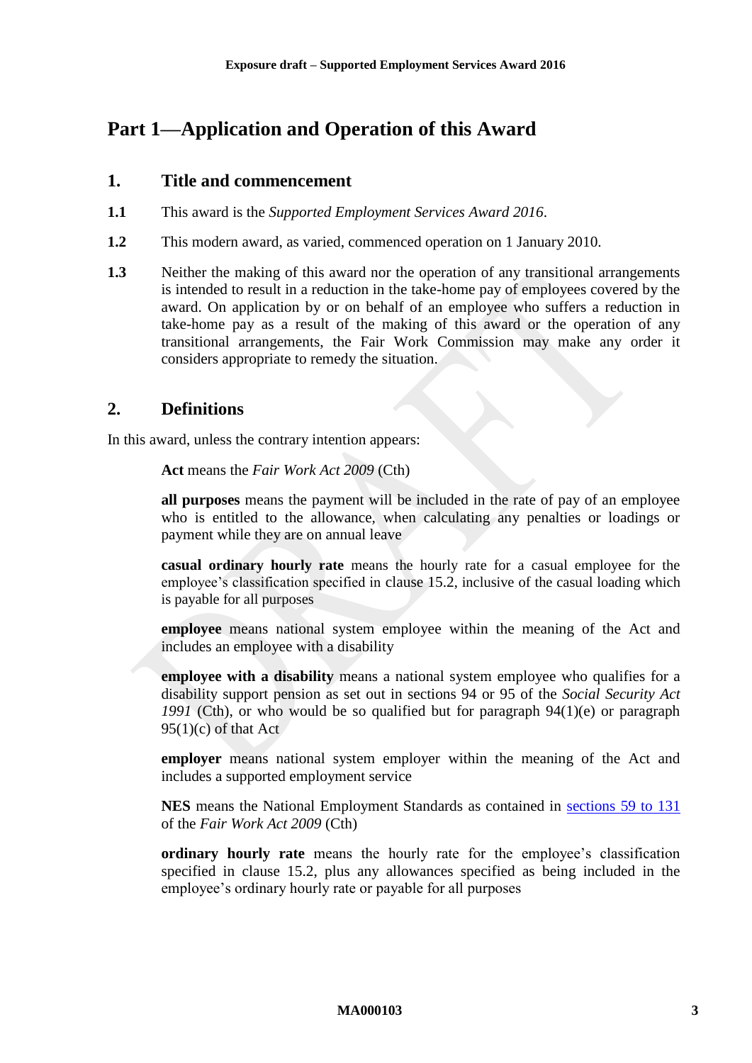# Part 1—Application and Operation of this Award

## 1. Title and commencement

**1.1** This award is the *Supported Employment Services Award 2016*.

**1.2** This modern award, as varied, commenced operation on 1 January 2010.

**1.3** Neither the making of this award nor the operation of any transitional arrangements is intended to result in a reduction in the take-home pay of employees covered by the award. On application by or on behalf of an employee who suffers a reduction in take-home pay as a result of the making of this award or the operation of any transitional arrangements, the Fair Work Commission may make any order it considers appropriate to remedy the situation.

## 2. Definitions

In this award, unless the contrary intention appears:

**Act** means the *Fair Work Act 2009* (Cth)

**all purposes** means the payment will be included in the rate of pay of an employee who is entitled to the allowance, when calculating any penalties or loadings or payment while they are on annual leave

**casual ordinary hourly rate** means the hourly rate for a casual employee for the employee's classification specified in clause 15.2, inclusive of the casual loading which is payable for all purposes

**employee** means national system employee within the meaning of the Act and includes an employee with a disability

**employee with a disability** means a national system employee who qualifies for a disability support pension as set out in sections 94 or 95 of the *Social Security Act 1991* (Cth), or who would be so qualified but for paragraph 94(1)(e) or paragraph 95(1)(c) of that Act

**employer** means national system employer within the meaning of the Act and includes a supported employment service

**NES** means the National Employment Standards as contained in sections 59 to 131 of the *Fair Work Act 2009* (Cth)

**ordinary hourly rate** means the hourly rate for the employee's classification specified in clause 15.2, plus any allowances specified as being included in the employee's ordinary hourly rate or payable for all purposes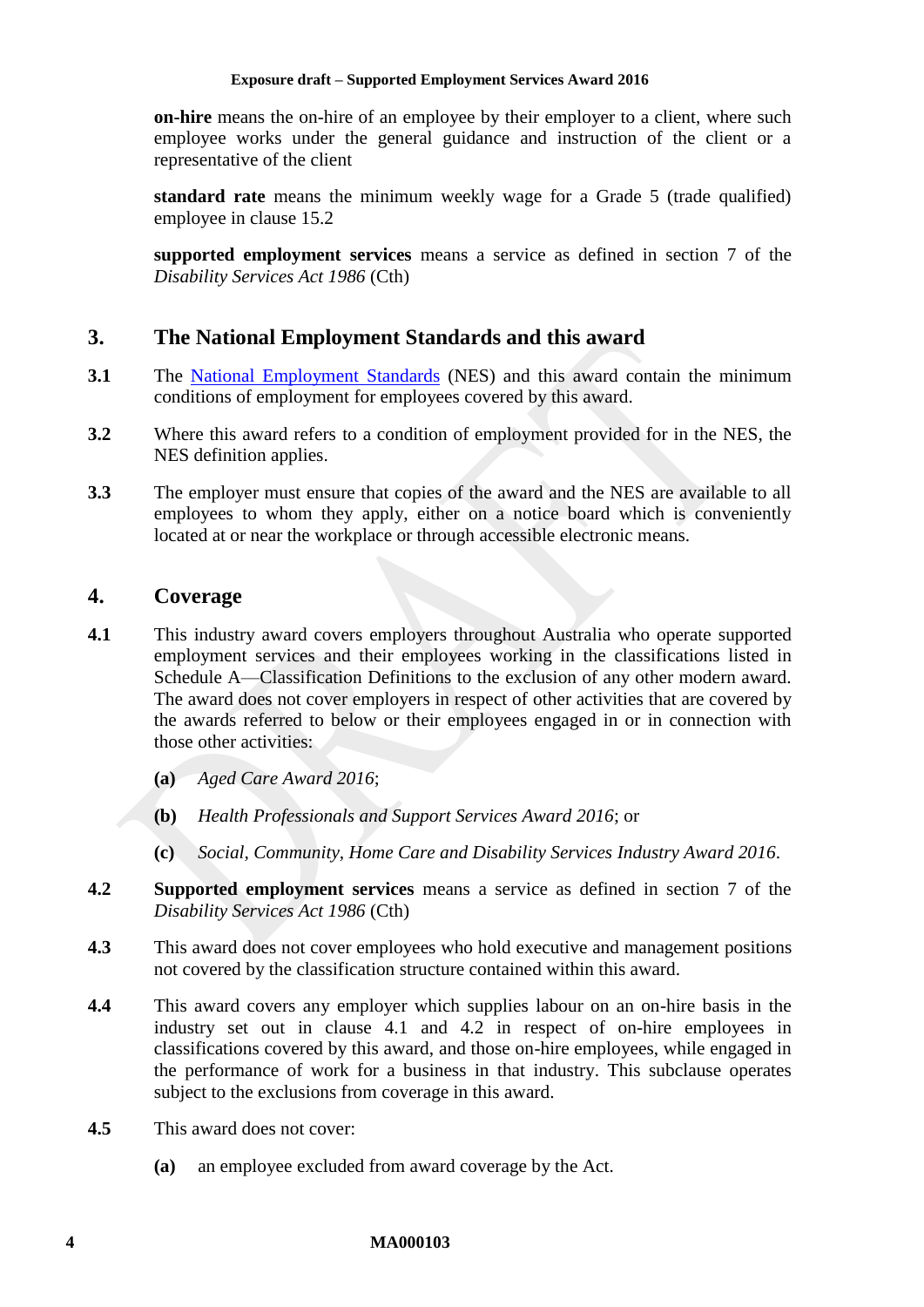**on-hire** means the on-hire of an employee by their employer to a client, where such employee works under the general guidance and instruction of the client or a representative of the client

**standard rate** means the minimum weekly wage for a Grade 5 (trade qualified) employee in clause 15.2

**supported employment services** means a service as defined in section 7 of the *Disability Services Act 1986* (Cth)

## 3. The National Employment Standards and this award

**3.1** The National Employment Standards (NES) and this award contain the minimum conditions of employment for employees covered by this award.

**3.2** Where this award refers to a condition of employment provided for in the NES, the NES definition applies.

**3.3** The employer must ensure that copies of the award and the NES are available to all employees to whom they apply, either on a notice board which is conveniently located at or near the workplace or through accessible electronic means.

## 4. Coverage

**4.1** This industry award covers employers throughout Australia who operate supported employment services and their employees working in the classifications listed in Schedule A—Classification Definitions to the exclusion of any other modern award. The award does not cover employers in respect of other activities that are covered by the awards referred to below or their employees engaged in or in connection with those other activities:

- **(a)** *Aged Care Award 2016*;
- **(b)** *Health Professionals and Support Services Award 2016*; or
- **(c)** *Social, Community, Home Care and Disability Services Industry Award 2016*.

**4.2** **Supported employment services** means a service as defined in section 7 of the *Disability Services Act 1986* (Cth)

**4.3** This award does not cover employees who hold executive and management positions not covered by the classification structure contained within this award.

**4.4** This award covers any employer which supplies labour on an on-hire basis in the industry set out in clause 4.1 and 4.2 in respect of on-hire employees in classifications covered by this award, and those on-hire employees, while engaged in the performance of work for a business in that industry. This subclause operates subject to the exclusions from coverage in this award.

**4.5** This award does not cover:

- **(a)** an employee excluded from award coverage by the Act.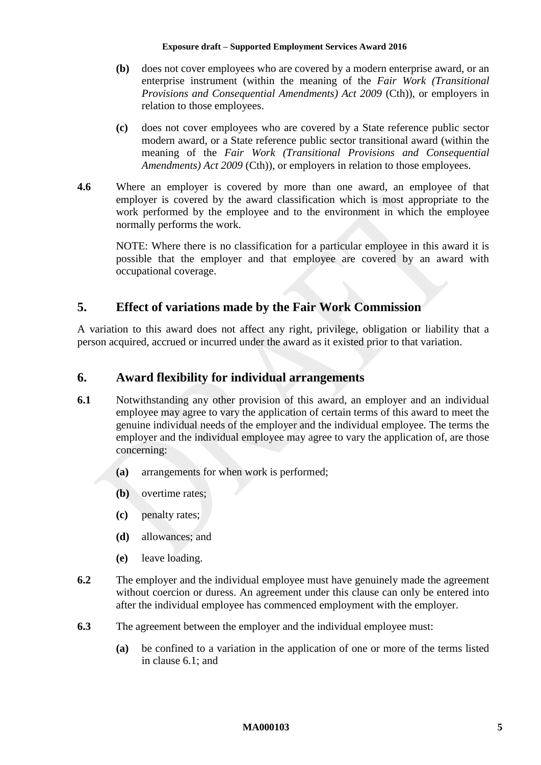**(b)** does not cover employees who are covered by a modern enterprise award, or an enterprise instrument (within the meaning of the *Fair Work (Transitional Provisions and Consequential Amendments) Act 2009* (Cth)), or employers in relation to those employees.

**(c)** does not cover employees who are covered by a State reference public sector modern award, or a State reference public sector transitional award (within the meaning of the *Fair Work (Transitional Provisions and Consequential Amendments) Act 2009* (Cth)), or employers in relation to those employees.

**4.6** Where an employer is covered by more than one award, an employee of that employer is covered by the award classification which is most appropriate to the work performed by the employee and to the environment in which the employee normally performs the work.

NOTE: Where there is no classification for a particular employee in this award it is possible that the employer and that employee are covered by an award with occupational coverage.

## 5. Effect of variations made by the Fair Work Commission

A variation to this award does not affect any right, privilege, obligation or liability that a person acquired, accrued or incurred under the award as it existed prior to that variation.

## 6. Award flexibility for individual arrangements

**6.1** Notwithstanding any other provision of this award, an employer and an individual employee may agree to vary the application of certain terms of this award to meet the genuine individual needs of the employer and the individual employee. The terms the employer and the individual employee may agree to vary the application of, are those concerning:

**(a)** arrangements for when work is performed;

**(b)** overtime rates;

**(c)** penalty rates;

**(d)** allowances; and

**(e)** leave loading.

**6.2** The employer and the individual employee must have genuinely made the agreement without coercion or duress. An agreement under this clause can only be entered into after the individual employee has commenced employment with the employer.

**6.3** The agreement between the employer and the individual employee must:

**(a)** be confined to a variation in the application of one or more of the terms listed in clause 6.1; and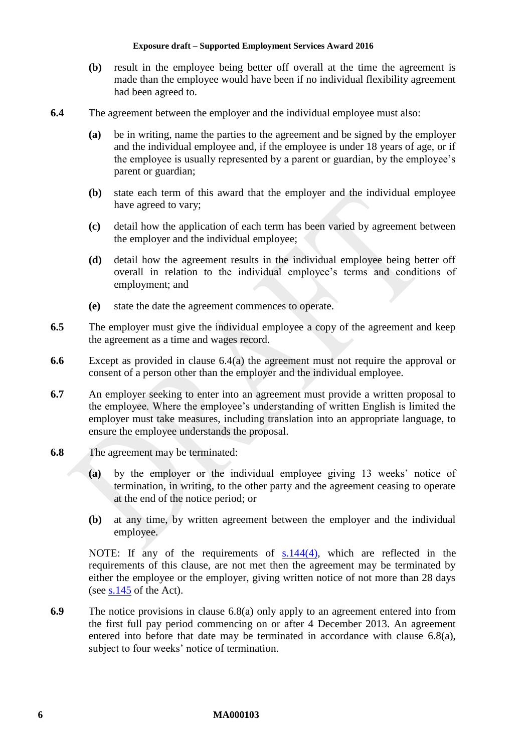**(b)** result in the employee being better off overall at the time the agreement is made than the employee would have been if no individual flexibility agreement had been agreed to.

**6.4** The agreement between the employer and the individual employee must also:

**(a)** be in writing, name the parties to the agreement and be signed by the employer and the individual employee and, if the employee is under 18 years of age, or if the employee is usually represented by a parent or guardian, by the employee's parent or guardian;

**(b)** state each term of this award that the employer and the individual employee have agreed to vary;

**(c)** detail how the application of each term has been varied by agreement between the employer and the individual employee;

**(d)** detail how the agreement results in the individual employee being better off overall in relation to the individual employee's terms and conditions of employment; and

**(e)** state the date the agreement commences to operate.

**6.5** The employer must give the individual employee a copy of the agreement and keep the agreement as a time and wages record.

**6.6** Except as provided in clause 6.4(a) the agreement must not require the approval or consent of a person other than the employer and the individual employee.

**6.7** An employer seeking to enter into an agreement must provide a written proposal to the employee. Where the employee's understanding of written English is limited the employer must take measures, including translation into an appropriate language, to ensure the employee understands the proposal.

**6.8** The agreement may be terminated:

**(a)** by the employer or the individual employee giving 13 weeks' notice of termination, in writing, to the other party and the agreement ceasing to operate at the end of the notice period; or

**(b)** at any time, by written agreement between the employer and the individual employee.

NOTE: If any of the requirements of s.144(4), which are reflected in the requirements of this clause, are not met then the agreement may be terminated by either the employee or the employer, giving written notice of not more than 28 days (see s.145 of the Act).

**6.9** The notice provisions in clause 6.8(a) only apply to an agreement entered into from the first full pay period commencing on or after 4 December 2013. An agreement entered into before that date may be terminated in accordance with clause 6.8(a), subject to four weeks' notice of termination.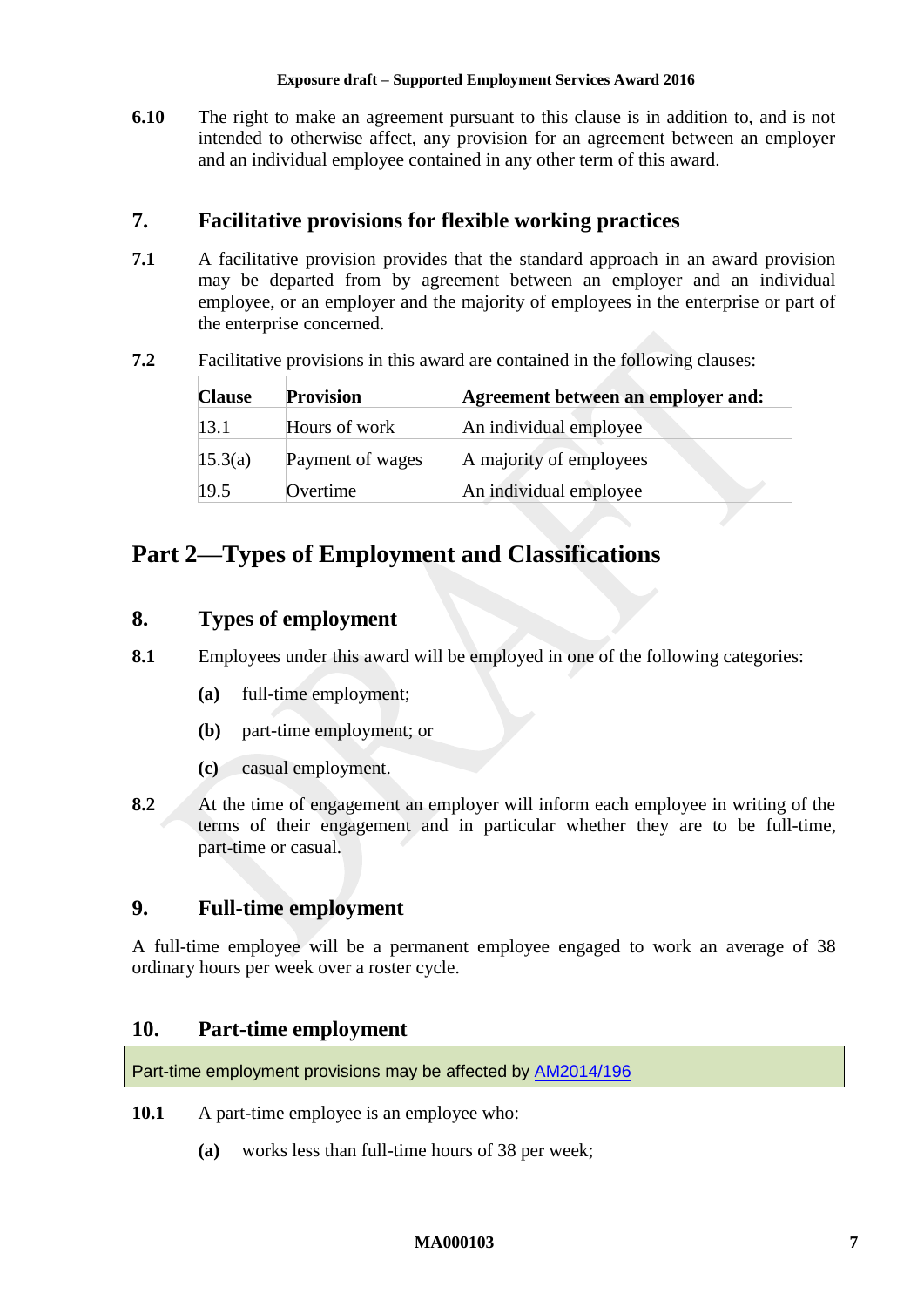**6.10** The right to make an agreement pursuant to this clause is in addition to, and is not intended to otherwise affect, any provision for an agreement between an employer and an individual employee contained in any other term of this award.

## 7. Facilitative provisions for flexible working practices

**7.1** A facilitative provision provides that the standard approach in an award provision may be departed from by agreement between an employer and an individual employee, or an employer and the majority of employees in the enterprise or part of the enterprise concerned.

**7.2** Facilitative provisions in this award are contained in the following clauses:

| Clause | Provision | Agreement between an employer and: |
| --- | --- | --- |
| 13.1 | Hours of work | An individual employee |
| 15.3(a) | Payment of wages | A majority of employees |
| 19.5 | Overtime | An individual employee |

# Part 2—Types of Employment and Classifications

## 8. Types of employment

**8.1** Employees under this award will be employed in one of the following categories:

**(a)** full-time employment;

**(b)** part-time employment; or

**(c)** casual employment.

**8.2** At the time of engagement an employer will inform each employee in writing of the terms of their engagement and in particular whether they are to be full-time, part-time or casual.

## 9. Full-time employment

A full-time employee will be a permanent employee engaged to work an average of 38 ordinary hours per week over a roster cycle.

## 10. Part-time employment

Part-time employment provisions may be affected by AM2014/196

**10.1** A part-time employee is an employee who:

**(a)** works less than full-time hours of 38 per week;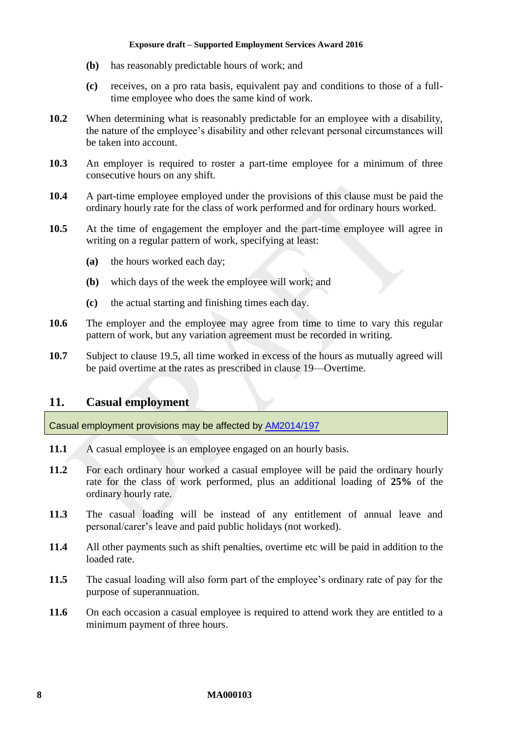**(b)** has reasonably predictable hours of work; and

**(c)** receives, on a pro rata basis, equivalent pay and conditions to those of a full-time employee who does the same kind of work.

**10.2** When determining what is reasonably predictable for an employee with a disability, the nature of the employee's disability and other relevant personal circumstances will be taken into account.

**10.3** An employer is required to roster a part-time employee for a minimum of three consecutive hours on any shift.

**10.4** A part-time employee employed under the provisions of this clause must be paid the ordinary hourly rate for the class of work performed and for ordinary hours worked.

**10.5** At the time of engagement the employer and the part-time employee will agree in writing on a regular pattern of work, specifying at least:

**(a)** the hours worked each day;

**(b)** which days of the week the employee will work; and

**(c)** the actual starting and finishing times each day.

**10.6** The employer and the employee may agree from time to time to vary this regular pattern of work, but any variation agreement must be recorded in writing.

**10.7** Subject to clause 19.5, all time worked in excess of the hours as mutually agreed will be paid overtime at the rates as prescribed in clause 19—Overtime.

## 11. Casual employment

Casual employment provisions may be affected by AM2014/197

**11.1** A casual employee is an employee engaged on an hourly basis.

**11.2** For each ordinary hour worked a casual employee will be paid the ordinary hourly rate for the class of work performed, plus an additional loading of **25%** of the ordinary hourly rate.

**11.3** The casual loading will be instead of any entitlement of annual leave and personal/carer's leave and paid public holidays (not worked).

**11.4** All other payments such as shift penalties, overtime etc will be paid in addition to the loaded rate.

**11.5** The casual loading will also form part of the employee's ordinary rate of pay for the purpose of superannuation.

**11.6** On each occasion a casual employee is required to attend work they are entitled to a minimum payment of three hours.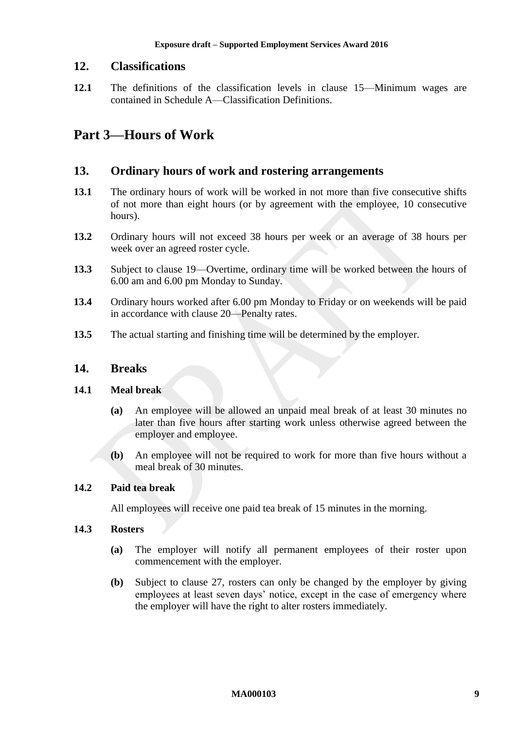## 12. Classifications

**12.1** The definitions of the classification levels in clause 15—Minimum wages are contained in Schedule A—Classification Definitions.

# Part 3—Hours of Work

## 13. Ordinary hours of work and rostering arrangements

**13.1** The ordinary hours of work will be worked in not more than five consecutive shifts of not more than eight hours (or by agreement with the employee, 10 consecutive hours).

**13.2** Ordinary hours will not exceed 38 hours per week or an average of 38 hours per week over an agreed roster cycle.

**13.3** Subject to clause 19—Overtime, ordinary time will be worked between the hours of 6.00 am and 6.00 pm Monday to Sunday.

**13.4** Ordinary hours worked after 6.00 pm Monday to Friday or on weekends will be paid in accordance with clause 20—Penalty rates.

**13.5** The actual starting and finishing time will be determined by the employer.

## 14. Breaks

### 14.1 Meal break

**(a)** An employee will be allowed an unpaid meal break of at least 30 minutes no later than five hours after starting work unless otherwise agreed between the employer and employee.

**(b)** An employee will not be required to work for more than five hours without a meal break of 30 minutes.

### 14.2 Paid tea break

All employees will receive one paid tea break of 15 minutes in the morning.

### 14.3 Rosters

**(a)** The employer will notify all permanent employees of their roster upon commencement with the employer.

**(b)** Subject to clause 27, rosters can only be changed by the employer by giving employees at least seven days' notice, except in the case of emergency where the employer will have the right to alter rosters immediately.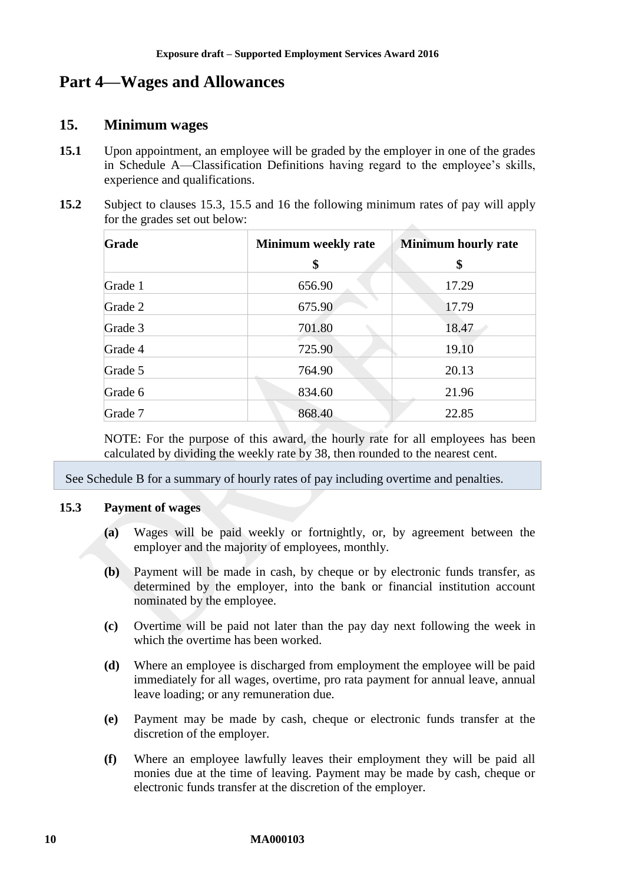# Part 4—Wages and Allowances

## 15. Minimum wages

**15.1** Upon appointment, an employee will be graded by the employer in one of the grades in Schedule A—Classification Definitions having regard to the employee's skills, experience and qualifications.

**15.2** Subject to clauses 15.3, 15.5 and 16 the following minimum rates of pay will apply for the grades set out below:

| Grade | Minimum weekly rate<br>$ | Minimum hourly rate<br>$ |
|---|---|---|
| Grade 1 | 656.90 | 17.29 |
| Grade 2 | 675.90 | 17.79 |
| Grade 3 | 701.80 | 18.47 |
| Grade 4 | 725.90 | 19.10 |
| Grade 5 | 764.90 | 20.13 |
| Grade 6 | 834.60 | 21.96 |
| Grade 7 | 868.40 | 22.85 |

NOTE: For the purpose of this award, the hourly rate for all employees has been calculated by dividing the weekly rate by 38, then rounded to the nearest cent.

See Schedule B for a summary of hourly rates of pay including overtime and penalties.

**15.3 Payment of wages**

**(a)** Wages will be paid weekly or fortnightly, or, by agreement between the employer and the majority of employees, monthly.

**(b)** Payment will be made in cash, by cheque or by electronic funds transfer, as determined by the employer, into the bank or financial institution account nominated by the employee.

**(c)** Overtime will be paid not later than the pay day next following the week in which the overtime has been worked.

**(d)** Where an employee is discharged from employment the employee will be paid immediately for all wages, overtime, pro rata payment for annual leave, annual leave loading; or any remuneration due.

**(e)** Payment may be made by cash, cheque or electronic funds transfer at the discretion of the employer.

**(f)** Where an employee lawfully leaves their employment they will be paid all monies due at the time of leaving. Payment may be made by cash, cheque or electronic funds transfer at the discretion of the employer.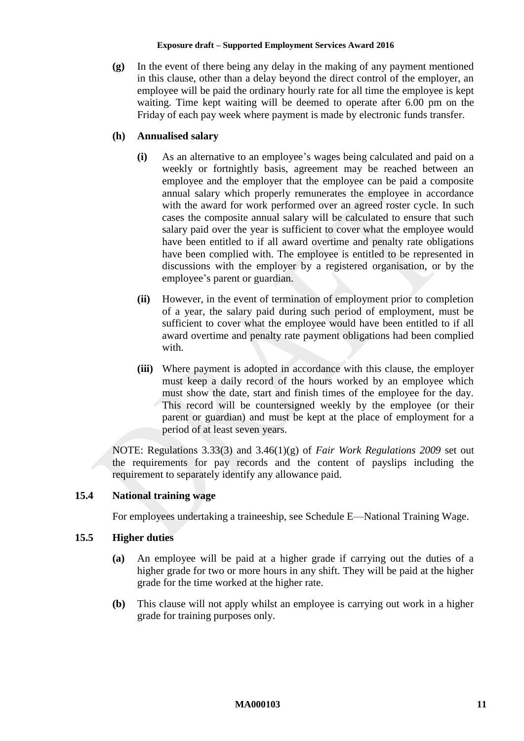**(g)** In the event of there being any delay in the making of any payment mentioned in this clause, other than a delay beyond the direct control of the employer, an employee will be paid the ordinary hourly rate for all time the employee is kept waiting. Time kept waiting will be deemed to operate after 6.00 pm on the Friday of each pay week where payment is made by electronic funds transfer.

**(h) Annualised salary**

**(i)** As an alternative to an employee's wages being calculated and paid on a weekly or fortnightly basis, agreement may be reached between an employee and the employer that the employee can be paid a composite annual salary which properly remunerates the employee in accordance with the award for work performed over an agreed roster cycle. In such cases the composite annual salary will be calculated to ensure that such salary paid over the year is sufficient to cover what the employee would have been entitled to if all award overtime and penalty rate obligations have been complied with. The employee is entitled to be represented in discussions with the employer by a registered organisation, or by the employee's parent or guardian.

**(ii)** However, in the event of termination of employment prior to completion of a year, the salary paid during such period of employment, must be sufficient to cover what the employee would have been entitled to if all award overtime and penalty rate payment obligations had been complied with.

**(iii)** Where payment is adopted in accordance with this clause, the employer must keep a daily record of the hours worked by an employee which must show the date, start and finish times of the employee for the day. This record will be countersigned weekly by the employee (or their parent or guardian) and must be kept at the place of employment for a period of at least seven years.

NOTE: Regulations 3.33(3) and 3.46(1)(g) of *Fair Work Regulations 2009* set out the requirements for pay records and the content of payslips including the requirement to separately identify any allowance paid.

### 15.4 National training wage

For employees undertaking a traineeship, see Schedule E—National Training Wage.

### 15.5 Higher duties

**(a)** An employee will be paid at a higher grade if carrying out the duties of a higher grade for two or more hours in any shift. They will be paid at the higher grade for the time worked at the higher rate.

**(b)** This clause will not apply whilst an employee is carrying out work in a higher grade for training purposes only.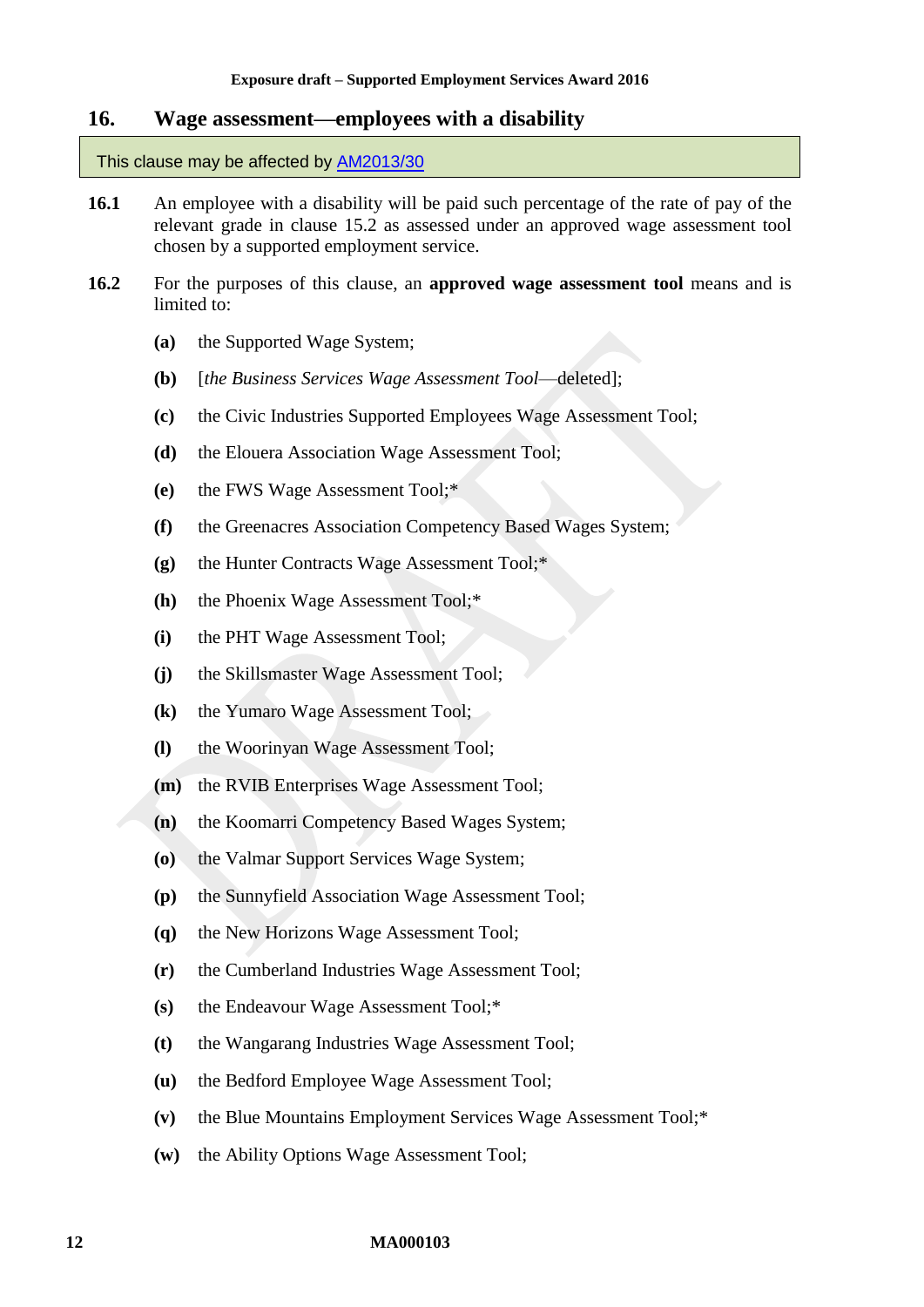## 16. Wage assessment—employees with a disability

This clause may be affected by [AM2013/30](AM2013/30)

**16.1** An employee with a disability will be paid such percentage of the rate of pay of the relevant grade in clause 15.2 as assessed under an approved wage assessment tool chosen by a supported employment service.

**16.2** For the purposes of this clause, an **approved wage assessment tool** means and is limited to:

**(a)** the Supported Wage System;

**(b)** [*the Business Services Wage Assessment Tool*—deleted];

**(c)** the Civic Industries Supported Employees Wage Assessment Tool;

**(d)** the Elouera Association Wage Assessment Tool;

**(e)** the FWS Wage Assessment Tool;*

**(f)** the Greenacres Association Competency Based Wages System;

**(g)** the Hunter Contracts Wage Assessment Tool;*

**(h)** the Phoenix Wage Assessment Tool;*

**(i)** the PHT Wage Assessment Tool;

**(j)** the Skillsmaster Wage Assessment Tool;

**(k)** the Yumaro Wage Assessment Tool;

**(l)** the Woorinyan Wage Assessment Tool;

**(m)** the RVIB Enterprises Wage Assessment Tool;

**(n)** the Koomarri Competency Based Wages System;

**(o)** the Valmar Support Services Wage System;

**(p)** the Sunnyfield Association Wage Assessment Tool;

**(q)** the New Horizons Wage Assessment Tool;

**(r)** the Cumberland Industries Wage Assessment Tool;

**(s)** the Endeavour Wage Assessment Tool;*

**(t)** the Wangarang Industries Wage Assessment Tool;

**(u)** the Bedford Employee Wage Assessment Tool;

**(v)** the Blue Mountains Employment Services Wage Assessment Tool;*

**(w)** the Ability Options Wage Assessment Tool;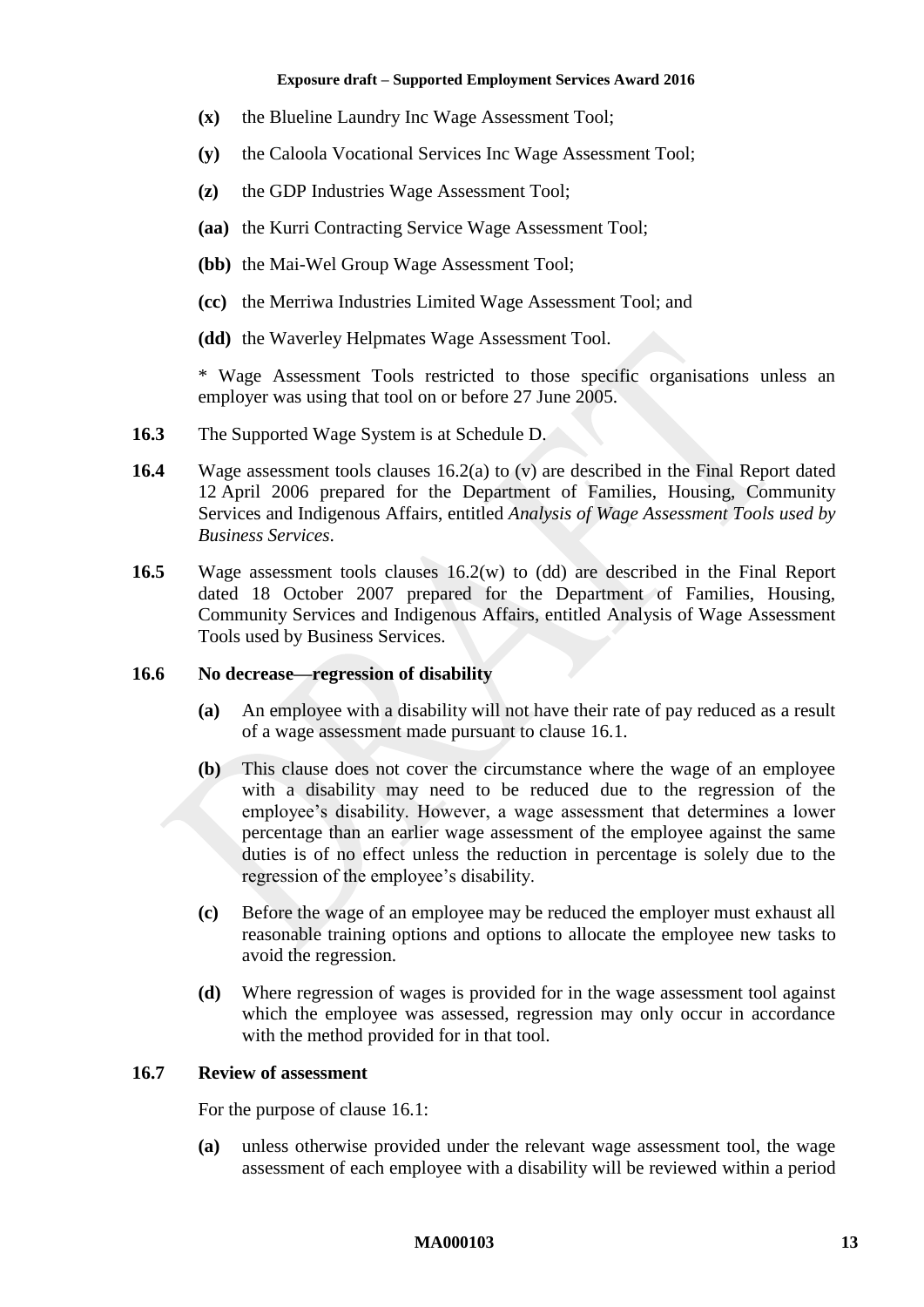**(x)** the Blueline Laundry Inc Wage Assessment Tool;

**(y)** the Caloola Vocational Services Inc Wage Assessment Tool;

**(z)** the GDP Industries Wage Assessment Tool;

**(aa)** the Kurri Contracting Service Wage Assessment Tool;

**(bb)** the Mai-Wel Group Wage Assessment Tool;

**(cc)** the Merriwa Industries Limited Wage Assessment Tool; and

**(dd)** the Waverley Helpmates Wage Assessment Tool.

* Wage Assessment Tools restricted to those specific organisations unless an employer was using that tool on or before 27 June 2005.

**16.3** The Supported Wage System is at Schedule D.

**16.4** Wage assessment tools clauses 16.2(a) to (v) are described in the Final Report dated 12 April 2006 prepared for the Department of Families, Housing, Community Services and Indigenous Affairs, entitled *Analysis of Wage Assessment Tools used by Business Services*.

**16.5** Wage assessment tools clauses 16.2(w) to (dd) are described in the Final Report dated 18 October 2007 prepared for the Department of Families, Housing, Community Services and Indigenous Affairs, entitled Analysis of Wage Assessment Tools used by Business Services.

### 16.6 No decrease—regression of disability

**(a)** An employee with a disability will not have their rate of pay reduced as a result of a wage assessment made pursuant to clause 16.1.

**(b)** This clause does not cover the circumstance where the wage of an employee with a disability may need to be reduced due to the regression of the employee's disability. However, a wage assessment that determines a lower percentage than an earlier wage assessment of the employee against the same duties is of no effect unless the reduction in percentage is solely due to the regression of the employee's disability.

**(c)** Before the wage of an employee may be reduced the employer must exhaust all reasonable training options and options to allocate the employee new tasks to avoid the regression.

**(d)** Where regression of wages is provided for in the wage assessment tool against which the employee was assessed, regression may only occur in accordance with the method provided for in that tool.

### 16.7 Review of assessment

For the purpose of clause 16.1:

**(a)** unless otherwise provided under the relevant wage assessment tool, the wage assessment of each employee with a disability will be reviewed within a period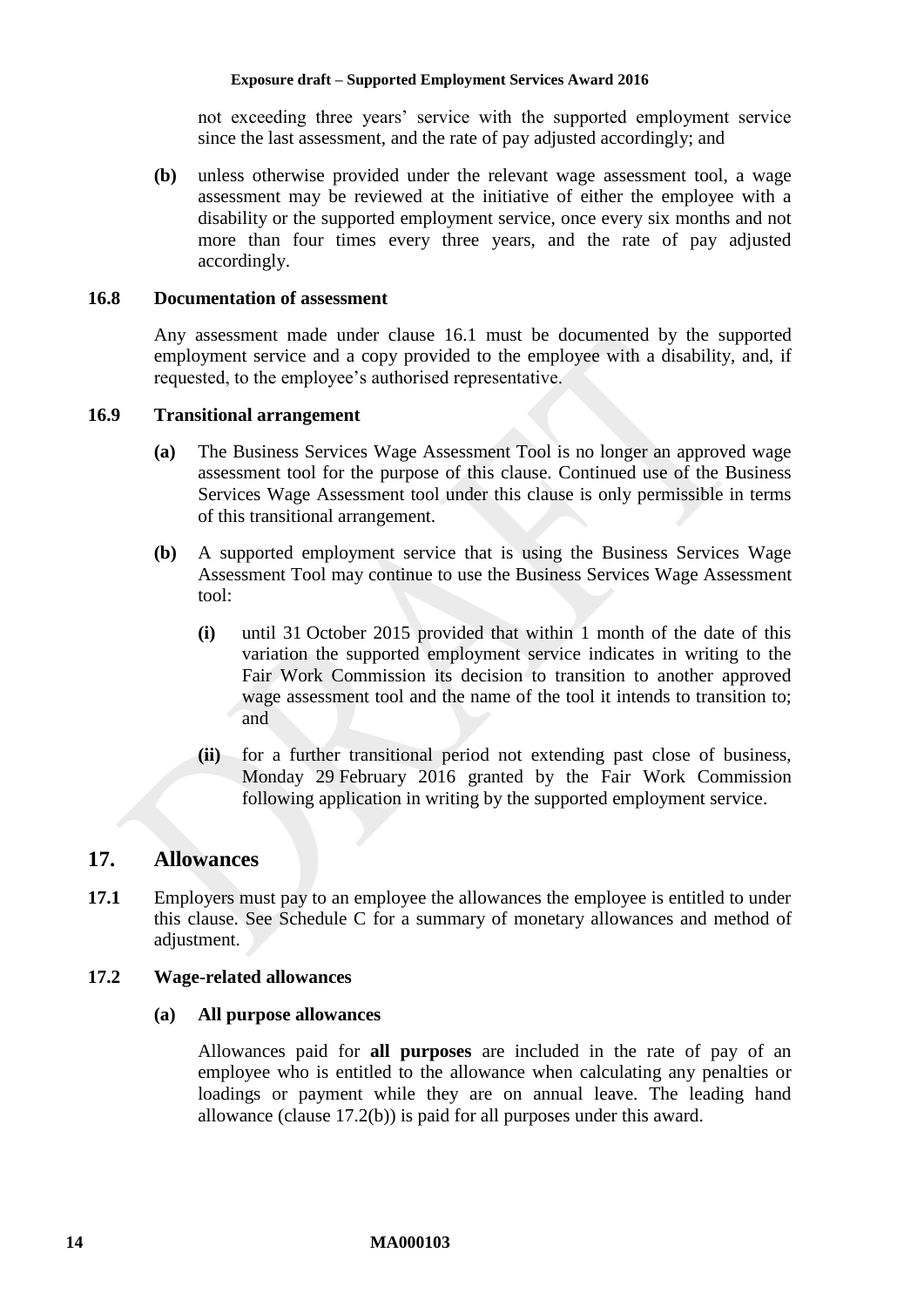not exceeding three years' service with the supported employment service since the last assessment, and the rate of pay adjusted accordingly; and

**(b)** unless otherwise provided under the relevant wage assessment tool, a wage assessment may be reviewed at the initiative of either the employee with a disability or the supported employment service, once every six months and not more than four times every three years, and the rate of pay adjusted accordingly.

### 16.8 Documentation of assessment

Any assessment made under clause 16.1 must be documented by the supported employment service and a copy provided to the employee with a disability, and, if requested, to the employee's authorised representative.

### 16.9 Transitional arrangement

**(a)** The Business Services Wage Assessment Tool is no longer an approved wage assessment tool for the purpose of this clause. Continued use of the Business Services Wage Assessment tool under this clause is only permissible in terms of this transitional arrangement.

**(b)** A supported employment service that is using the Business Services Wage Assessment Tool may continue to use the Business Services Wage Assessment tool:

- **(i)** until 31 October 2015 provided that within 1 month of the date of this variation the supported employment service indicates in writing to the Fair Work Commission its decision to transition to another approved wage assessment tool and the name of the tool it intends to transition to; and
- **(ii)** for a further transitional period not extending past close of business, Monday 29 February 2016 granted by the Fair Work Commission following application in writing by the supported employment service.

## 17. Allowances

**17.1** Employers must pay to an employee the allowances the employee is entitled to under this clause. See Schedule C for a summary of monetary allowances and method of adjustment.

### 17.2 Wage-related allowances

**(a) All purpose allowances**

Allowances paid for **all purposes** are included in the rate of pay of an employee who is entitled to the allowance when calculating any penalties or loadings or payment while they are on annual leave. The leading hand allowance (clause 17.2(b)) is paid for all purposes under this award.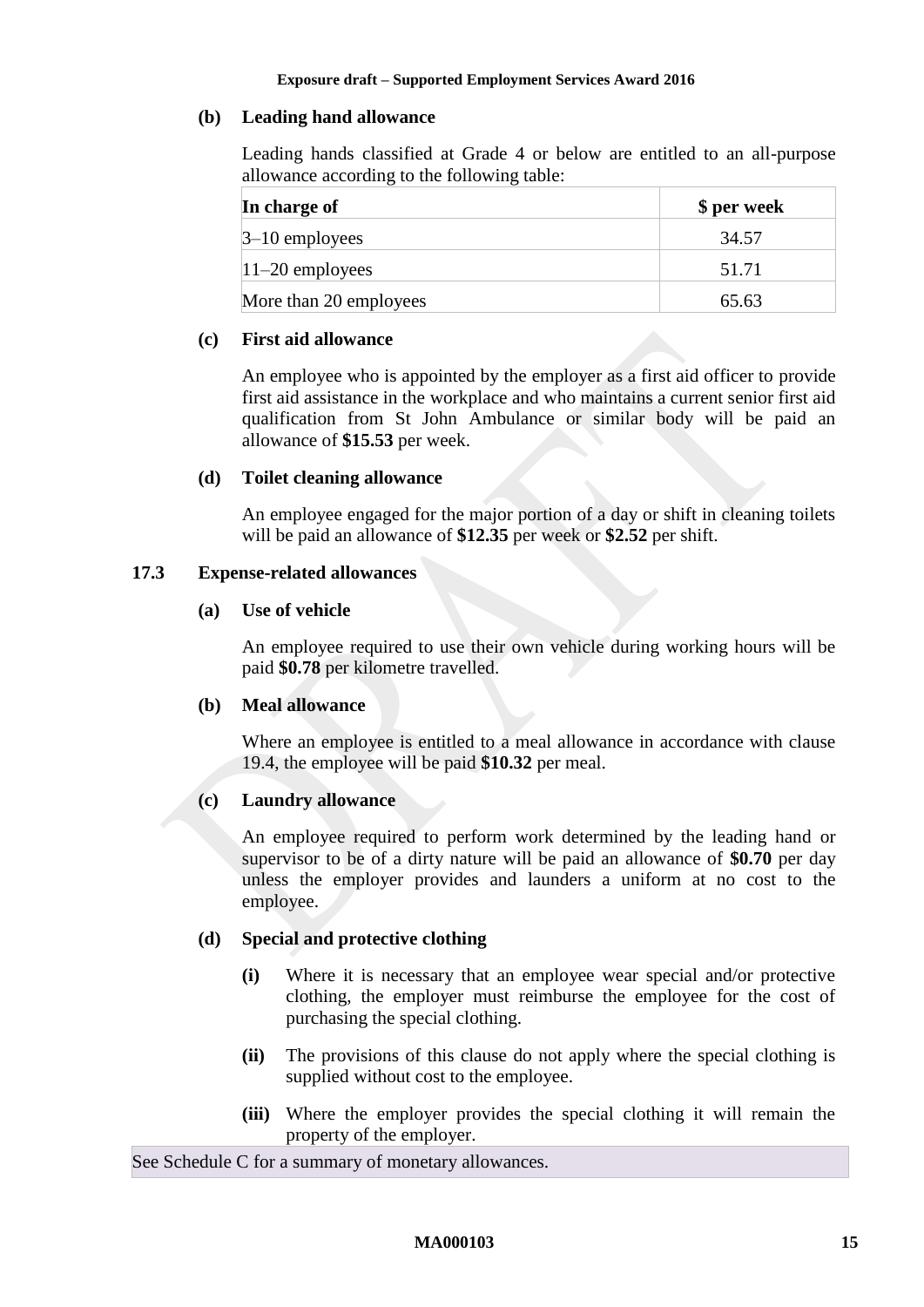**(b) Leading hand allowance**

Leading hands classified at Grade 4 or below are entitled to an all-purpose allowance according to the following table:

| In charge of | $ per week |
|---|---|
| 3–10 employees | 34.57 |
| 11–20 employees | 51.71 |
| More than 20 employees | 65.63 |

**(c) First aid allowance**

An employee who is appointed by the employer as a first aid officer to provide first aid assistance in the workplace and who maintains a current senior first aid qualification from St John Ambulance or similar body will be paid an allowance of **$15.53** per week.

**(d) Toilet cleaning allowance**

An employee engaged for the major portion of a day or shift in cleaning toilets will be paid an allowance of **$12.35** per week or **$2.52** per shift.

**17.3 Expense-related allowances**

**(a) Use of vehicle**

An employee required to use their own vehicle during working hours will be paid **$0.78** per kilometre travelled.

**(b) Meal allowance**

Where an employee is entitled to a meal allowance in accordance with clause 19.4, the employee will be paid **$10.32** per meal.

**(c) Laundry allowance**

An employee required to perform work determined by the leading hand or supervisor to be of a dirty nature will be paid an allowance of **$0.70** per day unless the employer provides and launders a uniform at no cost to the employee.

**(d) Special and protective clothing**

**(i)** Where it is necessary that an employee wear special and/or protective clothing, the employer must reimburse the employee for the cost of purchasing the special clothing.

**(ii)** The provisions of this clause do not apply where the special clothing is supplied without cost to the employee.

**(iii)** Where the employer provides the special clothing it will remain the property of the employer.

See Schedule C for a summary of monetary allowances.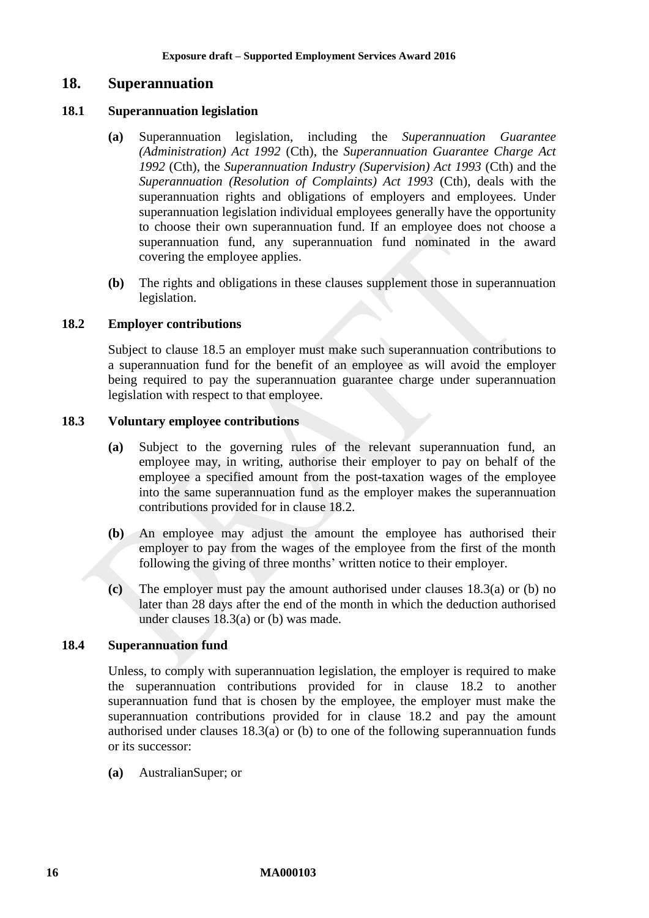## 18. Superannuation

### 18.1 Superannuation legislation

**(a)** Superannuation legislation, including the *Superannuation Guarantee (Administration) Act 1992* (Cth), the *Superannuation Guarantee Charge Act 1992* (Cth), the *Superannuation Industry (Supervision) Act 1993* (Cth) and the *Superannuation (Resolution of Complaints) Act 1993* (Cth), deals with the superannuation rights and obligations of employers and employees. Under superannuation legislation individual employees generally have the opportunity to choose their own superannuation fund. If an employee does not choose a superannuation fund, any superannuation fund nominated in the award covering the employee applies.

**(b)** The rights and obligations in these clauses supplement those in superannuation legislation.

### 18.2 Employer contributions

Subject to clause 18.5 an employer must make such superannuation contributions to a superannuation fund for the benefit of an employee as will avoid the employer being required to pay the superannuation guarantee charge under superannuation legislation with respect to that employee.

### 18.3 Voluntary employee contributions

**(a)** Subject to the governing rules of the relevant superannuation fund, an employee may, in writing, authorise their employer to pay on behalf of the employee a specified amount from the post-taxation wages of the employee into the same superannuation fund as the employer makes the superannuation contributions provided for in clause 18.2.

**(b)** An employee may adjust the amount the employee has authorised their employer to pay from the wages of the employee from the first of the month following the giving of three months' written notice to their employer.

**(c)** The employer must pay the amount authorised under clauses 18.3(a) or (b) no later than 28 days after the end of the month in which the deduction authorised under clauses 18.3(a) or (b) was made.

### 18.4 Superannuation fund

Unless, to comply with superannuation legislation, the employer is required to make the superannuation contributions provided for in clause 18.2 to another superannuation fund that is chosen by the employee, the employer must make the superannuation contributions provided for in clause 18.2 and pay the amount authorised under clauses 18.3(a) or (b) to one of the following superannuation funds or its successor:

**(a)** AustralianSuper; or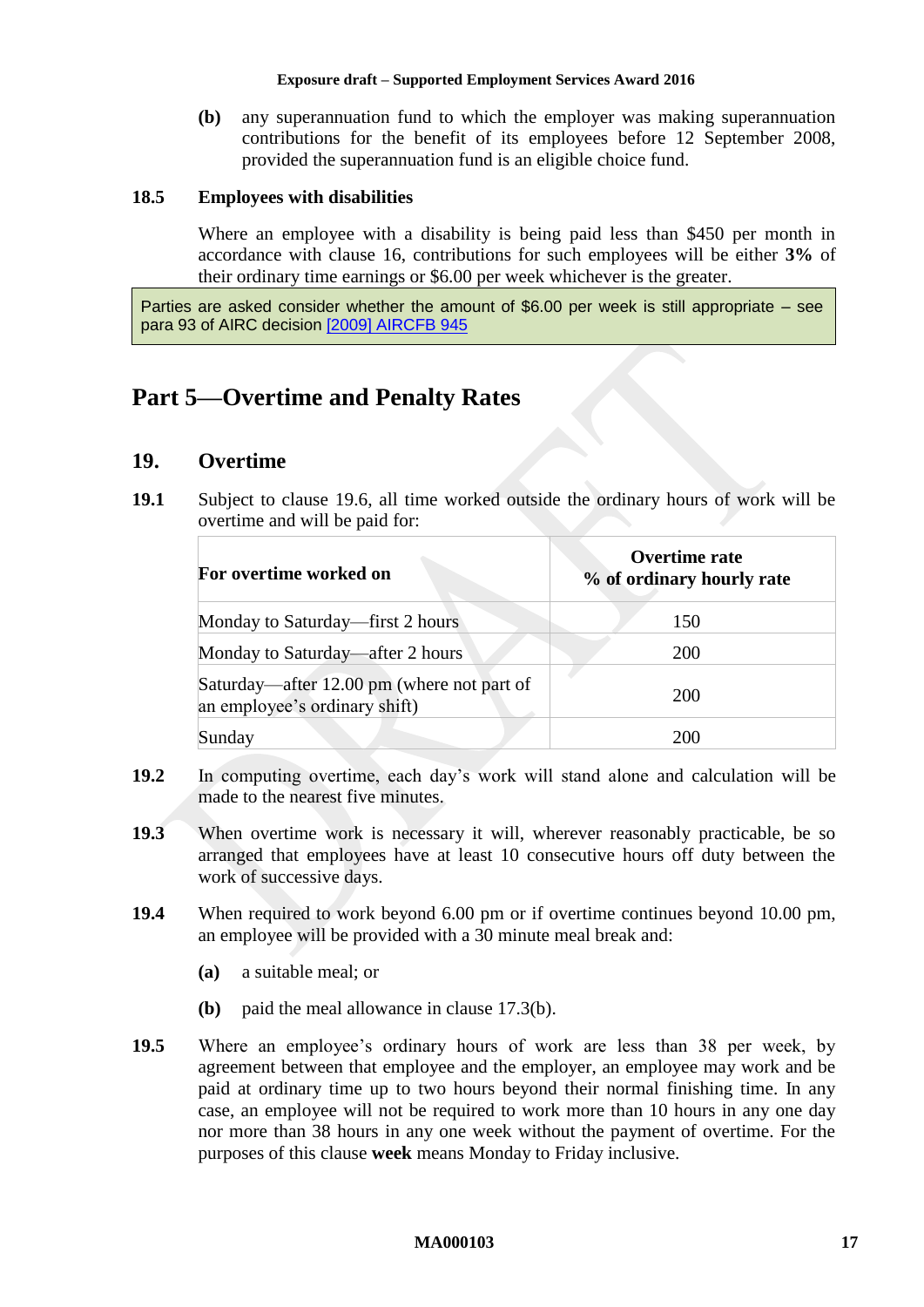**(b)** any superannuation fund to which the employer was making superannuation contributions for the benefit of its employees before 12 September 2008, provided the superannuation fund is an eligible choice fund.

### 18.5 Employees with disabilities

Where an employee with a disability is being paid less than $450 per month in accordance with clause 16, contributions for such employees will be either **3%** of their ordinary time earnings or $6.00 per week whichever is the greater.

> Parties are asked consider whether the amount of $6.00 per week is still appropriate – see para 93 of AIRC decision [2009] AIRCFB 945

# Part 5—Overtime and Penalty Rates

## 19. Overtime

**19.1** Subject to clause 19.6, all time worked outside the ordinary hours of work will be overtime and will be paid for:

| For overtime worked on | Overtime rate % of ordinary hourly rate |
|---|---|
| Monday to Saturday—first 2 hours | 150 |
| Monday to Saturday—after 2 hours | 200 |
| Saturday—after 12.00 pm (where not part of an employee's ordinary shift) | 200 |
| Sunday | 200 |

**19.2** In computing overtime, each day's work will stand alone and calculation will be made to the nearest five minutes.

**19.3** When overtime work is necessary it will, wherever reasonably practicable, be so arranged that employees have at least 10 consecutive hours off duty between the work of successive days.

**19.4** When required to work beyond 6.00 pm or if overtime continues beyond 10.00 pm, an employee will be provided with a 30 minute meal break and:

**(a)** a suitable meal; or

**(b)** paid the meal allowance in clause 17.3(b).

**19.5** Where an employee's ordinary hours of work are less than 38 per week, by agreement between that employee and the employer, an employee may work and be paid at ordinary time up to two hours beyond their normal finishing time. In any case, an employee will not be required to work more than 10 hours in any one day nor more than 38 hours in any one week without the payment of overtime. For the purposes of this clause **week** means Monday to Friday inclusive.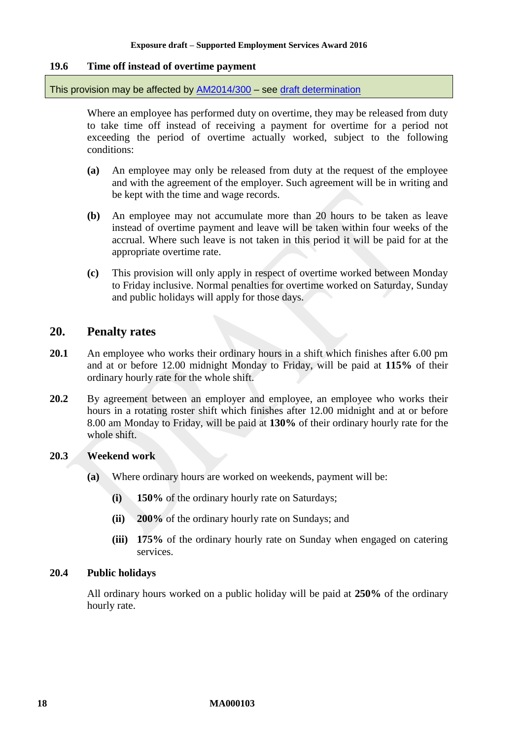### 19.6 Time off instead of overtime payment

This provision may be affected by [AM2014/300](AM2014/300) – see [draft determination](draft determination)

Where an employee has performed duty on overtime, they may be released from duty to take time off instead of receiving a payment for overtime for a period not exceeding the period of overtime actually worked, subject to the following conditions:

**(a)** An employee may only be released from duty at the request of the employee and with the agreement of the employer. Such agreement will be in writing and be kept with the time and wage records.

**(b)** An employee may not accumulate more than 20 hours to be taken as leave instead of overtime payment and leave will be taken within four weeks of the accrual. Where such leave is not taken in this period it will be paid for at the appropriate overtime rate.

**(c)** This provision will only apply in respect of overtime worked between Monday to Friday inclusive. Normal penalties for overtime worked on Saturday, Sunday and public holidays will apply for those days.

## 20. Penalty rates

**20.1** An employee who works their ordinary hours in a shift which finishes after 6.00 pm and at or before 12.00 midnight Monday to Friday, will be paid at **115%** of their ordinary hourly rate for the whole shift.

**20.2** By agreement between an employer and employee, an employee who works their hours in a rotating roster shift which finishes after 12.00 midnight and at or before 8.00 am Monday to Friday, will be paid at **130%** of their ordinary hourly rate for the whole shift.

### 20.3 Weekend work

**(a)** Where ordinary hours are worked on weekends, payment will be:

- **(i)** **150%** of the ordinary hourly rate on Saturdays;
- **(ii)** **200%** of the ordinary hourly rate on Sundays; and
- **(iii)** **175%** of the ordinary hourly rate on Sunday when engaged on catering services.

### 20.4 Public holidays

All ordinary hours worked on a public holiday will be paid at **250%** of the ordinary hourly rate.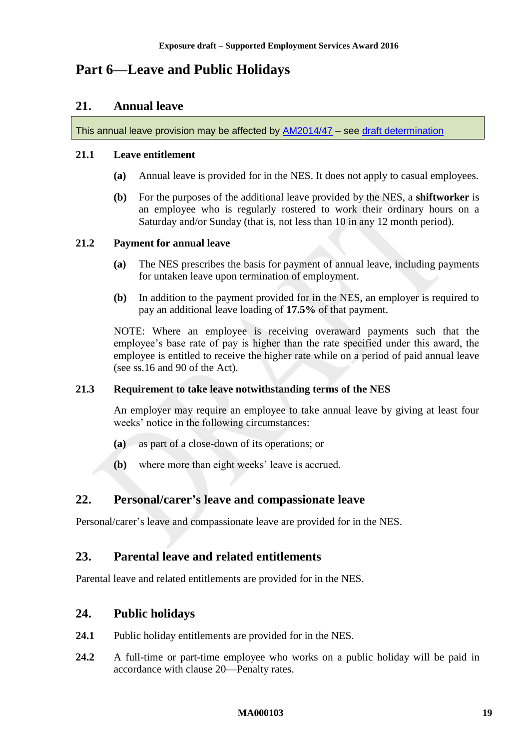# Part 6—Leave and Public Holidays

## 21. Annual leave

This annual leave provision may be affected by AM2014/47 – see draft determination

### 21.1 Leave entitlement

**(a)** Annual leave is provided for in the NES. It does not apply to casual employees.

**(b)** For the purposes of the additional leave provided by the NES, a **shiftworker** is an employee who is regularly rostered to work their ordinary hours on a Saturday and/or Sunday (that is, not less than 10 in any 12 month period).

### 21.2 Payment for annual leave

**(a)** The NES prescribes the basis for payment of annual leave, including payments for untaken leave upon termination of employment.

**(b)** In addition to the payment provided for in the NES, an employer is required to pay an additional leave loading of **17.5%** of that payment.

NOTE: Where an employee is receiving overaward payments such that the employee's base rate of pay is higher than the rate specified under this award, the employee is entitled to receive the higher rate while on a period of paid annual leave (see ss.16 and 90 of the Act).

### 21.3 Requirement to take leave notwithstanding terms of the NES

An employer may require an employee to take annual leave by giving at least four weeks' notice in the following circumstances:

**(a)** as part of a close-down of its operations; or

**(b)** where more than eight weeks' leave is accrued.

## 22. Personal/carer's leave and compassionate leave

Personal/carer's leave and compassionate leave are provided for in the NES.

## 23. Parental leave and related entitlements

Parental leave and related entitlements are provided for in the NES.

## 24. Public holidays

**24.1** Public holiday entitlements are provided for in the NES.

**24.2** A full-time or part-time employee who works on a public holiday will be paid in accordance with clause 20—Penalty rates.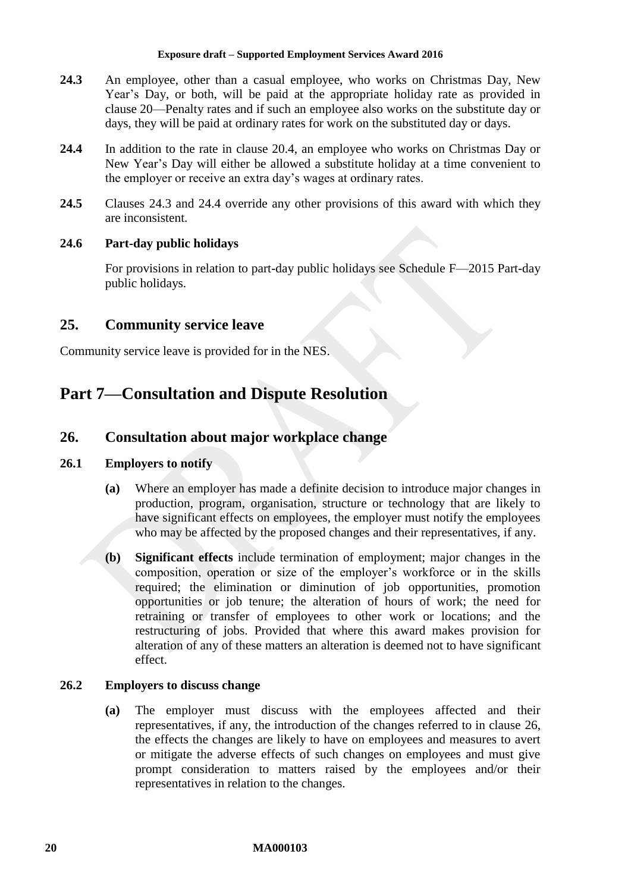**24.3** An employee, other than a casual employee, who works on Christmas Day, New Year's Day, or both, will be paid at the appropriate holiday rate as provided in clause 20—Penalty rates and if such an employee also works on the substitute day or days, they will be paid at ordinary rates for work on the substituted day or days.

**24.4** In addition to the rate in clause 20.4, an employee who works on Christmas Day or New Year's Day will either be allowed a substitute holiday at a time convenient to the employer or receive an extra day's wages at ordinary rates.

**24.5** Clauses 24.3 and 24.4 override any other provisions of this award with which they are inconsistent.

### 24.6 Part-day public holidays

For provisions in relation to part-day public holidays see Schedule F—2015 Part-day public holidays.

## 25. Community service leave

Community service leave is provided for in the NES.

# Part 7—Consultation and Dispute Resolution

## 26. Consultation about major workplace change

### 26.1 Employers to notify

**(a)** Where an employer has made a definite decision to introduce major changes in production, program, organisation, structure or technology that are likely to have significant effects on employees, the employer must notify the employees who may be affected by the proposed changes and their representatives, if any.

**(b)** **Significant effects** include termination of employment; major changes in the composition, operation or size of the employer's workforce or in the skills required; the elimination or diminution of job opportunities, promotion opportunities or job tenure; the alteration of hours of work; the need for retraining or transfer of employees to other work or locations; and the restructuring of jobs. Provided that where this award makes provision for alteration of any of these matters an alteration is deemed not to have significant effect.

### 26.2 Employers to discuss change

**(a)** The employer must discuss with the employees affected and their representatives, if any, the introduction of the changes referred to in clause 26, the effects the changes are likely to have on employees and measures to avert or mitigate the adverse effects of such changes on employees and must give prompt consideration to matters raised by the employees and/or their representatives in relation to the changes.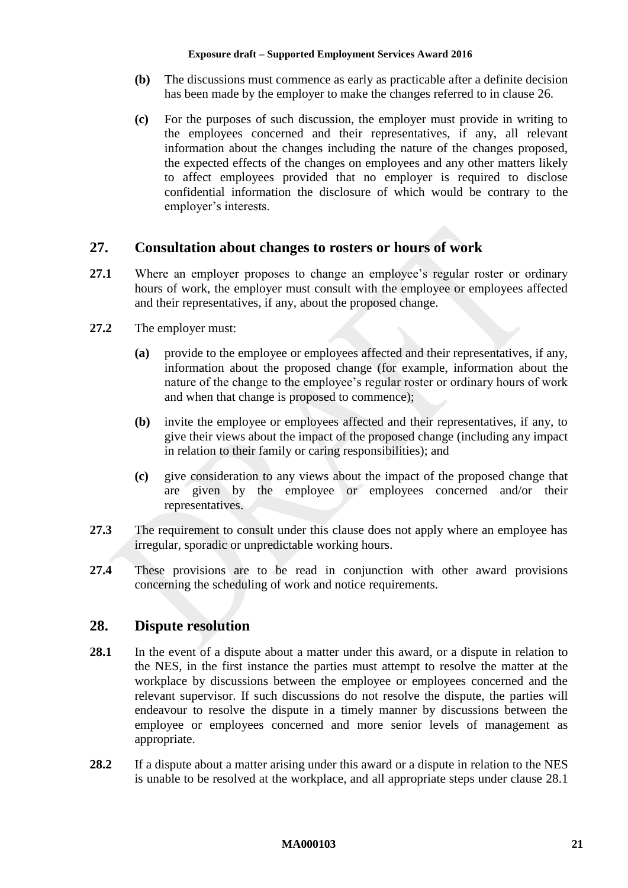**(b)** The discussions must commence as early as practicable after a definite decision has been made by the employer to make the changes referred to in clause 26.

**(c)** For the purposes of such discussion, the employer must provide in writing to the employees concerned and their representatives, if any, all relevant information about the changes including the nature of the changes proposed, the expected effects of the changes on employees and any other matters likely to affect employees provided that no employer is required to disclose confidential information the disclosure of which would be contrary to the employer's interests.

## 27. Consultation about changes to rosters or hours of work

**27.1** Where an employer proposes to change an employee's regular roster or ordinary hours of work, the employer must consult with the employee or employees affected and their representatives, if any, about the proposed change.

**27.2** The employer must:

**(a)** provide to the employee or employees affected and their representatives, if any, information about the proposed change (for example, information about the nature of the change to the employee's regular roster or ordinary hours of work and when that change is proposed to commence);

**(b)** invite the employee or employees affected and their representatives, if any, to give their views about the impact of the proposed change (including any impact in relation to their family or caring responsibilities); and

**(c)** give consideration to any views about the impact of the proposed change that are given by the employee or employees concerned and/or their representatives.

**27.3** The requirement to consult under this clause does not apply where an employee has irregular, sporadic or unpredictable working hours.

**27.4** These provisions are to be read in conjunction with other award provisions concerning the scheduling of work and notice requirements.

## 28. Dispute resolution

**28.1** In the event of a dispute about a matter under this award, or a dispute in relation to the NES, in the first instance the parties must attempt to resolve the matter at the workplace by discussions between the employee or employees concerned and the relevant supervisor. If such discussions do not resolve the dispute, the parties will endeavour to resolve the dispute in a timely manner by discussions between the employee or employees concerned and more senior levels of management as appropriate.

**28.2** If a dispute about a matter arising under this award or a dispute in relation to the NES is unable to be resolved at the workplace, and all appropriate steps under clause 28.1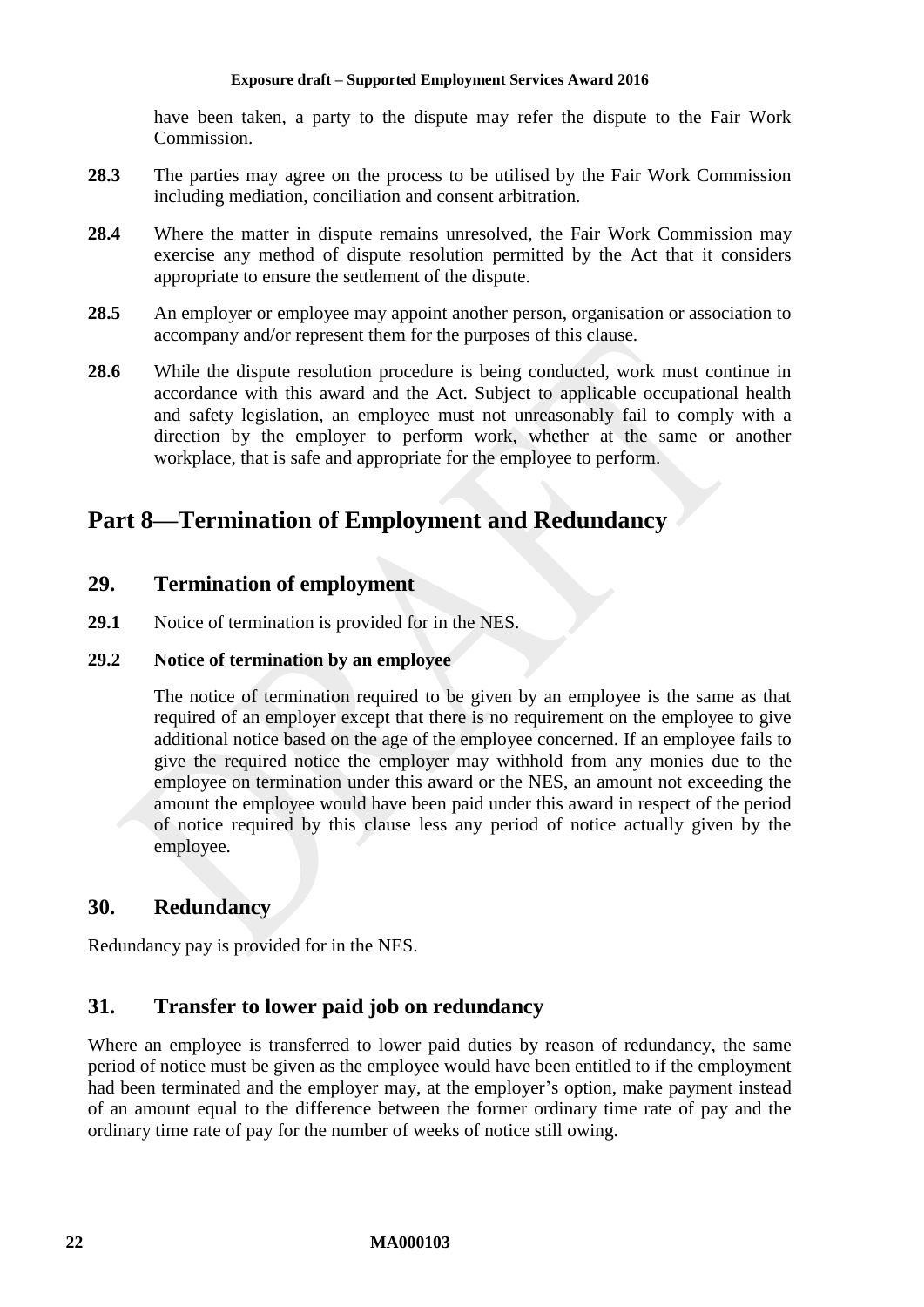have been taken, a party to the dispute may refer the dispute to the Fair Work Commission.

**28.3** The parties may agree on the process to be utilised by the Fair Work Commission including mediation, conciliation and consent arbitration.

**28.4** Where the matter in dispute remains unresolved, the Fair Work Commission may exercise any method of dispute resolution permitted by the Act that it considers appropriate to ensure the settlement of the dispute.

**28.5** An employer or employee may appoint another person, organisation or association to accompany and/or represent them for the purposes of this clause.

**28.6** While the dispute resolution procedure is being conducted, work must continue in accordance with this award and the Act. Subject to applicable occupational health and safety legislation, an employee must not unreasonably fail to comply with a direction by the employer to perform work, whether at the same or another workplace, that is safe and appropriate for the employee to perform.

# Part 8—Termination of Employment and Redundancy

## 29. Termination of employment

**29.1** Notice of termination is provided for in the NES.

**29.2 Notice of termination by an employee**

The notice of termination required to be given by an employee is the same as that required of an employer except that there is no requirement on the employee to give additional notice based on the age of the employee concerned. If an employee fails to give the required notice the employer may withhold from any monies due to the employee on termination under this award or the NES, an amount not exceeding the amount the employee would have been paid under this award in respect of the period of notice required by this clause less any period of notice actually given by the employee.

## 30. Redundancy

Redundancy pay is provided for in the NES.

## 31. Transfer to lower paid job on redundancy

Where an employee is transferred to lower paid duties by reason of redundancy, the same period of notice must be given as the employee would have been entitled to if the employment had been terminated and the employer may, at the employer's option, make payment instead of an amount equal to the difference between the former ordinary time rate of pay and the ordinary time rate of pay for the number of weeks of notice still owing.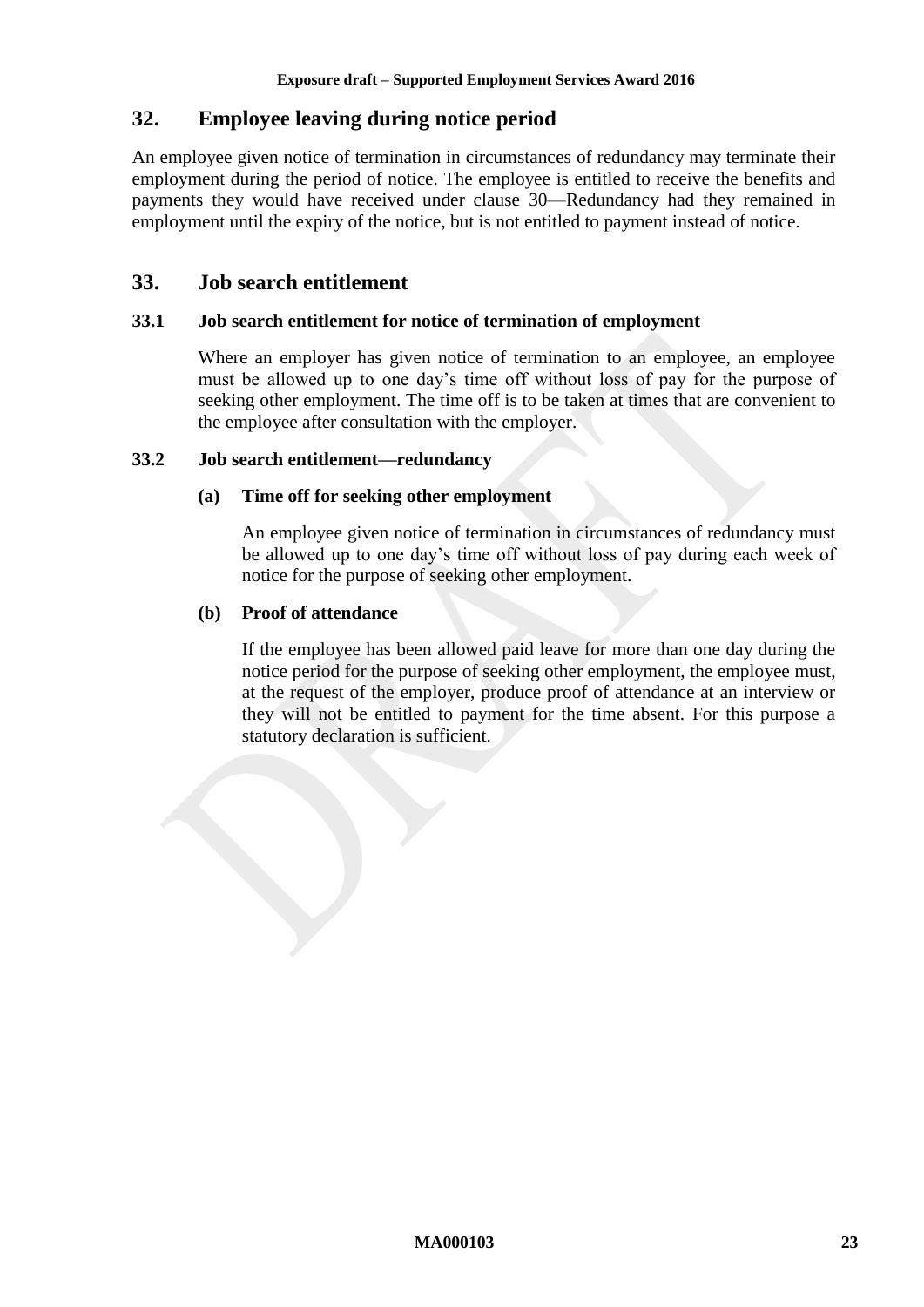## 32. Employee leaving during notice period

An employee given notice of termination in circumstances of redundancy may terminate their employment during the period of notice. The employee is entitled to receive the benefits and payments they would have received under clause 30—Redundancy had they remained in employment until the expiry of the notice, but is not entitled to payment instead of notice.

## 33. Job search entitlement

### 33.1 Job search entitlement for notice of termination of employment

Where an employer has given notice of termination to an employee, an employee must be allowed up to one day's time off without loss of pay for the purpose of seeking other employment. The time off is to be taken at times that are convenient to the employee after consultation with the employer.

### 33.2 Job search entitlement—redundancy

**(a) Time off for seeking other employment**

An employee given notice of termination in circumstances of redundancy must be allowed up to one day's time off without loss of pay during each week of notice for the purpose of seeking other employment.

**(b) Proof of attendance**

If the employee has been allowed paid leave for more than one day during the notice period for the purpose of seeking other employment, the employee must, at the request of the employer, produce proof of attendance at an interview or they will not be entitled to payment for the time absent. For this purpose a statutory declaration is sufficient.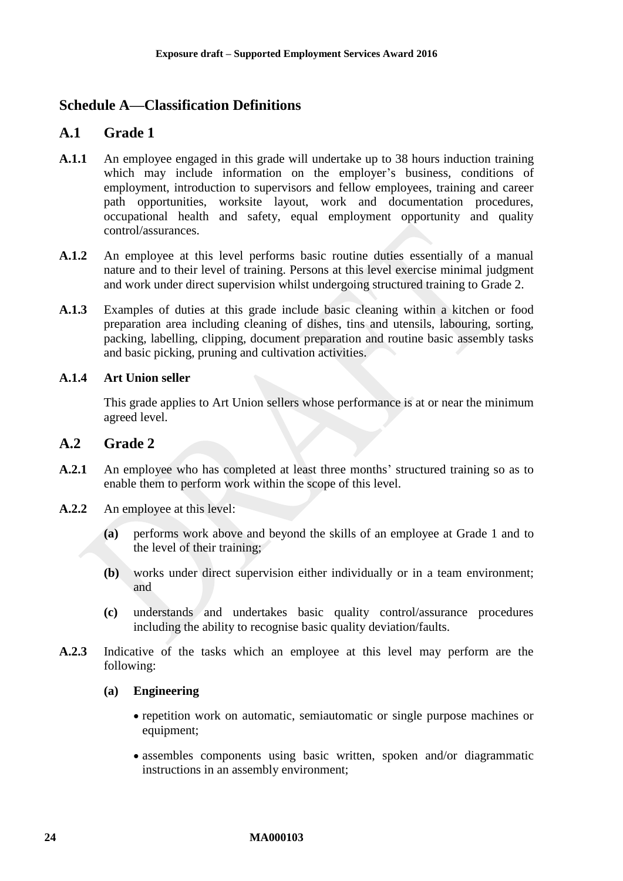## Schedule A—Classification Definitions

### A.1 Grade 1

**A.1.1** An employee engaged in this grade will undertake up to 38 hours induction training which may include information on the employer's business, conditions of employment, introduction to supervisors and fellow employees, training and career path opportunities, worksite layout, work and documentation procedures, occupational health and safety, equal employment opportunity and quality control/assurances.

**A.1.2** An employee at this level performs basic routine duties essentially of a manual nature and to their level of training. Persons at this level exercise minimal judgment and work under direct supervision whilst undergoing structured training to Grade 2.

**A.1.3** Examples of duties at this grade include basic cleaning within a kitchen or food preparation area including cleaning of dishes, tins and utensils, labouring, sorting, packing, labelling, clipping, document preparation and routine basic assembly tasks and basic picking, pruning and cultivation activities.

**A.1.4 Art Union seller**

This grade applies to Art Union sellers whose performance is at or near the minimum agreed level.

### A.2 Grade 2

**A.2.1** An employee who has completed at least three months' structured training so as to enable them to perform work within the scope of this level.

**A.2.2** An employee at this level:

**(a)** performs work above and beyond the skills of an employee at Grade 1 and to the level of their training;

**(b)** works under direct supervision either individually or in a team environment; and

**(c)** understands and undertakes basic quality control/assurance procedures including the ability to recognise basic quality deviation/faults.

**A.2.3** Indicative of the tasks which an employee at this level may perform are the following:

**(a) Engineering**

- repetition work on automatic, semiautomatic or single purpose machines or equipment;
- assembles components using basic written, spoken and/or diagrammatic instructions in an assembly environment;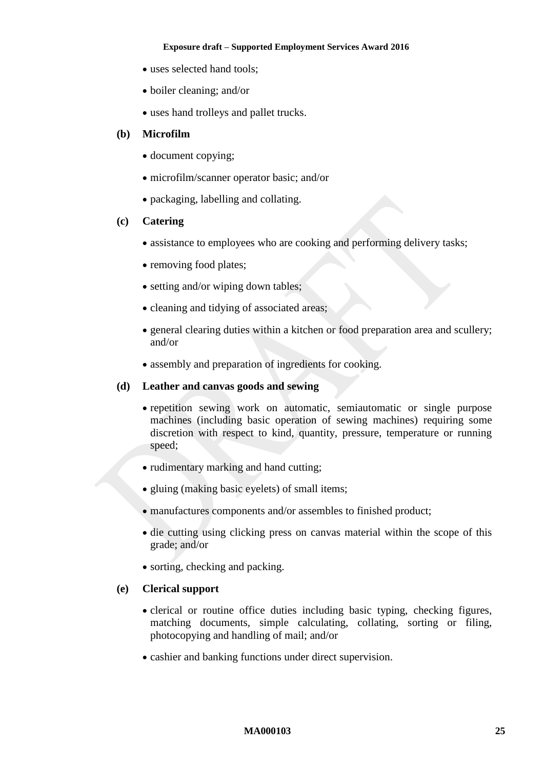- uses selected hand tools;
- boiler cleaning; and/or
- uses hand trolleys and pallet trucks.

**(b) Microfilm**

- document copying;
- microfilm/scanner operator basic; and/or
- packaging, labelling and collating.

**(c) Catering**

- assistance to employees who are cooking and performing delivery tasks;
- removing food plates;
- setting and/or wiping down tables;
- cleaning and tidying of associated areas;
- general clearing duties within a kitchen or food preparation area and scullery; and/or
- assembly and preparation of ingredients for cooking.

**(d) Leather and canvas goods and sewing**

- repetition sewing work on automatic, semiautomatic or single purpose machines (including basic operation of sewing machines) requiring some discretion with respect to kind, quantity, pressure, temperature or running speed;
- rudimentary marking and hand cutting;
- gluing (making basic eyelets) of small items;
- manufactures components and/or assembles to finished product;
- die cutting using clicking press on canvas material within the scope of this grade; and/or
- sorting, checking and packing.

**(e) Clerical support**

- clerical or routine office duties including basic typing, checking figures, matching documents, simple calculating, collating, sorting or filing, photocopying and handling of mail; and/or
- cashier and banking functions under direct supervision.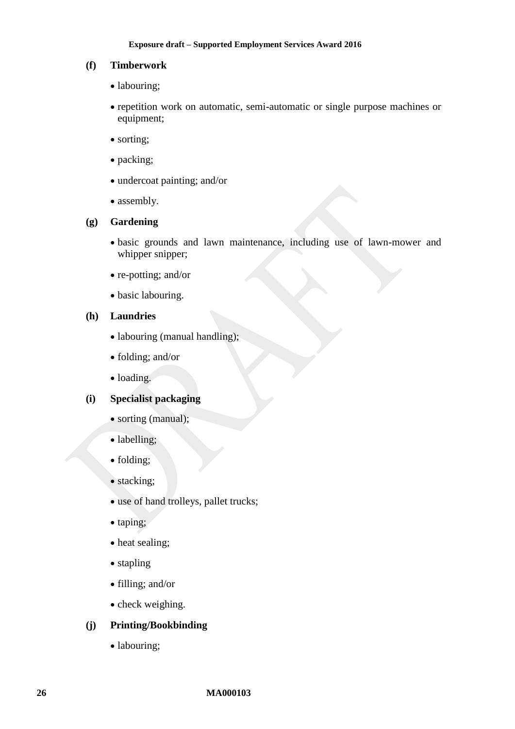**(f) Timberwork**

- labouring;
- repetition work on automatic, semi-automatic or single purpose machines or equipment;
- sorting;
- packing;
- undercoat painting; and/or
- assembly.

**(g) Gardening**

- basic grounds and lawn maintenance, including use of lawn-mower and whipper snipper;
- re-potting; and/or
- basic labouring.

**(h) Laundries**

- labouring (manual handling);
- folding; and/or
- loading.

**(i) Specialist packaging**

- sorting (manual);
- labelling;
- folding;
- stacking;
- use of hand trolleys, pallet trucks;
- taping;
- heat sealing;
- stapling
- filling; and/or
- check weighing.

**(j) Printing/Bookbinding**

- labouring;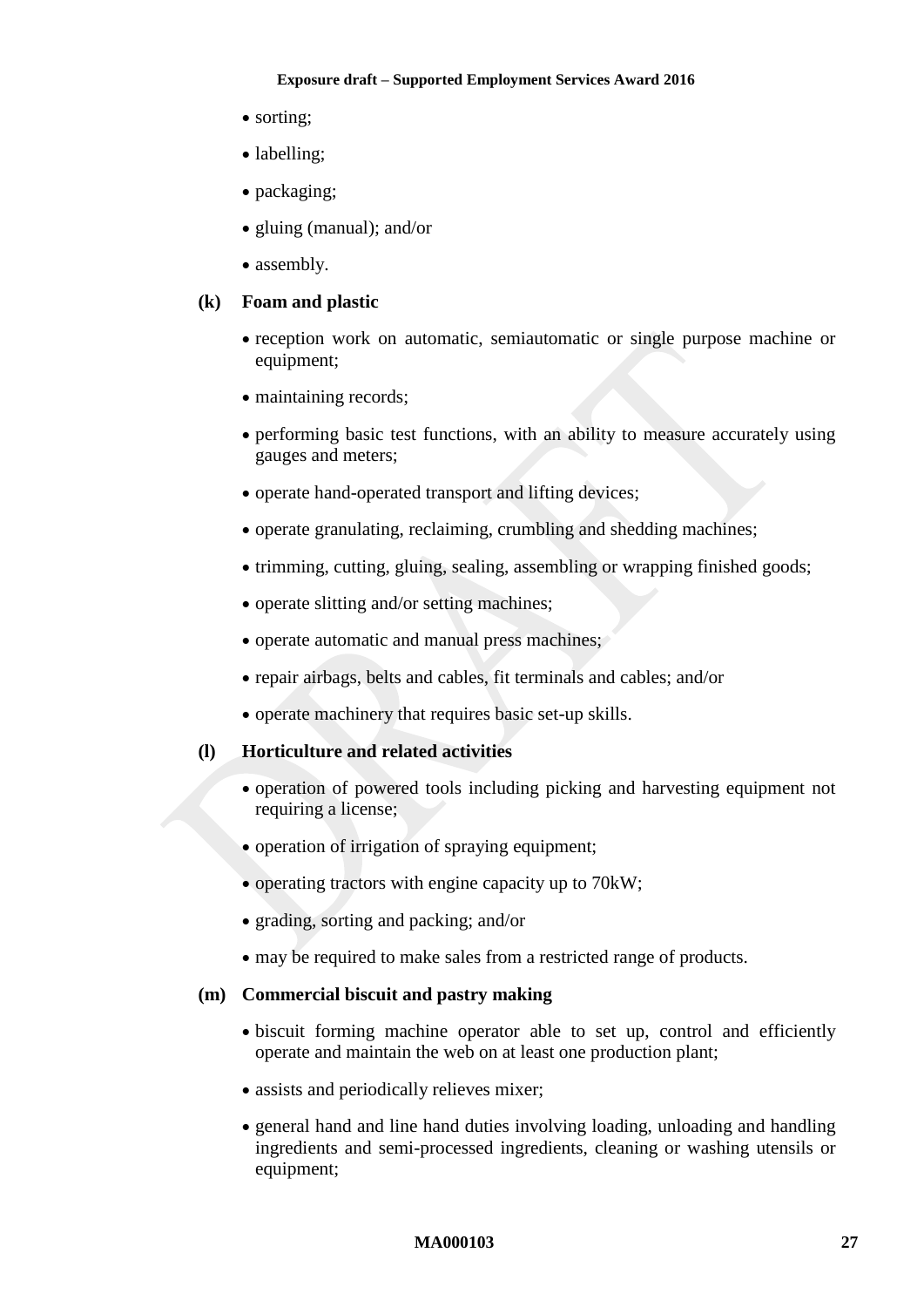- sorting;
- labelling;
- packaging;
- gluing (manual); and/or
- assembly.

**(k) Foam and plastic**

- reception work on automatic, semiautomatic or single purpose machine or equipment;
- maintaining records;
- performing basic test functions, with an ability to measure accurately using gauges and meters;
- operate hand-operated transport and lifting devices;
- operate granulating, reclaiming, crumbling and shedding machines;
- trimming, cutting, gluing, sealing, assembling or wrapping finished goods;
- operate slitting and/or setting machines;
- operate automatic and manual press machines;
- repair airbags, belts and cables, fit terminals and cables; and/or
- operate machinery that requires basic set-up skills.

**(l) Horticulture and related activities**

- operation of powered tools including picking and harvesting equipment not requiring a license;
- operation of irrigation of spraying equipment;
- operating tractors with engine capacity up to 70kW;
- grading, sorting and packing; and/or
- may be required to make sales from a restricted range of products.

**(m) Commercial biscuit and pastry making**

- biscuit forming machine operator able to set up, control and efficiently operate and maintain the web on at least one production plant;
- assists and periodically relieves mixer;
- general hand and line hand duties involving loading, unloading and handling ingredients and semi-processed ingredients, cleaning or washing utensils or equipment;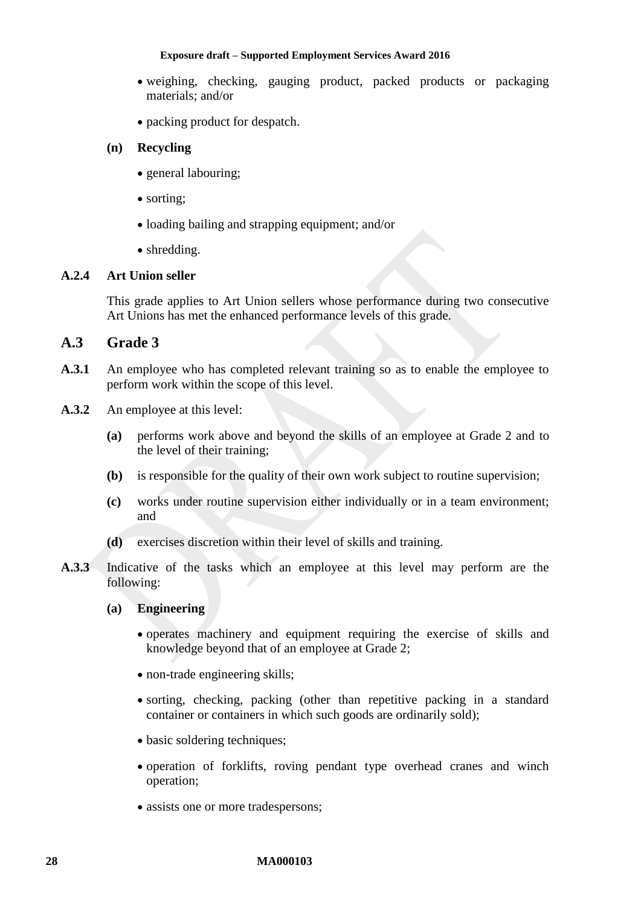- weighing, checking, gauging product, packed products or packaging materials; and/or
- packing product for despatch.

**(n) Recycling**

- general labouring;
- sorting;
- loading bailing and strapping equipment; and/or
- shredding.

**A.2.4 Art Union seller**

This grade applies to Art Union sellers whose performance during two consecutive Art Unions has met the enhanced performance levels of this grade.

## A.3 Grade 3

**A.3.1** An employee who has completed relevant training so as to enable the employee to perform work within the scope of this level.

**A.3.2** An employee at this level:

**(a)** performs work above and beyond the skills of an employee at Grade 2 and to the level of their training;

**(b)** is responsible for the quality of their own work subject to routine supervision;

**(c)** works under routine supervision either individually or in a team environment; and

**(d)** exercises discretion within their level of skills and training.

**A.3.3** Indicative of the tasks which an employee at this level may perform are the following:

**(a) Engineering**

- operates machinery and equipment requiring the exercise of skills and knowledge beyond that of an employee at Grade 2;
- non-trade engineering skills;
- sorting, checking, packing (other than repetitive packing in a standard container or containers in which such goods are ordinarily sold);
- basic soldering techniques;
- operation of forklifts, roving pendant type overhead cranes and winch operation;
- assists one or more tradespersons;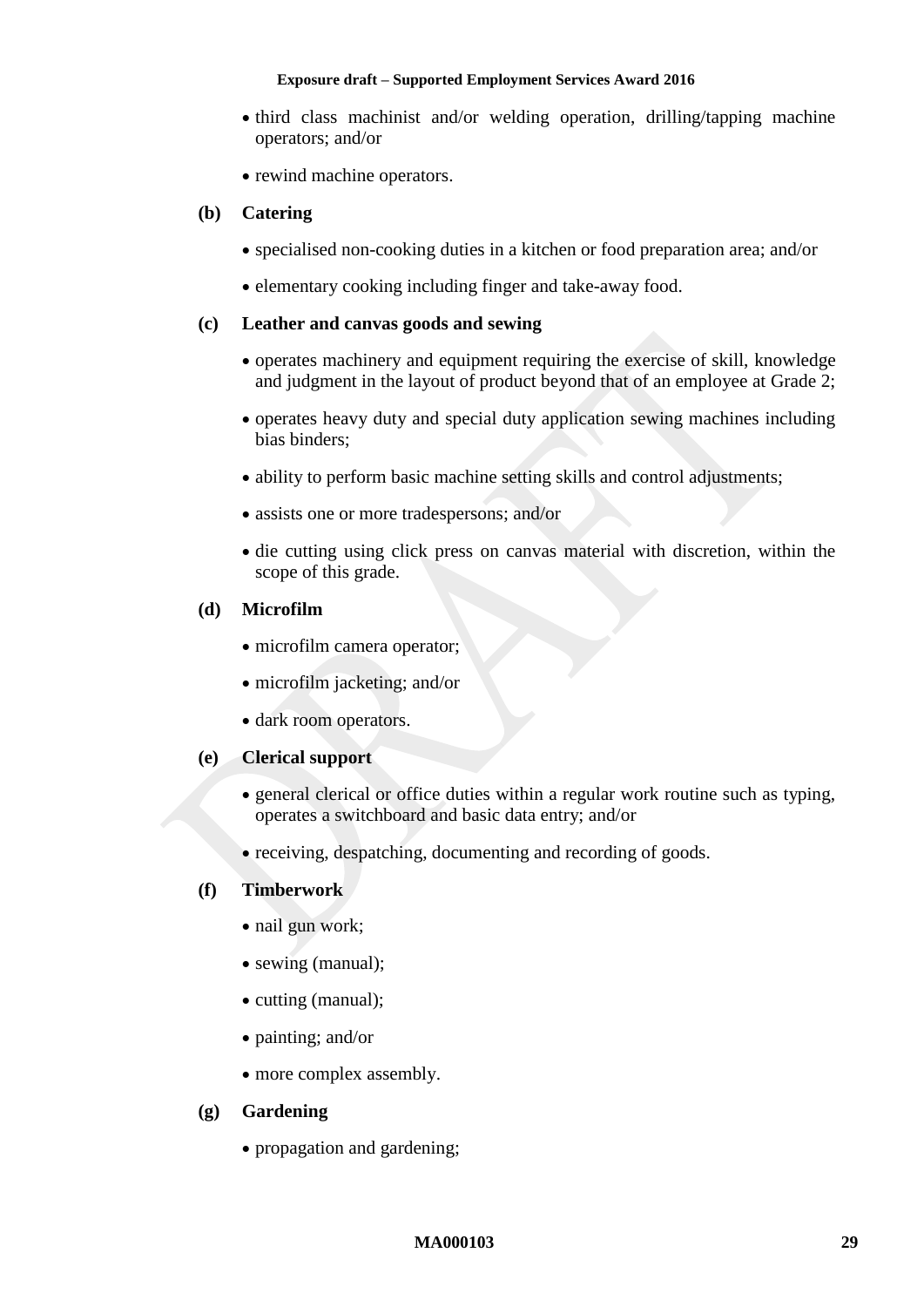- third class machinist and/or welding operation, drilling/tapping machine operators; and/or
- rewind machine operators.

**(b) Catering**

- specialised non-cooking duties in a kitchen or food preparation area; and/or
- elementary cooking including finger and take-away food.

**(c) Leather and canvas goods and sewing**

- operates machinery and equipment requiring the exercise of skill, knowledge and judgment in the layout of product beyond that of an employee at Grade 2;
- operates heavy duty and special duty application sewing machines including bias binders;
- ability to perform basic machine setting skills and control adjustments;
- assists one or more tradespersons; and/or
- die cutting using click press on canvas material with discretion, within the scope of this grade.

**(d) Microfilm**

- microfilm camera operator;
- microfilm jacketing; and/or
- dark room operators.

**(e) Clerical support**

- general clerical or office duties within a regular work routine such as typing, operates a switchboard and basic data entry; and/or
- receiving, despatching, documenting and recording of goods.

**(f) Timberwork**

- nail gun work;
- sewing (manual);
- cutting (manual);
- painting; and/or
- more complex assembly.

**(g) Gardening**

- propagation and gardening;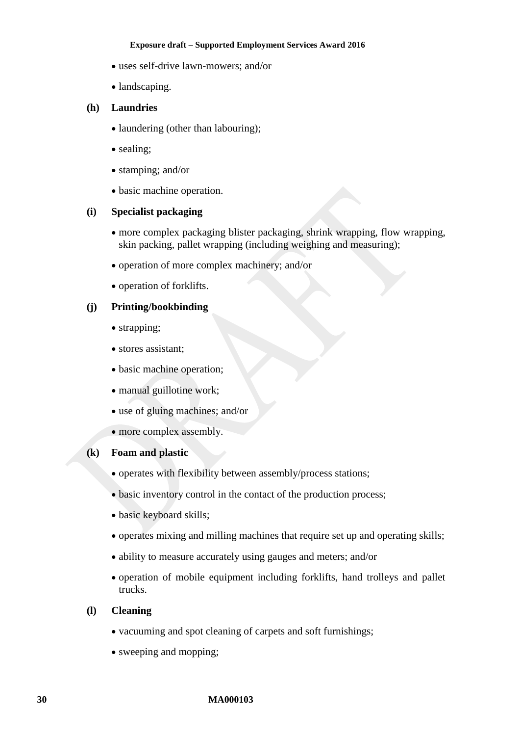- uses self-drive lawn-mowers; and/or
- landscaping.

**(h) Laundries**

- laundering (other than labouring);
- sealing;
- stamping; and/or
- basic machine operation.

**(i) Specialist packaging**

- more complex packaging blister packaging, shrink wrapping, flow wrapping, skin packing, pallet wrapping (including weighing and measuring);
- operation of more complex machinery; and/or
- operation of forklifts.

**(j) Printing/bookbinding**

- strapping;
- stores assistant;
- basic machine operation;
- manual guillotine work;
- use of gluing machines; and/or
- more complex assembly.

**(k) Foam and plastic**

- operates with flexibility between assembly/process stations;
- basic inventory control in the contact of the production process;
- basic keyboard skills;
- operates mixing and milling machines that require set up and operating skills;
- ability to measure accurately using gauges and meters; and/or
- operation of mobile equipment including forklifts, hand trolleys and pallet trucks.

**(l) Cleaning**

- vacuuming and spot cleaning of carpets and soft furnishings;
- sweeping and mopping;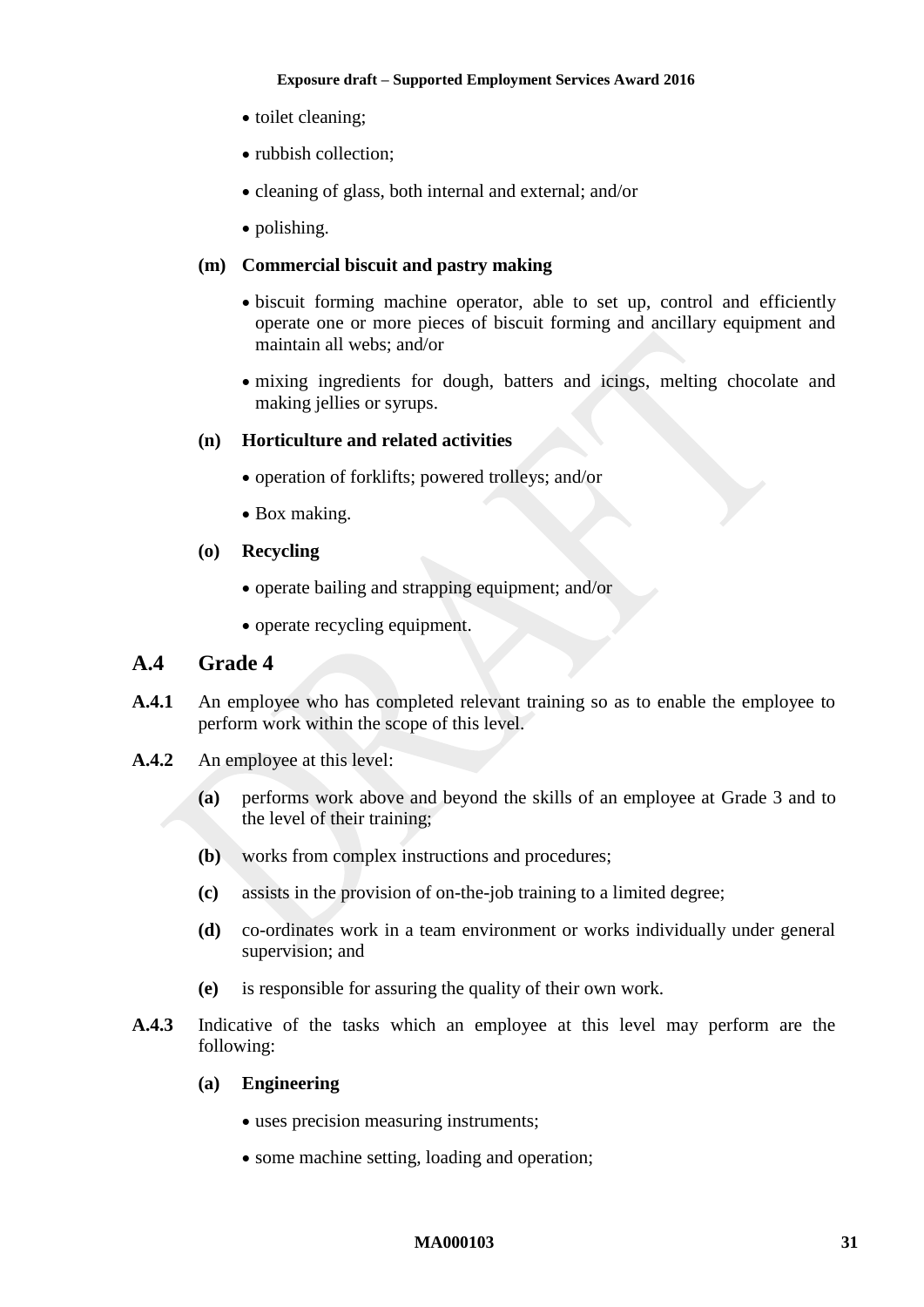- toilet cleaning;
- rubbish collection;
- cleaning of glass, both internal and external; and/or
- polishing.

**(m) Commercial biscuit and pastry making**

- biscuit forming machine operator, able to set up, control and efficiently operate one or more pieces of biscuit forming and ancillary equipment and maintain all webs; and/or
- mixing ingredients for dough, batters and icings, melting chocolate and making jellies or syrups.

**(n) Horticulture and related activities**

- operation of forklifts; powered trolleys; and/or
- Box making.

**(o) Recycling**

- operate bailing and strapping equipment; and/or
- operate recycling equipment.

## A.4 Grade 4

**A.4.1** An employee who has completed relevant training so as to enable the employee to perform work within the scope of this level.

**A.4.2** An employee at this level:

**(a)** performs work above and beyond the skills of an employee at Grade 3 and to the level of their training;

**(b)** works from complex instructions and procedures;

**(c)** assists in the provision of on-the-job training to a limited degree;

**(d)** co-ordinates work in a team environment or works individually under general supervision; and

**(e)** is responsible for assuring the quality of their own work.

**A.4.3** Indicative of the tasks which an employee at this level may perform are the following:

**(a) Engineering**

- uses precision measuring instruments;
- some machine setting, loading and operation;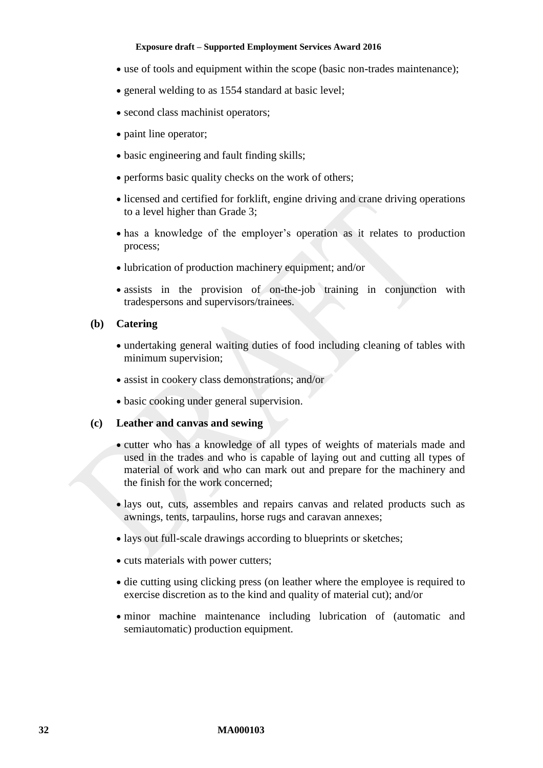- use of tools and equipment within the scope (basic non-trades maintenance);
- general welding to as 1554 standard at basic level;
- second class machinist operators;
- paint line operator;
- basic engineering and fault finding skills;
- performs basic quality checks on the work of others;
- licensed and certified for forklift, engine driving and crane driving operations to a level higher than Grade 3;
- has a knowledge of the employer's operation as it relates to production process;
- lubrication of production machinery equipment; and/or
- assists in the provision of on-the-job training in conjunction with tradespersons and supervisors/trainees.

**(b) Catering**

- undertaking general waiting duties of food including cleaning of tables with minimum supervision;
- assist in cookery class demonstrations; and/or
- basic cooking under general supervision.

**(c) Leather and canvas and sewing**

- cutter who has a knowledge of all types of weights of materials made and used in the trades and who is capable of laying out and cutting all types of material of work and who can mark out and prepare for the machinery and the finish for the work concerned;
- lays out, cuts, assembles and repairs canvas and related products such as awnings, tents, tarpaulins, horse rugs and caravan annexes;
- lays out full-scale drawings according to blueprints or sketches;
- cuts materials with power cutters;
- die cutting using clicking press (on leather where the employee is required to exercise discretion as to the kind and quality of material cut); and/or
- minor machine maintenance including lubrication of (automatic and semiautomatic) production equipment.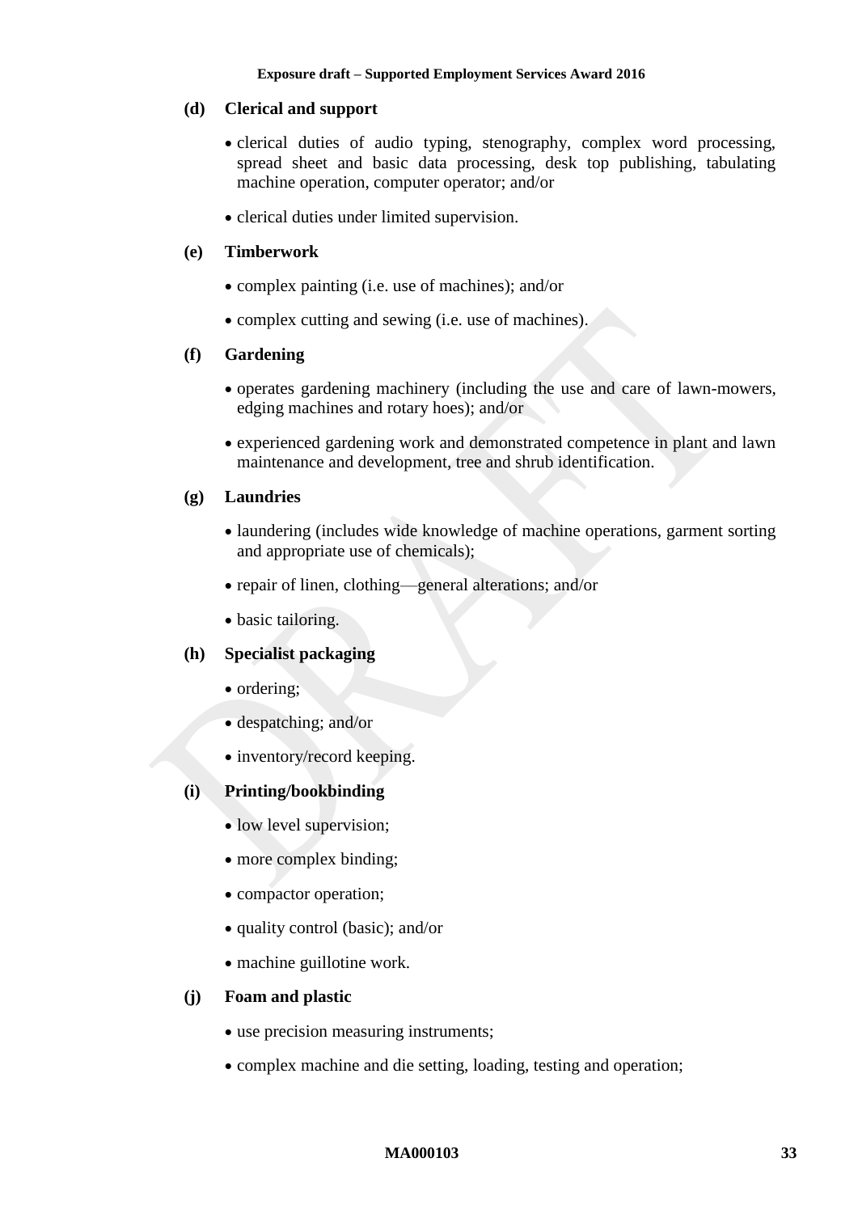**(d) Clerical and support**

- clerical duties of audio typing, stenography, complex word processing, spread sheet and basic data processing, desk top publishing, tabulating machine operation, computer operator; and/or
- clerical duties under limited supervision.

**(e) Timberwork**

- complex painting (i.e. use of machines); and/or
- complex cutting and sewing (i.e. use of machines).

**(f) Gardening**

- operates gardening machinery (including the use and care of lawn-mowers, edging machines and rotary hoes); and/or
- experienced gardening work and demonstrated competence in plant and lawn maintenance and development, tree and shrub identification.

**(g) Laundries**

- laundering (includes wide knowledge of machine operations, garment sorting and appropriate use of chemicals);
- repair of linen, clothing—general alterations; and/or
- basic tailoring.

**(h) Specialist packaging**

- ordering;
- despatching; and/or
- inventory/record keeping.

**(i) Printing/bookbinding**

- low level supervision;
- more complex binding;
- compactor operation;
- quality control (basic); and/or
- machine guillotine work.

**(j) Foam and plastic**

- use precision measuring instruments;
- complex machine and die setting, loading, testing and operation;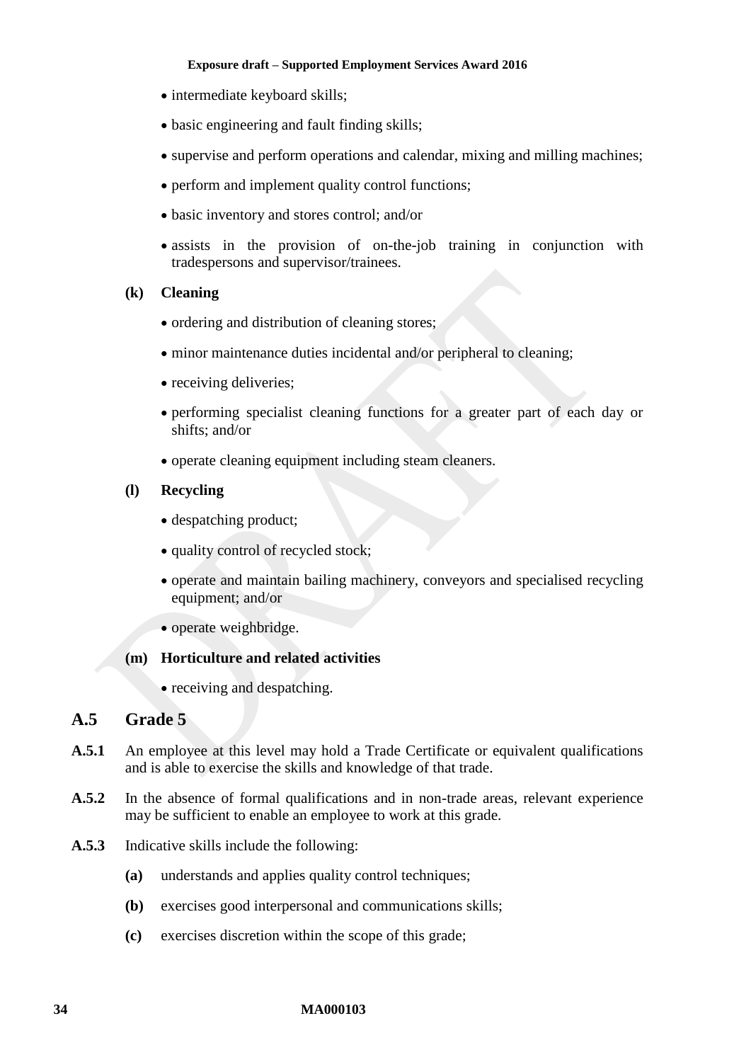- intermediate keyboard skills;
- basic engineering and fault finding skills;
- supervise and perform operations and calendar, mixing and milling machines;
- perform and implement quality control functions;
- basic inventory and stores control; and/or
- assists in the provision of on-the-job training in conjunction with tradespersons and supervisor/trainees.

**(k) Cleaning**

- ordering and distribution of cleaning stores;
- minor maintenance duties incidental and/or peripheral to cleaning;
- receiving deliveries;
- performing specialist cleaning functions for a greater part of each day or shifts; and/or
- operate cleaning equipment including steam cleaners.

**(l) Recycling**

- despatching product;
- quality control of recycled stock;
- operate and maintain bailing machinery, conveyors and specialised recycling equipment; and/or
- operate weighbridge.

**(m) Horticulture and related activities**

- receiving and despatching.

## A.5 Grade 5

**A.5.1** An employee at this level may hold a Trade Certificate or equivalent qualifications and is able to exercise the skills and knowledge of that trade.

**A.5.2** In the absence of formal qualifications and in non-trade areas, relevant experience may be sufficient to enable an employee to work at this grade.

**A.5.3** Indicative skills include the following:

**(a)** understands and applies quality control techniques;

**(b)** exercises good interpersonal and communications skills;

**(c)** exercises discretion within the scope of this grade;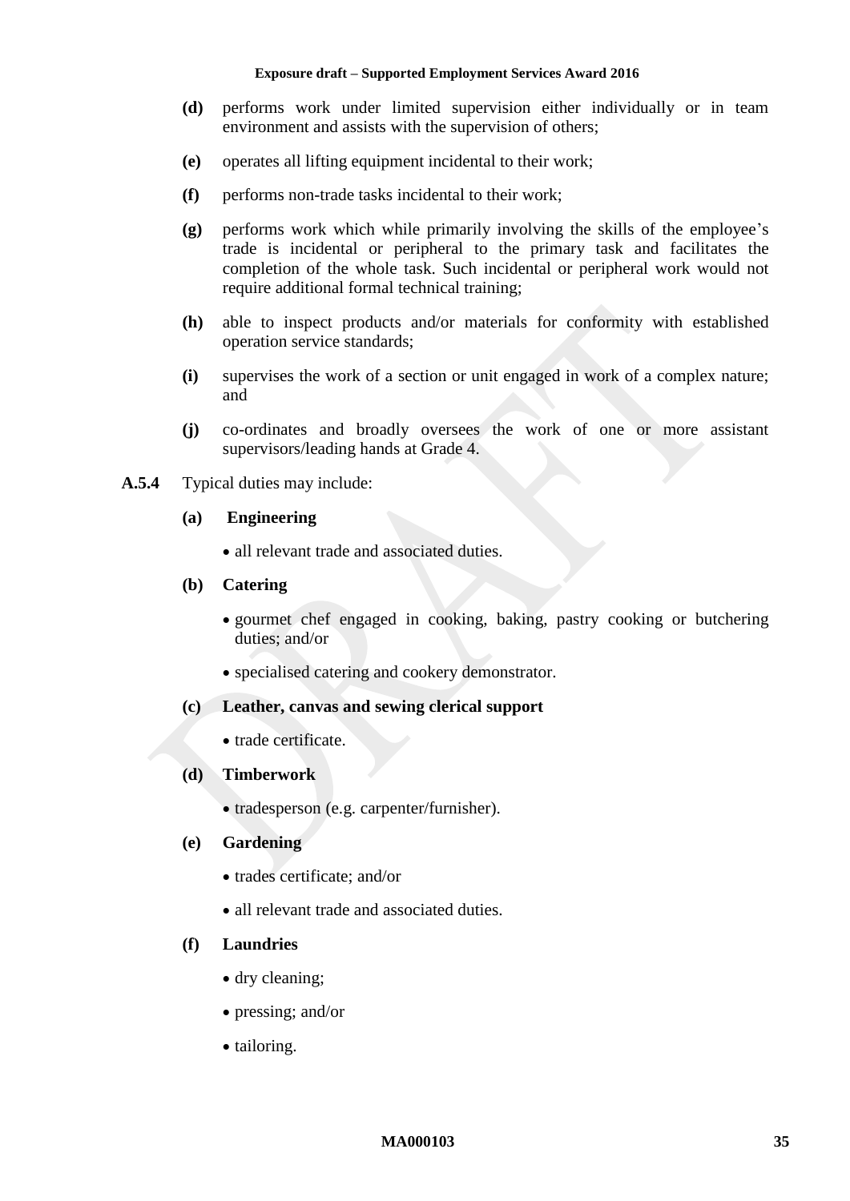**(d)** performs work under limited supervision either individually or in team environment and assists with the supervision of others;

**(e)** operates all lifting equipment incidental to their work;

**(f)** performs non-trade tasks incidental to their work;

**(g)** performs work which while primarily involving the skills of the employee's trade is incidental or peripheral to the primary task and facilitates the completion of the whole task. Such incidental or peripheral work would not require additional formal technical training;

**(h)** able to inspect products and/or materials for conformity with established operation service standards;

**(i)** supervises the work of a section or unit engaged in work of a complex nature; and

**(j)** co-ordinates and broadly oversees the work of one or more assistant supervisors/leading hands at Grade 4.

**A.5.4** Typical duties may include:

**(a) Engineering**

- all relevant trade and associated duties.

**(b) Catering**

- gourmet chef engaged in cooking, baking, pastry cooking or butchering duties; and/or
- specialised catering and cookery demonstrator.

**(c) Leather, canvas and sewing clerical support**

- trade certificate.

**(d) Timberwork**

- tradesperson (e.g. carpenter/furnisher).

**(e) Gardening**

- trades certificate; and/or
- all relevant trade and associated duties.

**(f) Laundries**

- dry cleaning;
- pressing; and/or
- tailoring.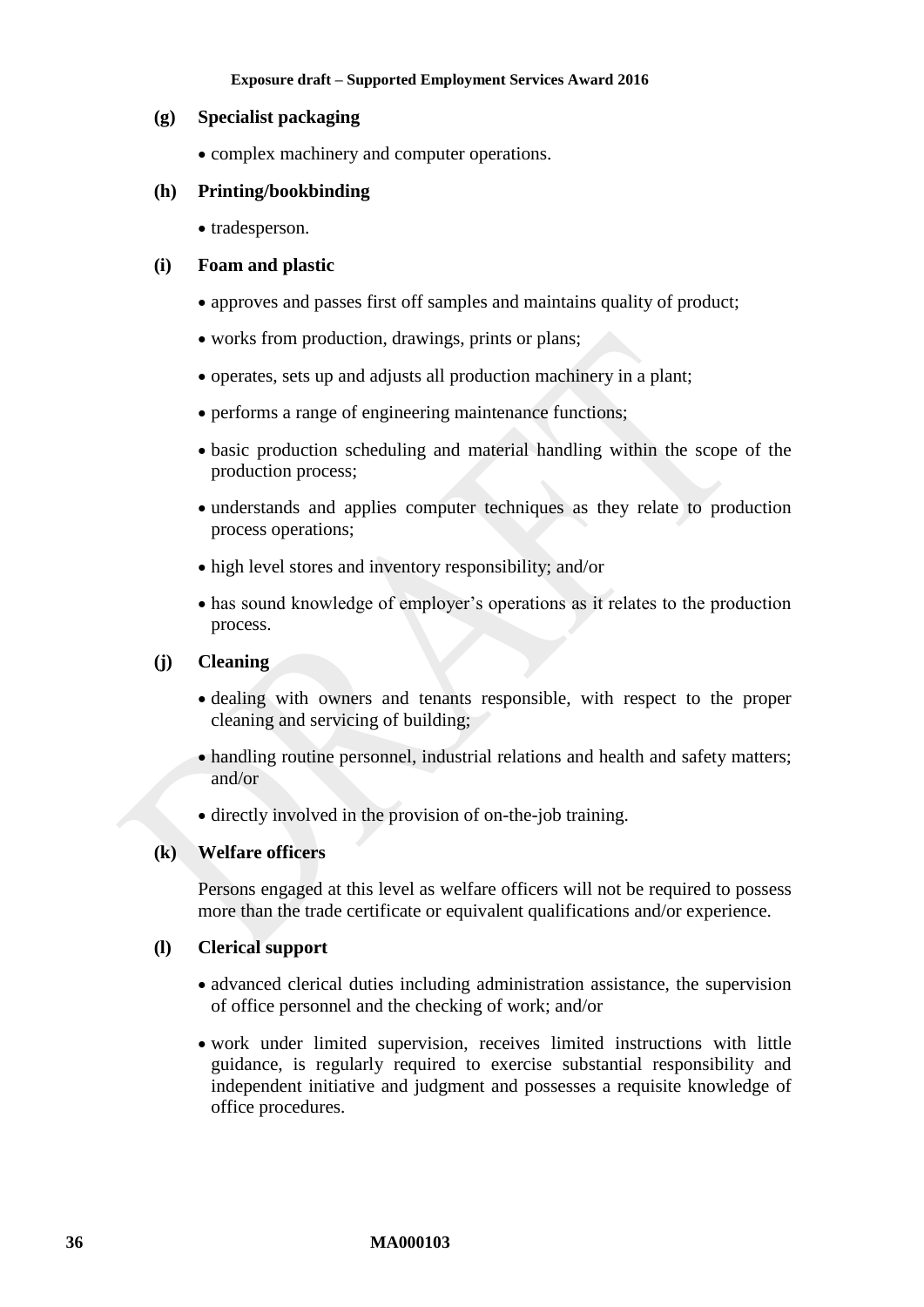**(g) Specialist packaging**

- complex machinery and computer operations.

**(h) Printing/bookbinding**

- tradesperson.

**(i) Foam and plastic**

- approves and passes first off samples and maintains quality of product;
- works from production, drawings, prints or plans;
- operates, sets up and adjusts all production machinery in a plant;
- performs a range of engineering maintenance functions;
- basic production scheduling and material handling within the scope of the production process;
- understands and applies computer techniques as they relate to production process operations;
- high level stores and inventory responsibility; and/or
- has sound knowledge of employer's operations as it relates to the production process.

**(j) Cleaning**

- dealing with owners and tenants responsible, with respect to the proper cleaning and servicing of building;
- handling routine personnel, industrial relations and health and safety matters; and/or
- directly involved in the provision of on-the-job training.

**(k) Welfare officers**

Persons engaged at this level as welfare officers will not be required to possess more than the trade certificate or equivalent qualifications and/or experience.

**(l) Clerical support**

- advanced clerical duties including administration assistance, the supervision of office personnel and the checking of work; and/or
- work under limited supervision, receives limited instructions with little guidance, is regularly required to exercise substantial responsibility and independent initiative and judgment and possesses a requisite knowledge of office procedures.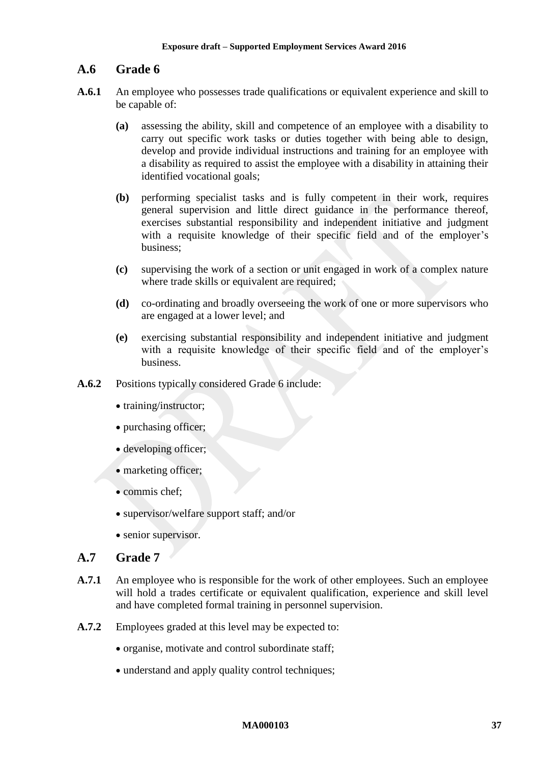## A.6 Grade 6

**A.6.1** An employee who possesses trade qualifications or equivalent experience and skill to be capable of:

- **(a)** assessing the ability, skill and competence of an employee with a disability to carry out specific work tasks or duties together with being able to design, develop and provide individual instructions and training for an employee with a disability as required to assist the employee with a disability in attaining their identified vocational goals;
- **(b)** performing specialist tasks and is fully competent in their work, requires general supervision and little direct guidance in the performance thereof, exercises substantial responsibility and independent initiative and judgment with a requisite knowledge of their specific field and of the employer's business;
- **(c)** supervising the work of a section or unit engaged in work of a complex nature where trade skills or equivalent are required;
- **(d)** co-ordinating and broadly overseeing the work of one or more supervisors who are engaged at a lower level; and
- **(e)** exercising substantial responsibility and independent initiative and judgment with a requisite knowledge of their specific field and of the employer's business.

**A.6.2** Positions typically considered Grade 6 include:

- training/instructor;
- purchasing officer;
- developing officer;
- marketing officer;
- commis chef;
- supervisor/welfare support staff; and/or
- senior supervisor.

## A.7 Grade 7

**A.7.1** An employee who is responsible for the work of other employees. Such an employee will hold a trades certificate or equivalent qualification, experience and skill level and have completed formal training in personnel supervision.

**A.7.2** Employees graded at this level may be expected to:

- organise, motivate and control subordinate staff;
- understand and apply quality control techniques;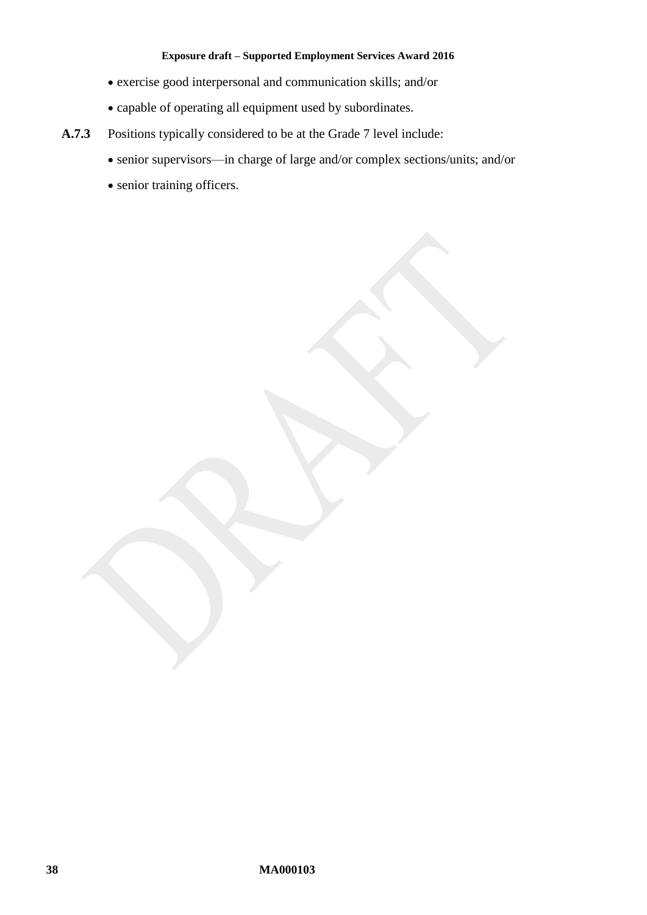- exercise good interpersonal and communication skills; and/or
- capable of operating all equipment used by subordinates.

**A.7.3** Positions typically considered to be at the Grade 7 level include:

- senior supervisors—in charge of large and/or complex sections/units; and/or
- senior training officers.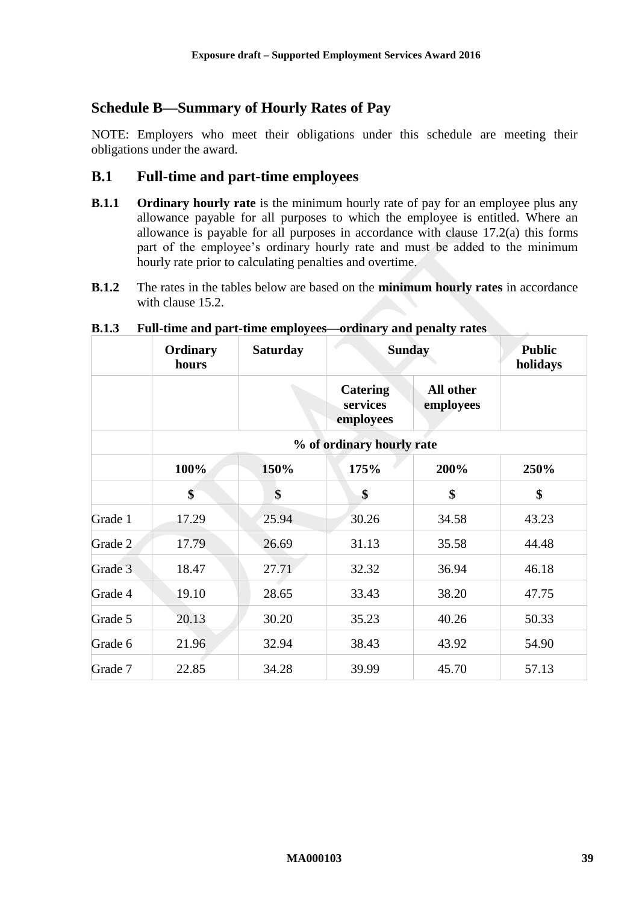## Schedule B—Summary of Hourly Rates of Pay

NOTE: Employers who meet their obligations under this schedule are meeting their obligations under the award.

### B.1 Full-time and part-time employees

**B.1.1** **Ordinary hourly rate** is the minimum hourly rate of pay for an employee plus any allowance payable for all purposes to which the employee is entitled. Where an allowance is payable for all purposes in accordance with clause 17.2(a) this forms part of the employee's ordinary hourly rate and must be added to the minimum hourly rate prior to calculating penalties and overtime.

**B.1.2** The rates in the tables below are based on the **minimum hourly rates** in accordance with clause 15.2.

**B.1.3 Full-time and part-time employees—ordinary and penalty rates**

| | Ordinary hours | Saturday | Sunday | | Public holidays |
|---|---|---|---|---|---|
| | | | Catering services employees | All other employees | |
| | % of ordinary hourly rate | | | | |
| | 100% | 150% | 175% | 200% | 250% |
| | $ | $ | $ | $ | $ |
| Grade 1 | 17.29 | 25.94 | 30.26 | 34.58 | 43.23 |
| Grade 2 | 17.79 | 26.69 | 31.13 | 35.58 | 44.48 |
| Grade 3 | 18.47 | 27.71 | 32.32 | 36.94 | 46.18 |
| Grade 4 | 19.10 | 28.65 | 33.43 | 38.20 | 47.75 |
| Grade 5 | 20.13 | 30.20 | 35.23 | 40.26 | 50.33 |
| Grade 6 | 21.96 | 32.94 | 38.43 | 43.92 | 54.90 |
| Grade 7 | 22.85 | 34.28 | 39.99 | 45.70 | 57.13 |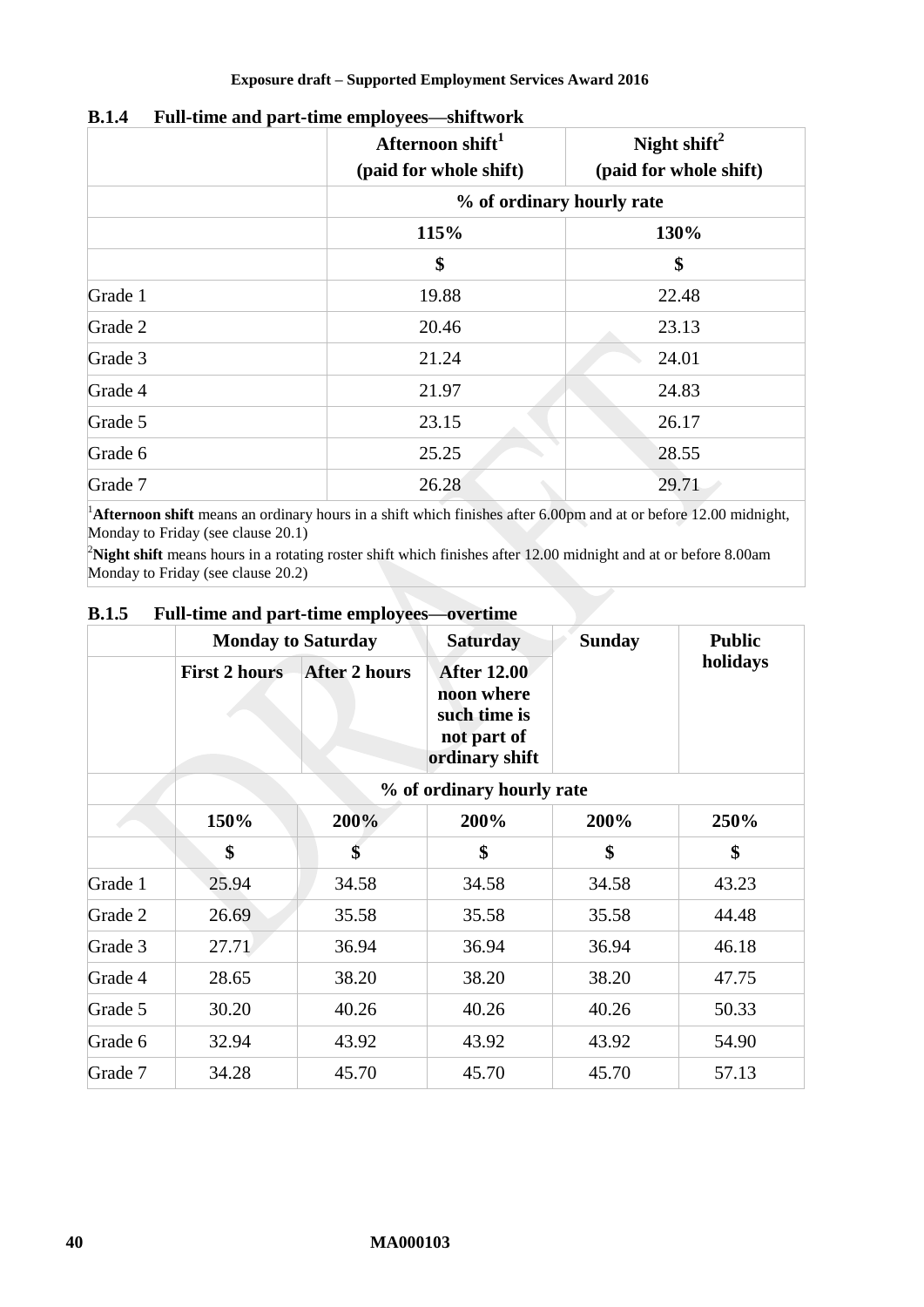### B.1.4 Full-time and part-time employees—shiftwork

| | Afternoon shift[1] (paid for whole shift) | Night shift[2] (paid for whole shift) |
|---|---|---|
| | % of ordinary hourly rate | |
| | 115% | 130% |
| | $ | $ |
| Grade 1 | 19.88 | 22.48 |
| Grade 2 | 20.46 | 23.13 |
| Grade 3 | 21.24 | 24.01 |
| Grade 4 | 21.97 | 24.83 |
| Grade 5 | 23.15 | 26.17 |
| Grade 6 | 25.25 | 28.55 |
| Grade 7 | 26.28 | 29.71 |

[1]**Afternoon shift** means an ordinary hours in a shift which finishes after 6.00pm and at or before 12.00 midnight, Monday to Friday (see clause 20.1)

[2]**Night shift** means hours in a rotating roster shift which finishes after 12.00 midnight and at or before 8.00am Monday to Friday (see clause 20.2)

### B.1.5 Full-time and part-time employees—overtime

| | Monday to Saturday | | Saturday | Sunday | Public holidays |
|---|---|---|---|---|---|
| | First 2 hours | After 2 hours | After 12.00 noon where such time is not part of ordinary shift | | |
| | % of ordinary hourly rate | | | | |
| | 150% | 200% | 200% | 200% | 250% |
| | $ | $ | $ | $ | $ |
| Grade 1 | 25.94 | 34.58 | 34.58 | 34.58 | 43.23 |
| Grade 2 | 26.69 | 35.58 | 35.58 | 35.58 | 44.48 |
| Grade 3 | 27.71 | 36.94 | 36.94 | 36.94 | 46.18 |
| Grade 4 | 28.65 | 38.20 | 38.20 | 38.20 | 47.75 |
| Grade 5 | 30.20 | 40.26 | 40.26 | 40.26 | 50.33 |
| Grade 6 | 32.94 | 43.92 | 43.92 | 43.92 | 54.90 |
| Grade 7 | 34.28 | 45.70 | 45.70 | 45.70 | 57.13 |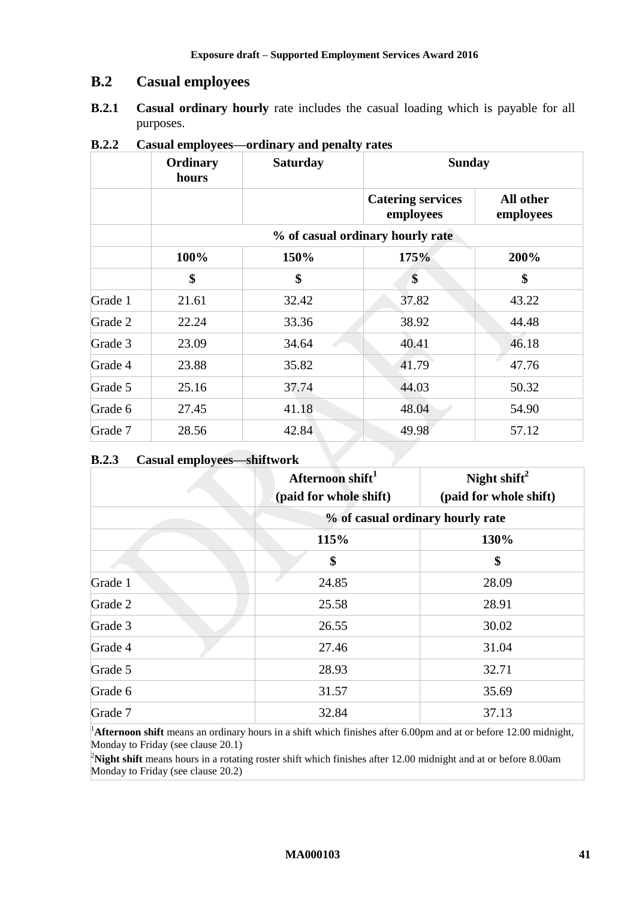## B.2 Casual employees

**B.2.1** **Casual ordinary hourly** rate includes the casual loading which is payable for all purposes.

**B.2.2 Casual employees—ordinary and penalty rates**

| | Ordinary hours | Saturday | Sunday | |
|---|---|---|---|---|
| | | | Catering services employees | All other employees |
| | % of casual ordinary hourly rate | | | |
| | 100% | 150% | 175% | 200% |
| | $ | $ | $ | $ |
| Grade 1 | 21.61 | 32.42 | 37.82 | 43.22 |
| Grade 2 | 22.24 | 33.36 | 38.92 | 44.48 |
| Grade 3 | 23.09 | 34.64 | 40.41 | 46.18 |
| Grade 4 | 23.88 | 35.82 | 41.79 | 47.76 |
| Grade 5 | 25.16 | 37.74 | 44.03 | 50.32 |
| Grade 6 | 27.45 | 41.18 | 48.04 | 54.90 |
| Grade 7 | 28.56 | 42.84 | 49.98 | 57.12 |

**B.2.3 Casual employees—shiftwork**

| | Afternoon shift[1] (paid for whole shift) | Night shift[2] (paid for whole shift) |
|---|---|---|
| | % of casual ordinary hourly rate | |
| | 115% | 130% |
| | $ | $ |
| Grade 1 | 24.85 | 28.09 |
| Grade 2 | 25.58 | 28.91 |
| Grade 3 | 26.55 | 30.02 |
| Grade 4 | 27.46 | 31.04 |
| Grade 5 | 28.93 | 32.71 |
| Grade 6 | 31.57 | 35.69 |
| Grade 7 | 32.84 | 37.13 |

[1]**Afternoon shift** means an ordinary hours in a shift which finishes after 6.00pm and at or before 12.00 midnight, Monday to Friday (see clause 20.1)

[2]**Night shift** means hours in a rotating roster shift which finishes after 12.00 midnight and at or before 8.00am Monday to Friday (see clause 20.2)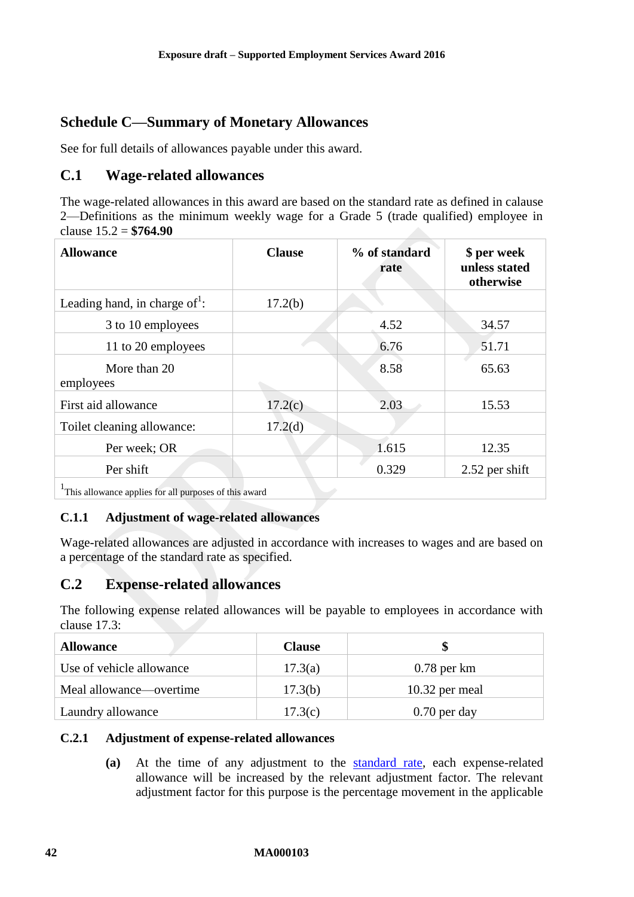## Schedule C—Summary of Monetary Allowances

See for full details of allowances payable under this award.

### C.1 Wage-related allowances

The wage-related allowances in this award are based on the standard rate as defined in calause 2—Definitions as the minimum weekly wage for a Grade 5 (trade qualified) employee in clause 15.2 = **$764.90**

| **Allowance** | **Clause** | **% of standard rate** | **$ per week unless stated otherwise** |
|---|---|---|---|
| Leading hand, in charge of[1]: | 17.2(b) | | |
| 3 to 10 employees | | 4.52 | 34.57 |
| 11 to 20 employees | | 6.76 | 51.71 |
| More than 20 employees | | 8.58 | 65.63 |
| First aid allowance | 17.2(c) | 2.03 | 15.53 |
| Toilet cleaning allowance: | 17.2(d) | | |
| Per week; OR | | 1.615 | 12.35 |
| Per shift | | 0.329 | 2.52 per shift |

[1]This allowance applies for all purposes of this award

#### C.1.1 Adjustment of wage-related allowances

Wage-related allowances are adjusted in accordance with increases to wages and are based on a percentage of the standard rate as specified.

### C.2 Expense-related allowances

The following expense related allowances will be payable to employees in accordance with clause 17.3:

| **Allowance** | **Clause** | **$** |
|---|---|---|
| Use of vehicle allowance | 17.3(a) | 0.78 per km |
| Meal allowance—overtime | 17.3(b) | 10.32 per meal |
| Laundry allowance | 17.3(c) | 0.70 per day |

#### C.2.1 Adjustment of expense-related allowances

**(a)** At the time of any adjustment to the standard rate, each expense-related allowance will be increased by the relevant adjustment factor. The relevant adjustment factor for this purpose is the percentage movement in the applicable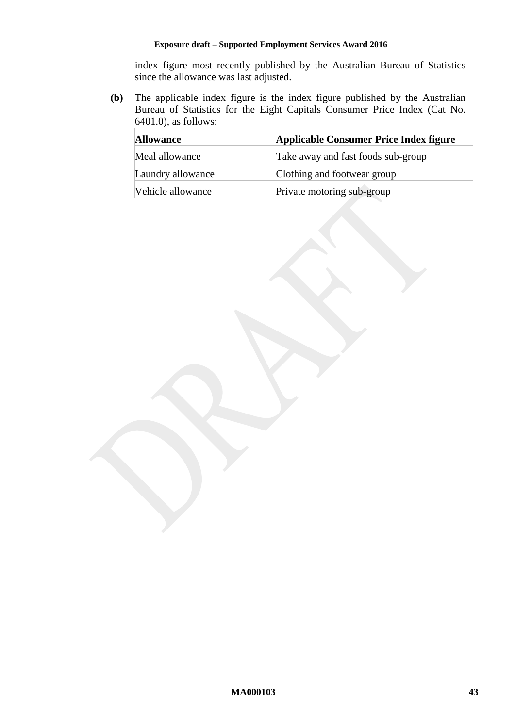index figure most recently published by the Australian Bureau of Statistics since the allowance was last adjusted.

**(b)** The applicable index figure is the index figure published by the Australian Bureau of Statistics for the Eight Capitals Consumer Price Index (Cat No. 6401.0), as follows:

| Allowance | Applicable Consumer Price Index figure |
|---|---|
| Meal allowance | Take away and fast foods sub-group |
| Laundry allowance | Clothing and footwear group |
| Vehicle allowance | Private motoring sub-group |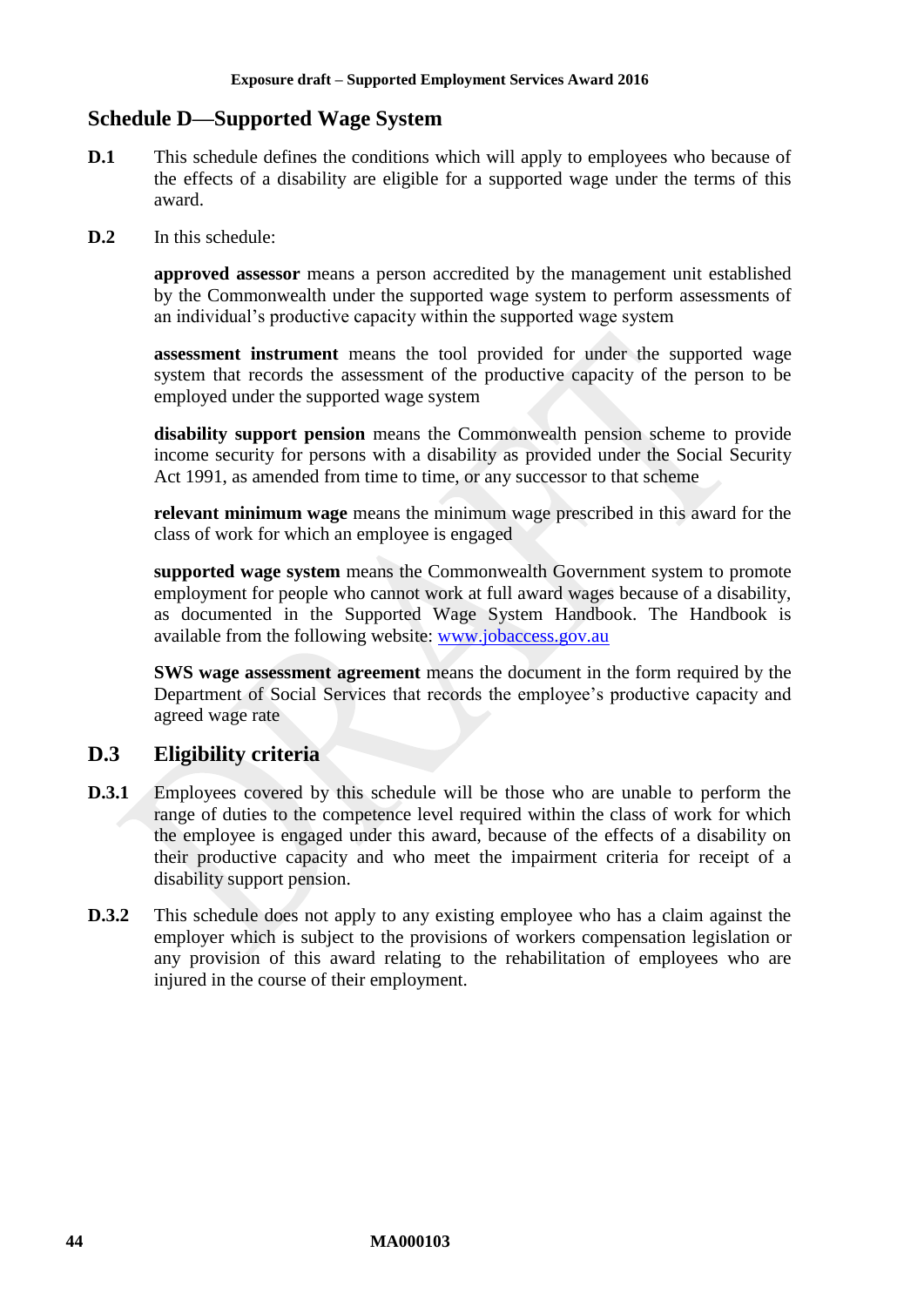## Schedule D—Supported Wage System

**D.1** This schedule defines the conditions which will apply to employees who because of the effects of a disability are eligible for a supported wage under the terms of this award.

**D.2** In this schedule:

**approved assessor** means a person accredited by the management unit established by the Commonwealth under the supported wage system to perform assessments of an individual's productive capacity within the supported wage system

**assessment instrument** means the tool provided for under the supported wage system that records the assessment of the productive capacity of the person to be employed under the supported wage system

**disability support pension** means the Commonwealth pension scheme to provide income security for persons with a disability as provided under the Social Security Act 1991, as amended from time to time, or any successor to that scheme

**relevant minimum wage** means the minimum wage prescribed in this award for the class of work for which an employee is engaged

**supported wage system** means the Commonwealth Government system to promote employment for people who cannot work at full award wages because of a disability, as documented in the Supported Wage System Handbook. The Handbook is available from the following website: www.jobaccess.gov.au

**SWS wage assessment agreement** means the document in the form required by the Department of Social Services that records the employee's productive capacity and agreed wage rate

### D.3 Eligibility criteria

**D.3.1** Employees covered by this schedule will be those who are unable to perform the range of duties to the competence level required within the class of work for which the employee is engaged under this award, because of the effects of a disability on their productive capacity and who meet the impairment criteria for receipt of a disability support pension.

**D.3.2** This schedule does not apply to any existing employee who has a claim against the employer which is subject to the provisions of workers compensation legislation or any provision of this award relating to the rehabilitation of employees who are injured in the course of their employment.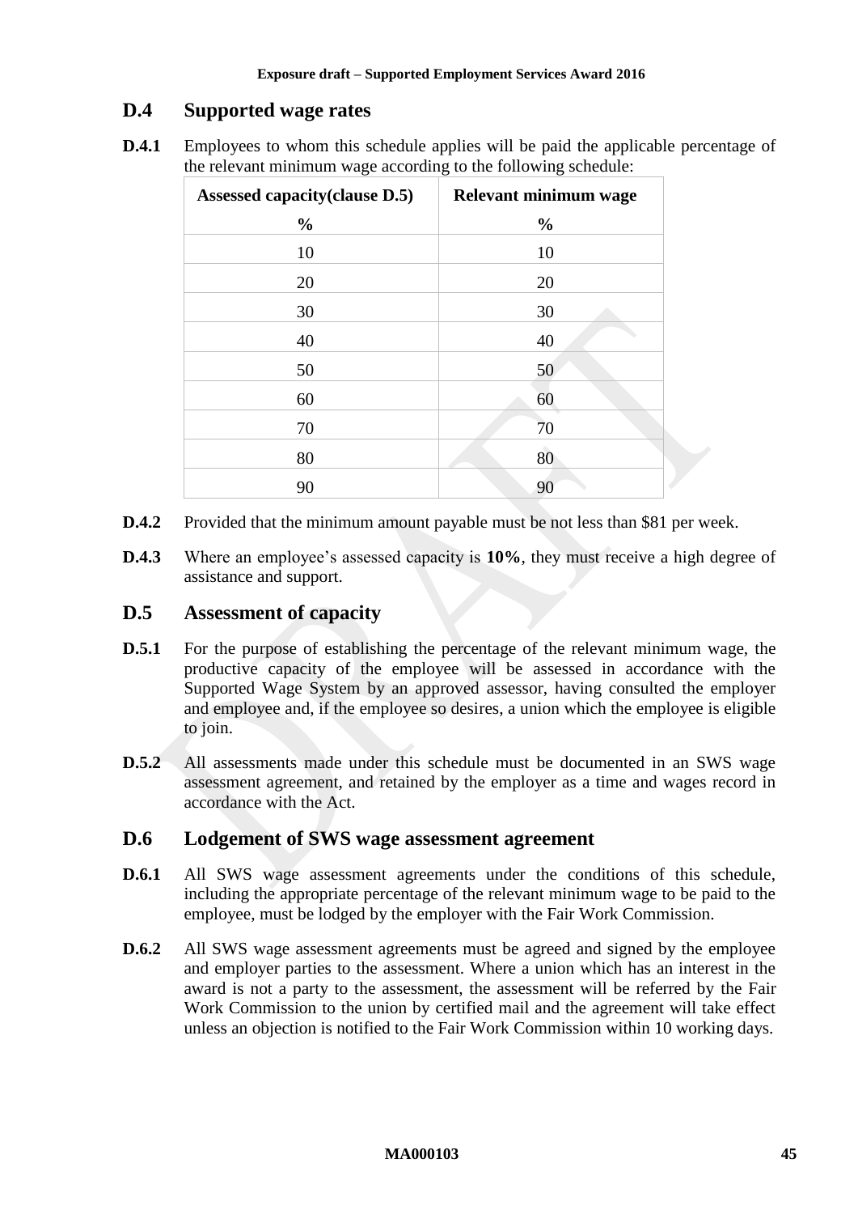## D.4 Supported wage rates

**D.4.1** Employees to whom this schedule applies will be paid the applicable percentage of the relevant minimum wage according to the following schedule:

| Assessed capacity(clause D.5) | Relevant minimum wage |
|---|---|
| **%** | **%** |
| 10 | 10 |
| 20 | 20 |
| 30 | 30 |
| 40 | 40 |
| 50 | 50 |
| 60 | 60 |
| 70 | 70 |
| 80 | 80 |
| 90 | 90 |

**D.4.2** Provided that the minimum amount payable must be not less than $81 per week.

**D.4.3** Where an employee's assessed capacity is **10%**, they must receive a high degree of assistance and support.

## D.5 Assessment of capacity

**D.5.1** For the purpose of establishing the percentage of the relevant minimum wage, the productive capacity of the employee will be assessed in accordance with the Supported Wage System by an approved assessor, having consulted the employer and employee and, if the employee so desires, a union which the employee is eligible to join.

**D.5.2** All assessments made under this schedule must be documented in an SWS wage assessment agreement, and retained by the employer as a time and wages record in accordance with the Act.

## D.6 Lodgement of SWS wage assessment agreement

**D.6.1** All SWS wage assessment agreements under the conditions of this schedule, including the appropriate percentage of the relevant minimum wage to be paid to the employee, must be lodged by the employer with the Fair Work Commission.

**D.6.2** All SWS wage assessment agreements must be agreed and signed by the employee and employer parties to the assessment. Where a union which has an interest in the award is not a party to the assessment, the assessment will be referred by the Fair Work Commission to the union by certified mail and the agreement will take effect unless an objection is notified to the Fair Work Commission within 10 working days.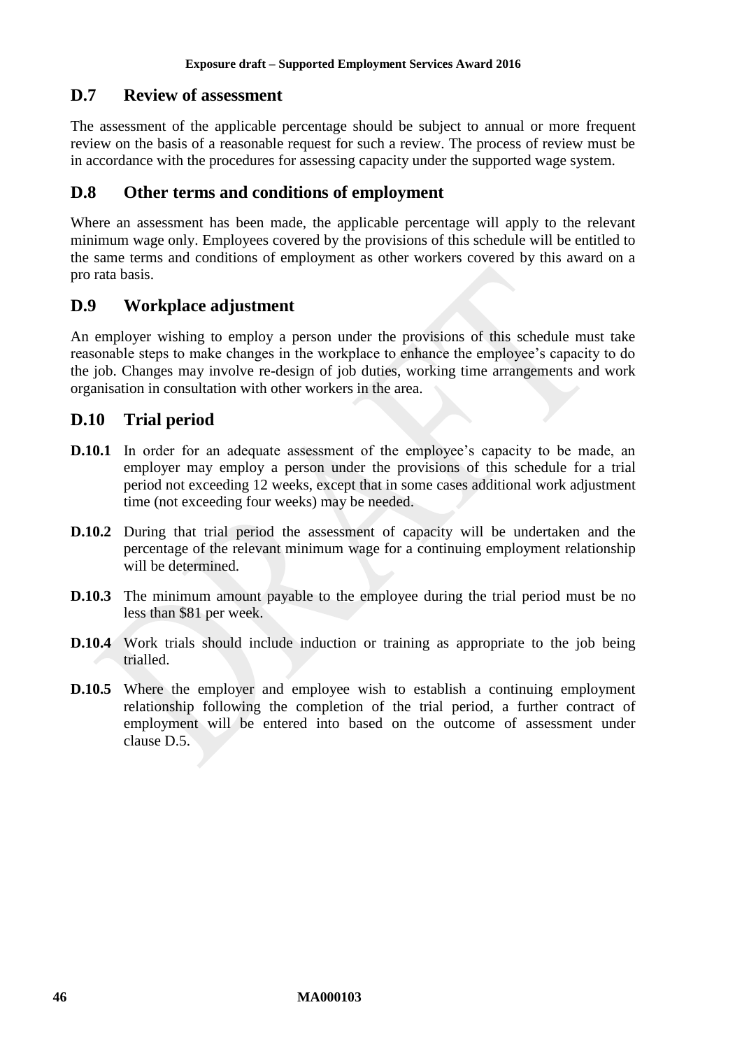## D.7 Review of assessment

The assessment of the applicable percentage should be subject to annual or more frequent review on the basis of a reasonable request for such a review. The process of review must be in accordance with the procedures for assessing capacity under the supported wage system.

## D.8 Other terms and conditions of employment

Where an assessment has been made, the applicable percentage will apply to the relevant minimum wage only. Employees covered by the provisions of this schedule will be entitled to the same terms and conditions of employment as other workers covered by this award on a pro rata basis.

## D.9 Workplace adjustment

An employer wishing to employ a person under the provisions of this schedule must take reasonable steps to make changes in the workplace to enhance the employee's capacity to do the job. Changes may involve re-design of job duties, working time arrangements and work organisation in consultation with other workers in the area.

## D.10 Trial period

**D.10.1** In order for an adequate assessment of the employee's capacity to be made, an employer may employ a person under the provisions of this schedule for a trial period not exceeding 12 weeks, except that in some cases additional work adjustment time (not exceeding four weeks) may be needed.

**D.10.2** During that trial period the assessment of capacity will be undertaken and the percentage of the relevant minimum wage for a continuing employment relationship will be determined.

**D.10.3** The minimum amount payable to the employee during the trial period must be no less than $81 per week.

**D.10.4** Work trials should include induction or training as appropriate to the job being trialled.

**D.10.5** Where the employer and employee wish to establish a continuing employment relationship following the completion of the trial period, a further contract of employment will be entered into based on the outcome of assessment under clause D.5.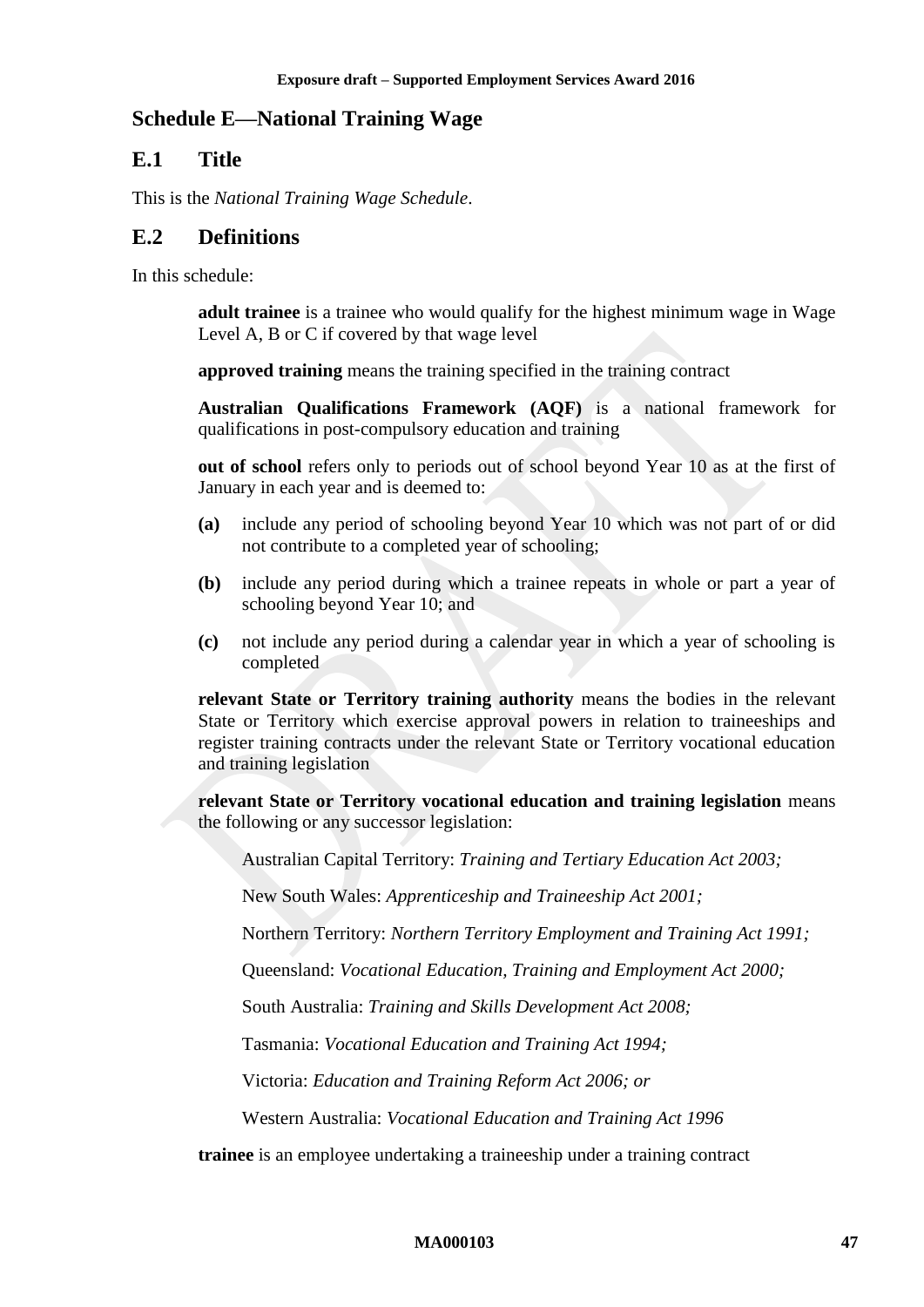## Schedule E—National Training Wage

### E.1 Title

This is the *National Training Wage Schedule*.

### E.2 Definitions

In this schedule:

**adult trainee** is a trainee who would qualify for the highest minimum wage in Wage Level A, B or C if covered by that wage level

**approved training** means the training specified in the training contract

**Australian Qualifications Framework (AQF)** is a national framework for qualifications in post-compulsory education and training

**out of school** refers only to periods out of school beyond Year 10 as at the first of January in each year and is deemed to:

**(a)** include any period of schooling beyond Year 10 which was not part of or did not contribute to a completed year of schooling;

**(b)** include any period during which a trainee repeats in whole or part a year of schooling beyond Year 10; and

**(c)** not include any period during a calendar year in which a year of schooling is completed

**relevant State or Territory training authority** means the bodies in the relevant State or Territory which exercise approval powers in relation to traineeships and register training contracts under the relevant State or Territory vocational education and training legislation

**relevant State or Territory vocational education and training legislation** means the following or any successor legislation:

Australian Capital Territory: *Training and Tertiary Education Act 2003;*

New South Wales: *Apprenticeship and Traineeship Act 2001;*

Northern Territory: *Northern Territory Employment and Training Act 1991;*

Queensland: *Vocational Education, Training and Employment Act 2000;*

South Australia: *Training and Skills Development Act 2008;*

Tasmania: *Vocational Education and Training Act 1994;*

Victoria: *Education and Training Reform Act 2006; or*

Western Australia: *Vocational Education and Training Act 1996*

**trainee** is an employee undertaking a traineeship under a training contract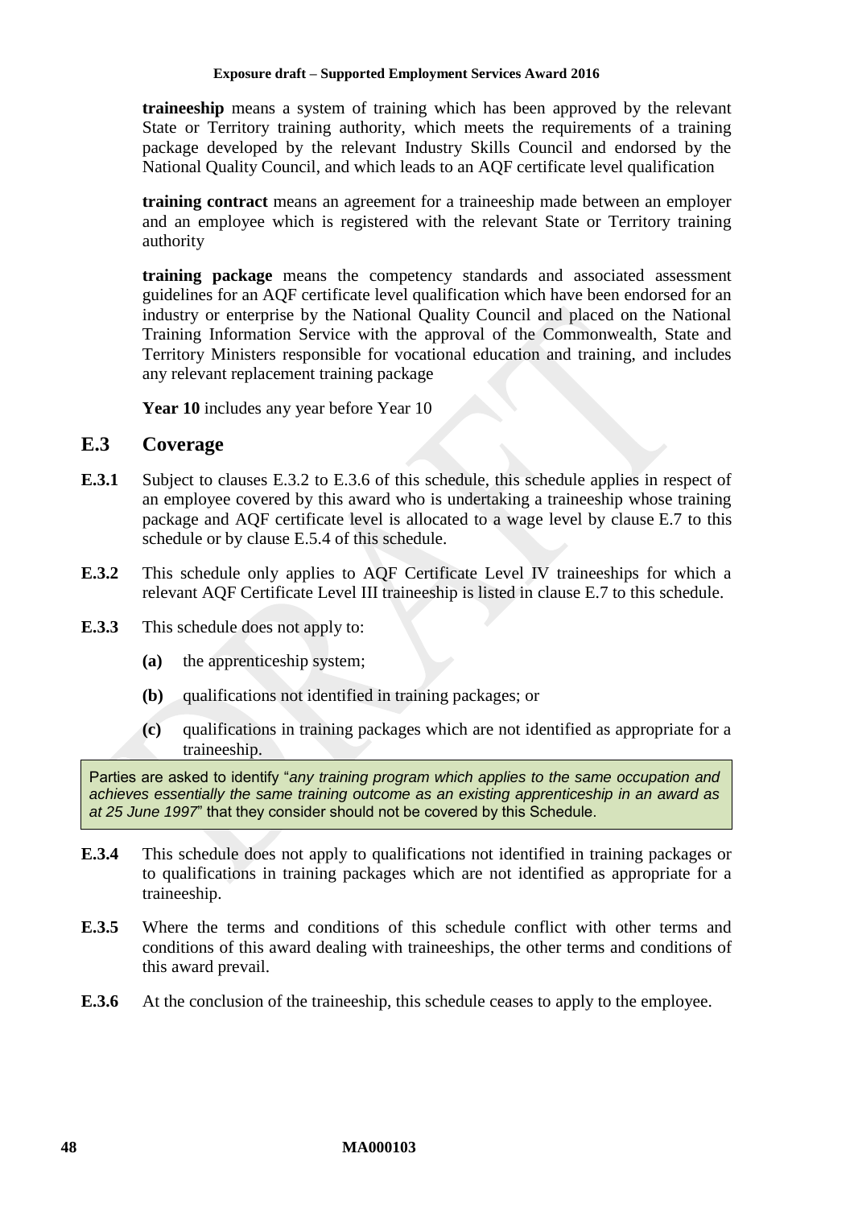**traineeship** means a system of training which has been approved by the relevant State or Territory training authority, which meets the requirements of a training package developed by the relevant Industry Skills Council and endorsed by the National Quality Council, and which leads to an AQF certificate level qualification

**training contract** means an agreement for a traineeship made between an employer and an employee which is registered with the relevant State or Territory training authority

**training package** means the competency standards and associated assessment guidelines for an AQF certificate level qualification which have been endorsed for an industry or enterprise by the National Quality Council and placed on the National Training Information Service with the approval of the Commonwealth, State and Territory Ministers responsible for vocational education and training, and includes any relevant replacement training package

**Year 10** includes any year before Year 10

## E.3 Coverage

**E.3.1** Subject to clauses E.3.2 to E.3.6 of this schedule, this schedule applies in respect of an employee covered by this award who is undertaking a traineeship whose training package and AQF certificate level is allocated to a wage level by clause E.7 to this schedule or by clause E.5.4 of this schedule.

**E.3.2** This schedule only applies to AQF Certificate Level IV traineeships for which a relevant AQF Certificate Level III traineeship is listed in clause E.7 to this schedule.

**E.3.3** This schedule does not apply to:

**(a)** the apprenticeship system;

**(b)** qualifications not identified in training packages; or

**(c)** qualifications in training packages which are not identified as appropriate for a traineeship.

> Parties are asked to identify "*any training program which applies to the same occupation and achieves essentially the same training outcome as an existing apprenticeship in an award as at 25 June 1997*" that they consider should not be covered by this Schedule.

**E.3.4** This schedule does not apply to qualifications not identified in training packages or to qualifications in training packages which are not identified as appropriate for a traineeship.

**E.3.5** Where the terms and conditions of this schedule conflict with other terms and conditions of this award dealing with traineeships, the other terms and conditions of this award prevail.

**E.3.6** At the conclusion of the traineeship, this schedule ceases to apply to the employee.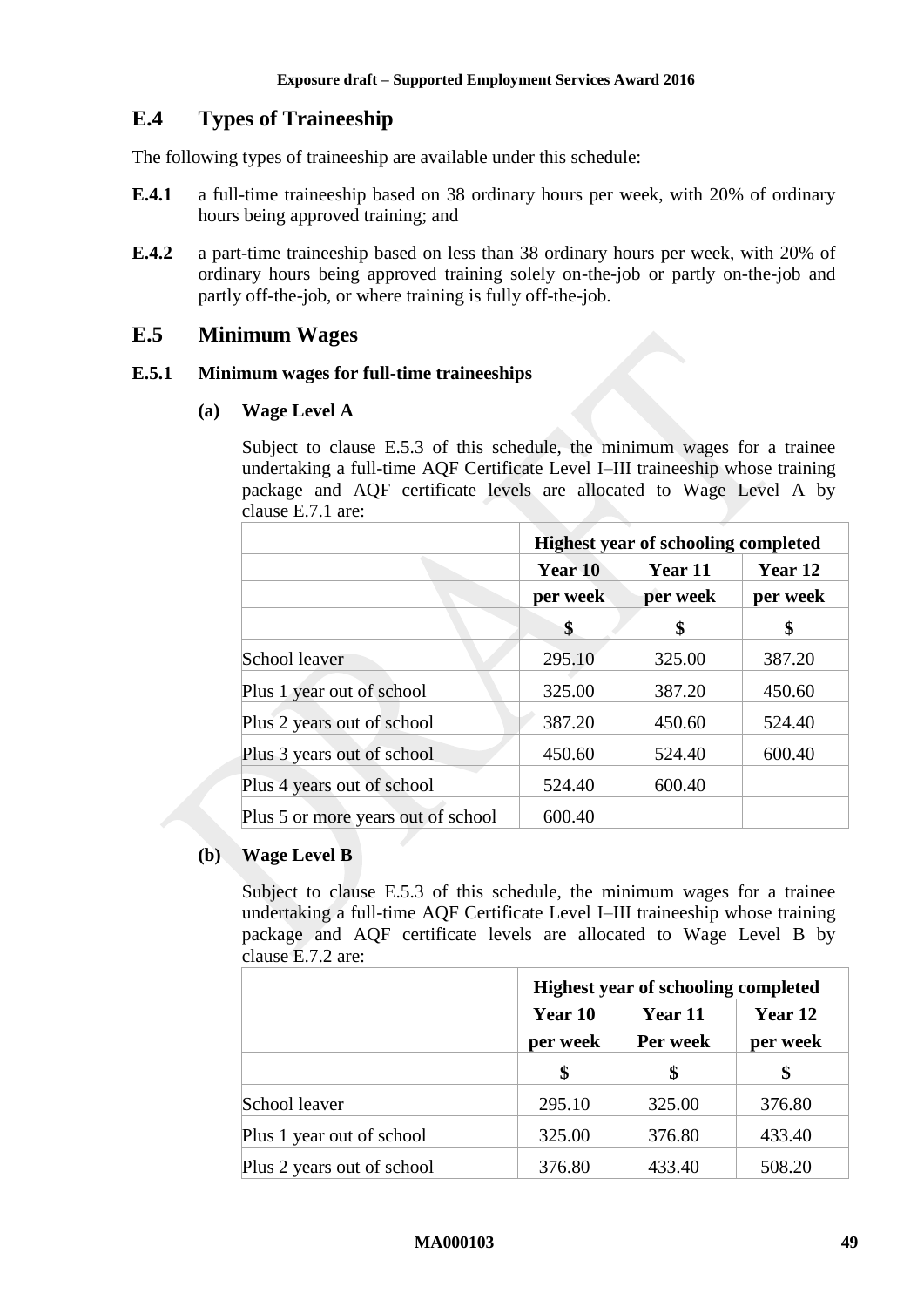## E.4 Types of Traineeship

The following types of traineeship are available under this schedule:

**E.4.1** a full-time traineeship based on 38 ordinary hours per week, with 20% of ordinary hours being approved training; and

**E.4.2** a part-time traineeship based on less than 38 ordinary hours per week, with 20% of ordinary hours being approved training solely on-the-job or partly on-the-job and partly off-the-job, or where training is fully off-the-job.

## E.5 Minimum Wages

### E.5.1 Minimum wages for full-time traineeships

#### (a) Wage Level A

Subject to clause E.5.3 of this schedule, the minimum wages for a trainee undertaking a full-time AQF Certificate Level I–III traineeship whose training package and AQF certificate levels are allocated to Wage Level A by clause E.7.1 are:

| | **Highest year of schooling completed** | | |
|---|---|---|---|
| | **Year 10** | **Year 11** | **Year 12** |
| | **per week** | **per week** | **per week** |
| | **$** | **$** | **$** |
| School leaver | 295.10 | 325.00 | 387.20 |
| Plus 1 year out of school | 325.00 | 387.20 | 450.60 |
| Plus 2 years out of school | 387.20 | 450.60 | 524.40 |
| Plus 3 years out of school | 450.60 | 524.40 | 600.40 |
| Plus 4 years out of school | 524.40 | 600.40 | |
| Plus 5 or more years out of school | 600.40 | | |

#### (b) Wage Level B

Subject to clause E.5.3 of this schedule, the minimum wages for a trainee undertaking a full-time AQF Certificate Level I–III traineeship whose training package and AQF certificate levels are allocated to Wage Level B by clause E.7.2 are:

| | **Highest year of schooling completed** | | |
|---|---|---|---|
| | **Year 10** | **Year 11** | **Year 12** |
| | **per week** | **Per week** | **per week** |
| | **$** | **$** | **$** |
| School leaver | 295.10 | 325.00 | 376.80 |
| Plus 1 year out of school | 325.00 | 376.80 | 433.40 |
| Plus 2 years out of school | 376.80 | 433.40 | 508.20 |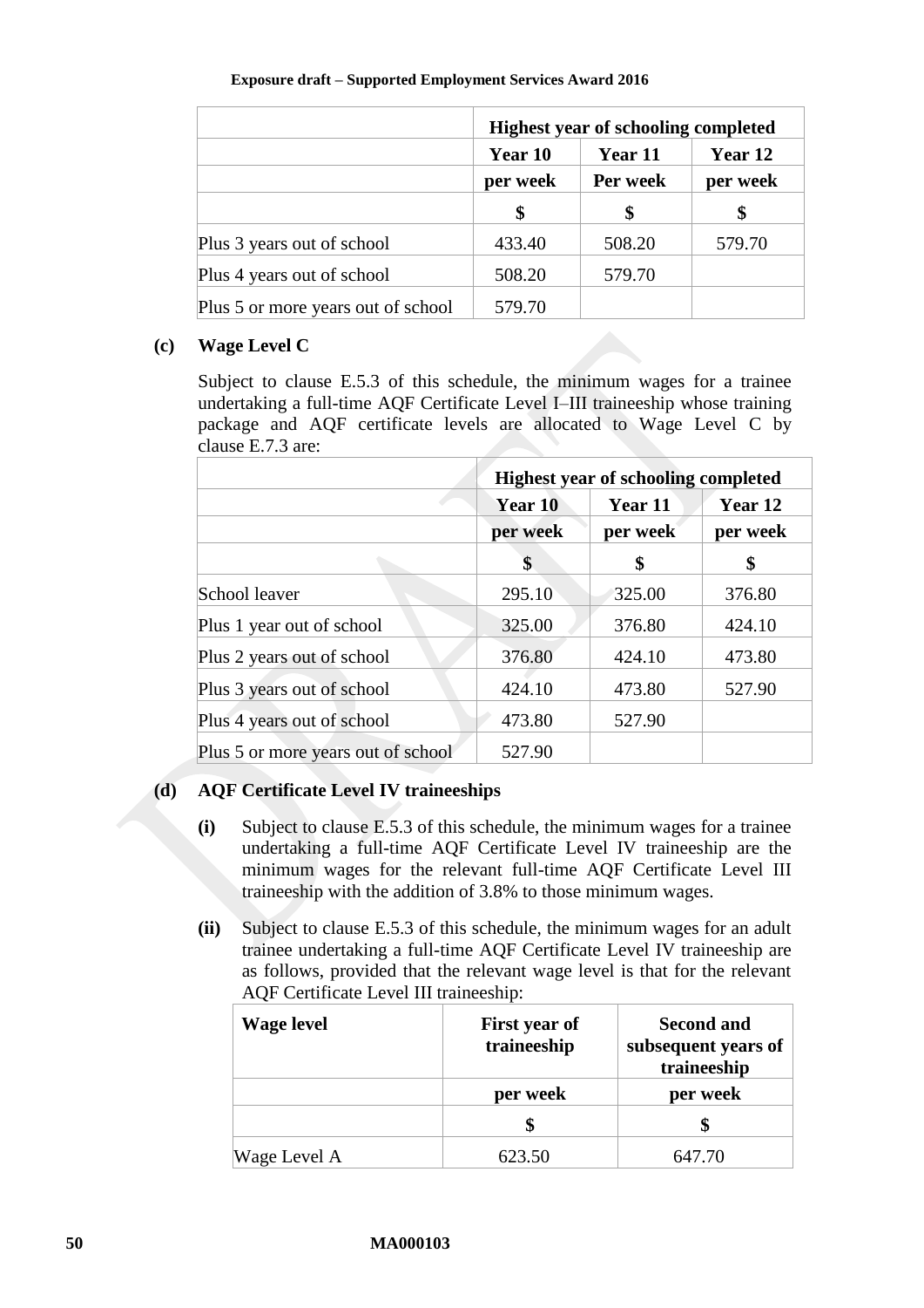| | Highest year of schooling completed | | |
|---|---|---|---|
| | Year 10 | Year 11 | Year 12 |
| | per week | Per week | per week |
| | $ | $ | $ |
| Plus 3 years out of school | 433.40 | 508.20 | 579.70 |
| Plus 4 years out of school | 508.20 | 579.70 | |
| Plus 5 or more years out of school | 579.70 | | |

**(c) Wage Level C**

Subject to clause E.5.3 of this schedule, the minimum wages for a trainee undertaking a full-time AQF Certificate Level I–III traineeship whose training package and AQF certificate levels are allocated to Wage Level C by clause E.7.3 are:

| | Highest year of schooling completed | | |
|---|---|---|---|
| | Year 10 | Year 11 | Year 12 |
| | per week | per week | per week |
| | $ | $ | $ |
| School leaver | 295.10 | 325.00 | 376.80 |
| Plus 1 year out of school | 325.00 | 376.80 | 424.10 |
| Plus 2 years out of school | 376.80 | 424.10 | 473.80 |
| Plus 3 years out of school | 424.10 | 473.80 | 527.90 |
| Plus 4 years out of school | 473.80 | 527.90 | |
| Plus 5 or more years out of school | 527.90 | | |

**(d) AQF Certificate Level IV traineeships**

**(i)** Subject to clause E.5.3 of this schedule, the minimum wages for a trainee undertaking a full-time AQF Certificate Level IV traineeship are the minimum wages for the relevant full-time AQF Certificate Level III traineeship with the addition of 3.8% to those minimum wages.

**(ii)** Subject to clause E.5.3 of this schedule, the minimum wages for an adult trainee undertaking a full-time AQF Certificate Level IV traineeship are as follows, provided that the relevant wage level is that for the relevant AQF Certificate Level III traineeship:

| Wage level | First year of traineeship | Second and subsequent years of traineeship |
|---|---|---|
| | per week | per week |
| | $ | $ |
| Wage Level A | 623.50 | 647.70 |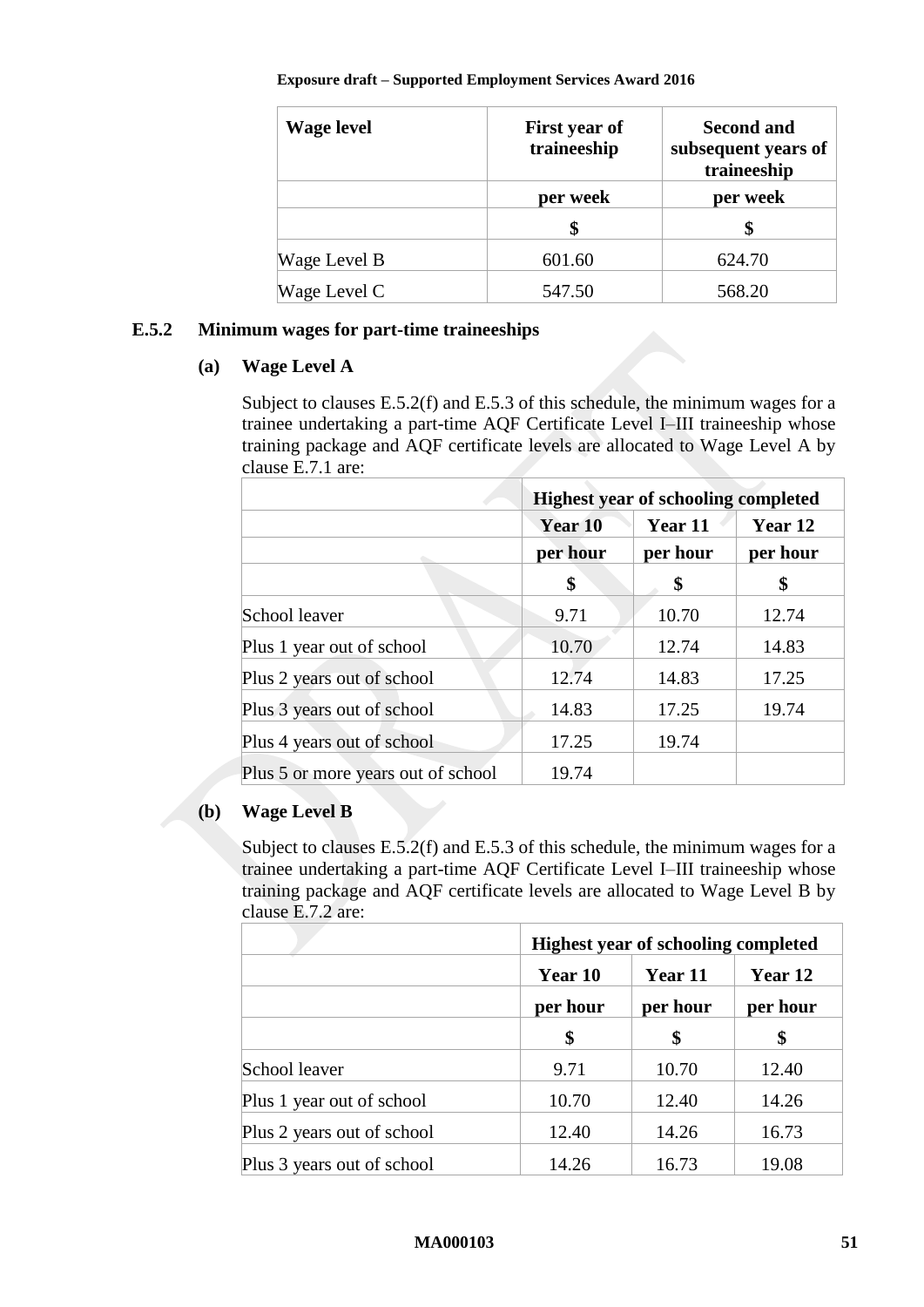| Wage level | First year of traineeship | Second and subsequent years of traineeship |
|---|---|---|
| | per week | per week |
| | $ | $ |
| Wage Level B | 601.60 | 624.70 |
| Wage Level C | 547.50 | 568.20 |

### E.5.2 Minimum wages for part-time traineeships

#### (a) Wage Level A

Subject to clauses E.5.2(f) and E.5.3 of this schedule, the minimum wages for a trainee undertaking a part-time AQF Certificate Level I–III traineeship whose training package and AQF certificate levels are allocated to Wage Level A by clause E.7.1 are:

| | Highest year of schooling completed | | |
|---|---|---|---|
| | Year 10 | Year 11 | Year 12 |
| | per hour | per hour | per hour |
| | $ | $ | $ |
| School leaver | 9.71 | 10.70 | 12.74 |
| Plus 1 year out of school | 10.70 | 12.74 | 14.83 |
| Plus 2 years out of school | 12.74 | 14.83 | 17.25 |
| Plus 3 years out of school | 14.83 | 17.25 | 19.74 |
| Plus 4 years out of school | 17.25 | 19.74 | |
| Plus 5 or more years out of school | 19.74 | | |

#### (b) Wage Level B

Subject to clauses E.5.2(f) and E.5.3 of this schedule, the minimum wages for a trainee undertaking a part-time AQF Certificate Level I–III traineeship whose training package and AQF certificate levels are allocated to Wage Level B by clause E.7.2 are:

| | Highest year of schooling completed | | |
|---|---|---|---|
| | Year 10 | Year 11 | Year 12 |
| | per hour | per hour | per hour |
| | $ | $ | $ |
| School leaver | 9.71 | 10.70 | 12.40 |
| Plus 1 year out of school | 10.70 | 12.40 | 14.26 |
| Plus 2 years out of school | 12.40 | 14.26 | 16.73 |
| Plus 3 years out of school | 14.26 | 16.73 | 19.08 |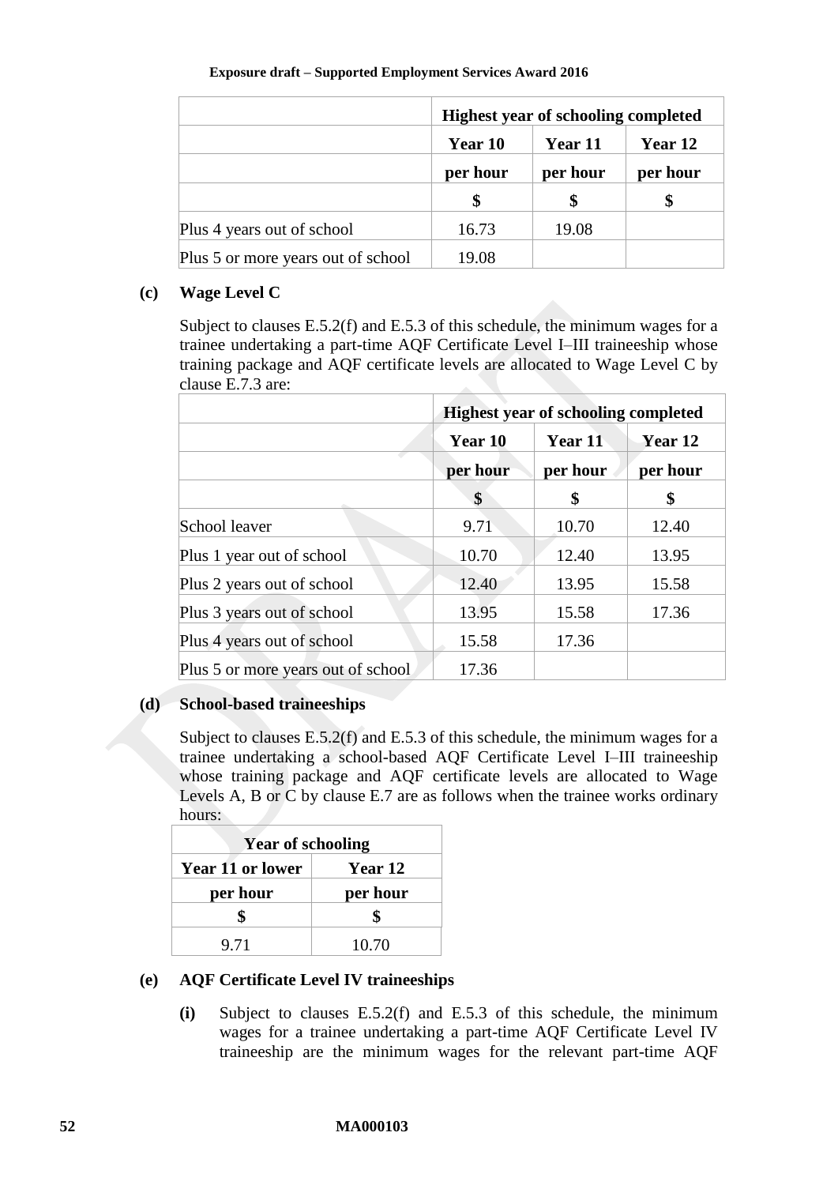| | Highest year of schooling completed | | |
|---|---|---|---|
| | **Year 10** | **Year 11** | **Year 12** |
| | **per hour** | **per hour** | **per hour** |
| | **$** | **$** | **$** |
| Plus 4 years out of school | 16.73 | 19.08 | |
| Plus 5 or more years out of school | 19.08 | | |

**(c) Wage Level C**

Subject to clauses E.5.2(f) and E.5.3 of this schedule, the minimum wages for a trainee undertaking a part-time AQF Certificate Level I–III traineeship whose training package and AQF certificate levels are allocated to Wage Level C by clause E.7.3 are:

| | Highest year of schooling completed | | |
|---|---|---|---|
| | **Year 10** | **Year 11** | **Year 12** |
| | **per hour** | **per hour** | **per hour** |
| | **$** | **$** | **$** |
| School leaver | 9.71 | 10.70 | 12.40 |
| Plus 1 year out of school | 10.70 | 12.40 | 13.95 |
| Plus 2 years out of school | 12.40 | 13.95 | 15.58 |
| Plus 3 years out of school | 13.95 | 15.58 | 17.36 |
| Plus 4 years out of school | 15.58 | 17.36 | |
| Plus 5 or more years out of school | 17.36 | | |

**(d) School-based traineeships**

Subject to clauses E.5.2(f) and E.5.3 of this schedule, the minimum wages for a trainee undertaking a school-based AQF Certificate Level I–III traineeship whose training package and AQF certificate levels are allocated to Wage Levels A, B or C by clause E.7 are as follows when the trainee works ordinary hours:

| Year of schooling | |
|---|---|
| **Year 11 or lower** | **Year 12** |
| **per hour** | **per hour** |
| **$** | **$** |
| 9.71 | 10.70 |

**(e) AQF Certificate Level IV traineeships**

**(i)** Subject to clauses E.5.2(f) and E.5.3 of this schedule, the minimum wages for a trainee undertaking a part-time AQF Certificate Level IV traineeship are the minimum wages for the relevant part-time AQF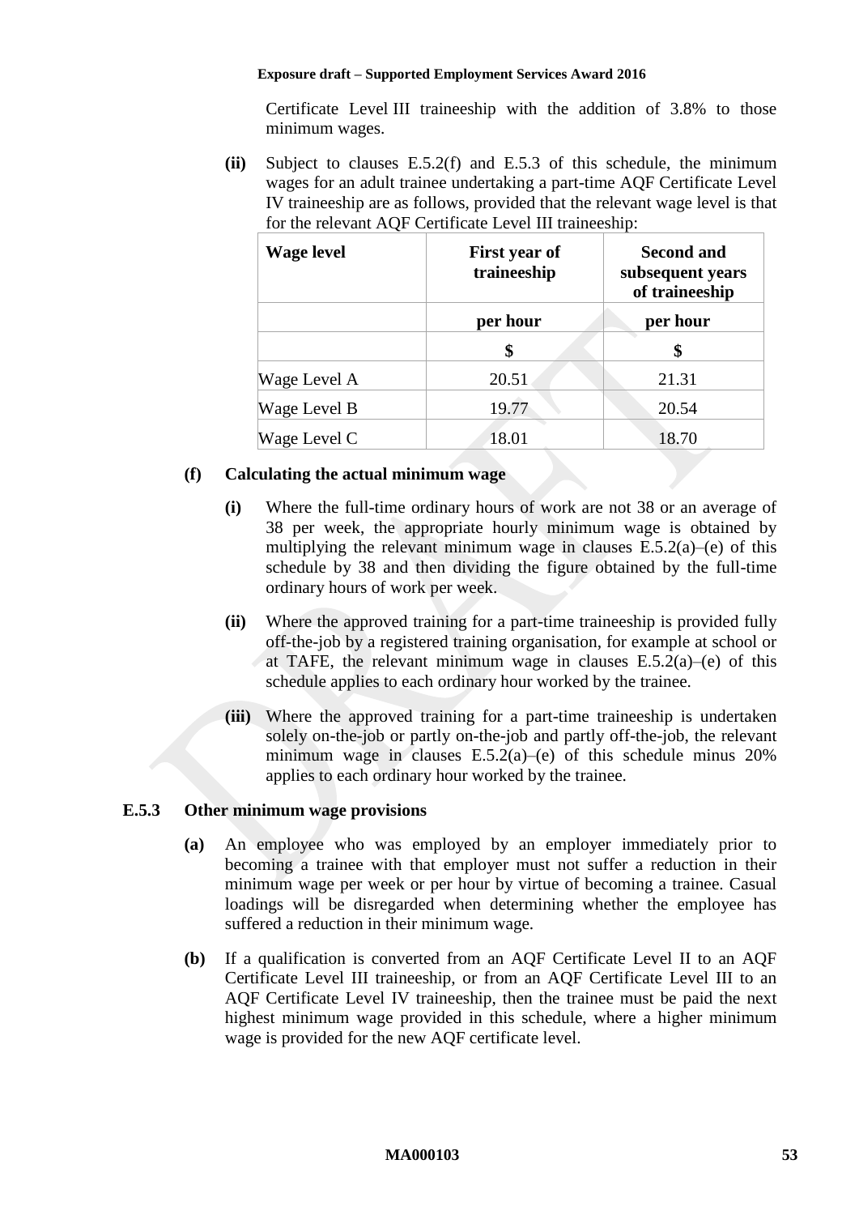Certificate Level III traineeship with the addition of 3.8% to those minimum wages.

**(ii)** Subject to clauses E.5.2(f) and E.5.3 of this schedule, the minimum wages for an adult trainee undertaking a part-time AQF Certificate Level IV traineeship are as follows, provided that the relevant wage level is that for the relevant AQF Certificate Level III traineeship:

| Wage level | First year of traineeship | Second and subsequent years of traineeship |
|---|---|---|
| | per hour | per hour |
| | $ | $ |
| Wage Level A | 20.51 | 21.31 |
| Wage Level B | 19.77 | 20.54 |
| Wage Level C | 18.01 | 18.70 |

**(f) Calculating the actual minimum wage**

**(i)** Where the full-time ordinary hours of work are not 38 or an average of 38 per week, the appropriate hourly minimum wage is obtained by multiplying the relevant minimum wage in clauses E.5.2(a)–(e) of this schedule by 38 and then dividing the figure obtained by the full-time ordinary hours of work per week.

**(ii)** Where the approved training for a part-time traineeship is provided fully off-the-job by a registered training organisation, for example at school or at TAFE, the relevant minimum wage in clauses E.5.2(a)–(e) of this schedule applies to each ordinary hour worked by the trainee.

**(iii)** Where the approved training for a part-time traineeship is undertaken solely on-the-job or partly on-the-job and partly off-the-job, the relevant minimum wage in clauses E.5.2(a)–(e) of this schedule minus 20% applies to each ordinary hour worked by the trainee.

### E.5.3 Other minimum wage provisions

**(a)** An employee who was employed by an employer immediately prior to becoming a trainee with that employer must not suffer a reduction in their minimum wage per week or per hour by virtue of becoming a trainee. Casual loadings will be disregarded when determining whether the employee has suffered a reduction in their minimum wage.

**(b)** If a qualification is converted from an AQF Certificate Level II to an AQF Certificate Level III traineeship, or from an AQF Certificate Level III to an AQF Certificate Level IV traineeship, then the trainee must be paid the next highest minimum wage provided in this schedule, where a higher minimum wage is provided for the new AQF certificate level.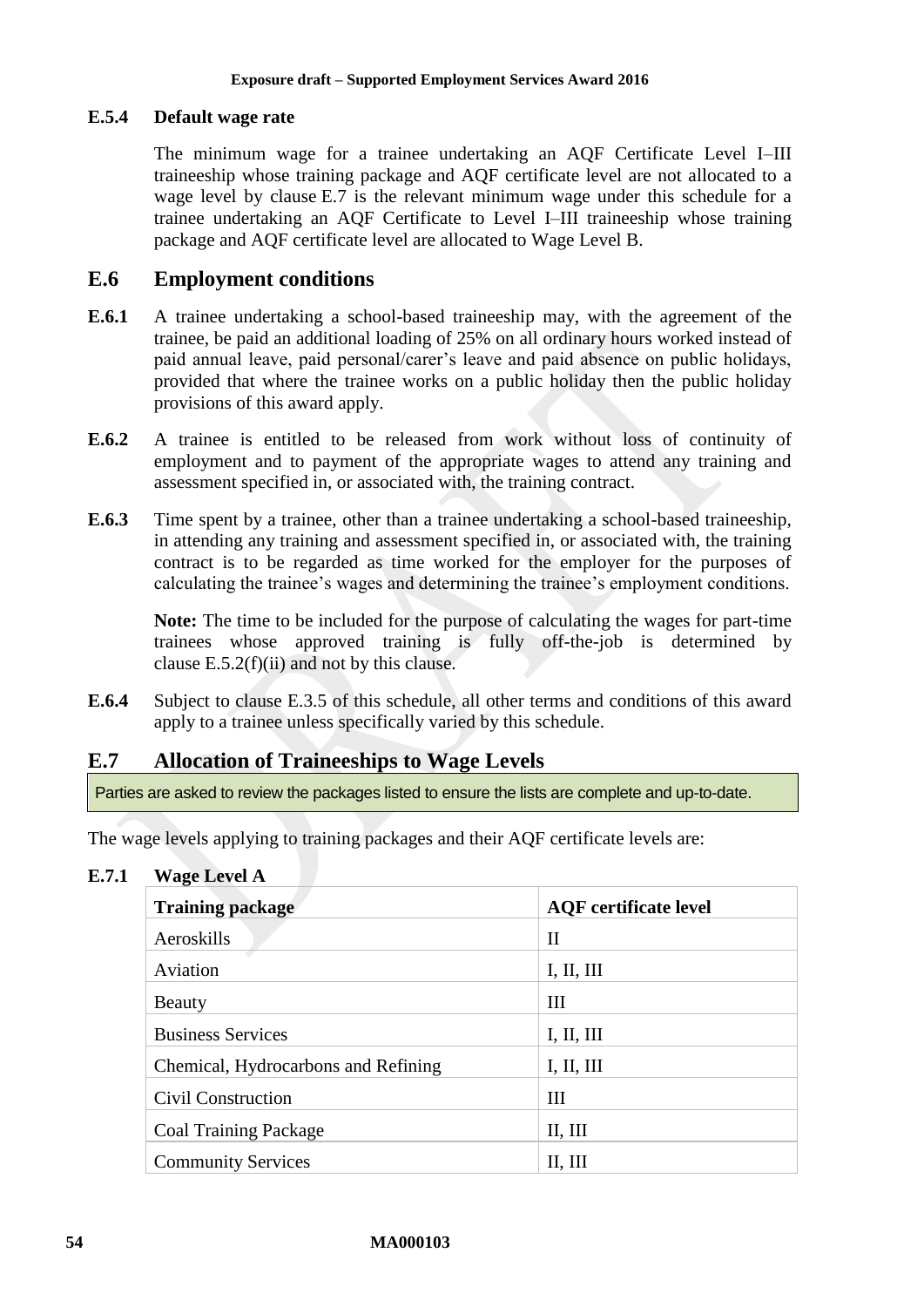### E.5.4 Default wage rate

The minimum wage for a trainee undertaking an AQF Certificate Level I–III traineeship whose training package and AQF certificate level are not allocated to a wage level by clause E.7 is the relevant minimum wage under this schedule for a trainee undertaking an AQF Certificate to Level I–III traineeship whose training package and AQF certificate level are allocated to Wage Level B.

## E.6 Employment conditions

**E.6.1** A trainee undertaking a school-based traineeship may, with the agreement of the trainee, be paid an additional loading of 25% on all ordinary hours worked instead of paid annual leave, paid personal/carer's leave and paid absence on public holidays, provided that where the trainee works on a public holiday then the public holiday provisions of this award apply.

**E.6.2** A trainee is entitled to be released from work without loss of continuity of employment and to payment of the appropriate wages to attend any training and assessment specified in, or associated with, the training contract.

**E.6.3** Time spent by a trainee, other than a trainee undertaking a school-based traineeship, in attending any training and assessment specified in, or associated with, the training contract is to be regarded as time worked for the employer for the purposes of calculating the trainee's wages and determining the trainee's employment conditions.

**Note:** The time to be included for the purpose of calculating the wages for part-time trainees whose approved training is fully off-the-job is determined by clause E.5.2(f)(ii) and not by this clause.

**E.6.4** Subject to clause E.3.5 of this schedule, all other terms and conditions of this award apply to a trainee unless specifically varied by this schedule.

## E.7 Allocation of Traineeships to Wage Levels

Parties are asked to review the packages listed to ensure the lists are complete and up-to-date.

The wage levels applying to training packages and their AQF certificate levels are:

### E.7.1 Wage Level A

| Training package | AQF certificate level |
|---|---|
| Aeroskills | II |
| Aviation | I, II, III |
| Beauty | III |
| Business Services | I, II, III |
| Chemical, Hydrocarbons and Refining | I, II, III |
| Civil Construction | III |
| Coal Training Package | II, III |
| Community Services | II, III |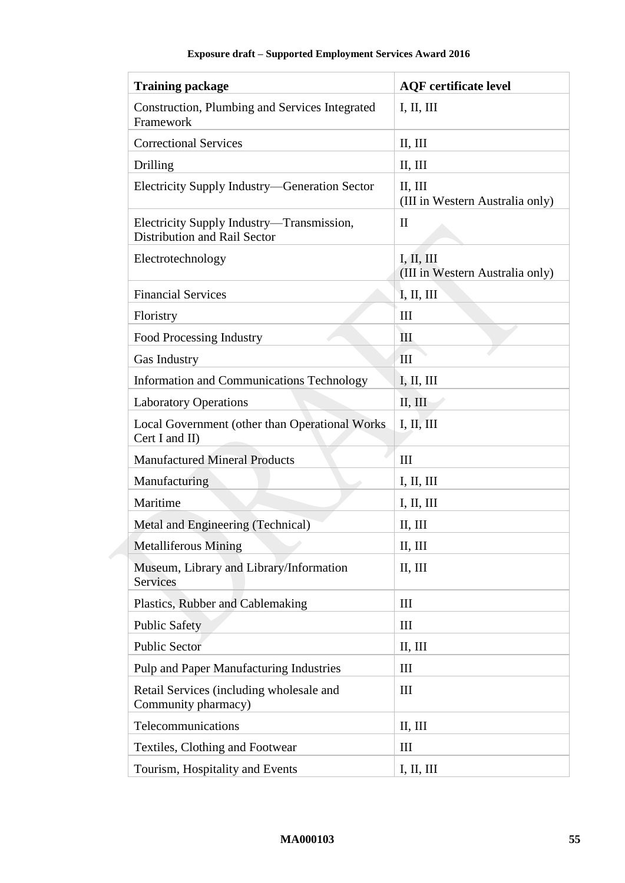| Training package | AQF certificate level |
| --- | --- |
| Construction, Plumbing and Services Integrated Framework | I, II, III |
| Correctional Services | II, III |
| Drilling | II, III |
| Electricity Supply Industry—Generation Sector | II, III (III in Western Australia only) |
| Electricity Supply Industry—Transmission, Distribution and Rail Sector | II |
| Electrotechnology | I, II, III (III in Western Australia only) |
| Financial Services | I, II, III |
| Floristry | III |
| Food Processing Industry | III |
| Gas Industry | III |
| Information and Communications Technology | I, II, III |
| Laboratory Operations | II, III |
| Local Government (other than Operational Works Cert I and II) | I, II, III |
| Manufactured Mineral Products | III |
| Manufacturing | I, II, III |
| Maritime | I, II, III |
| Metal and Engineering (Technical) | II, III |
| Metalliferous Mining | II, III |
| Museum, Library and Library/Information Services | II, III |
| Plastics, Rubber and Cablemaking | III |
| Public Safety | III |
| Public Sector | II, III |
| Pulp and Paper Manufacturing Industries | III |
| Retail Services (including wholesale and Community pharmacy) | III |
| Telecommunications | II, III |
| Textiles, Clothing and Footwear | III |
| Tourism, Hospitality and Events | I, II, III |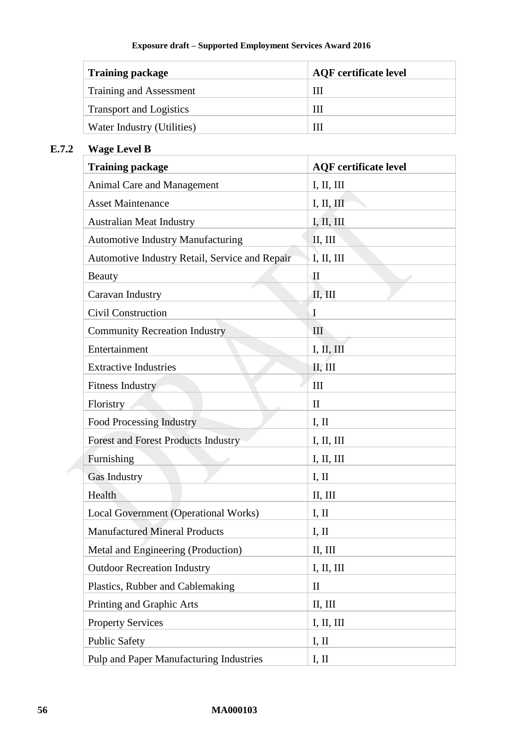| Training package | AQF certificate level |
|---|---|
| Training and Assessment | III |
| Transport and Logistics | III |
| Water Industry (Utilities) | III |

### E.7.2 Wage Level B

| Training package | AQF certificate level |
|---|---|
| Animal Care and Management | I, II, III |
| Asset Maintenance | I, II, III |
| Australian Meat Industry | I, II, III |
| Automotive Industry Manufacturing | II, III |
| Automotive Industry Retail, Service and Repair | I, II, III |
| Beauty | II |
| Caravan Industry | II, III |
| Civil Construction | I |
| Community Recreation Industry | III |
| Entertainment | I, II, III |
| Extractive Industries | II, III |
| Fitness Industry | III |
| Floristry | II |
| Food Processing Industry | I, II |
| Forest and Forest Products Industry | I, II, III |
| Furnishing | I, II, III |
| Gas Industry | I, II |
| Health | II, III |
| Local Government (Operational Works) | I, II |
| Manufactured Mineral Products | I, II |
| Metal and Engineering (Production) | II, III |
| Outdoor Recreation Industry | I, II, III |
| Plastics, Rubber and Cablemaking | II |
| Printing and Graphic Arts | II, III |
| Property Services | I, II, III |
| Public Safety | I, II |
| Pulp and Paper Manufacturing Industries | I, II |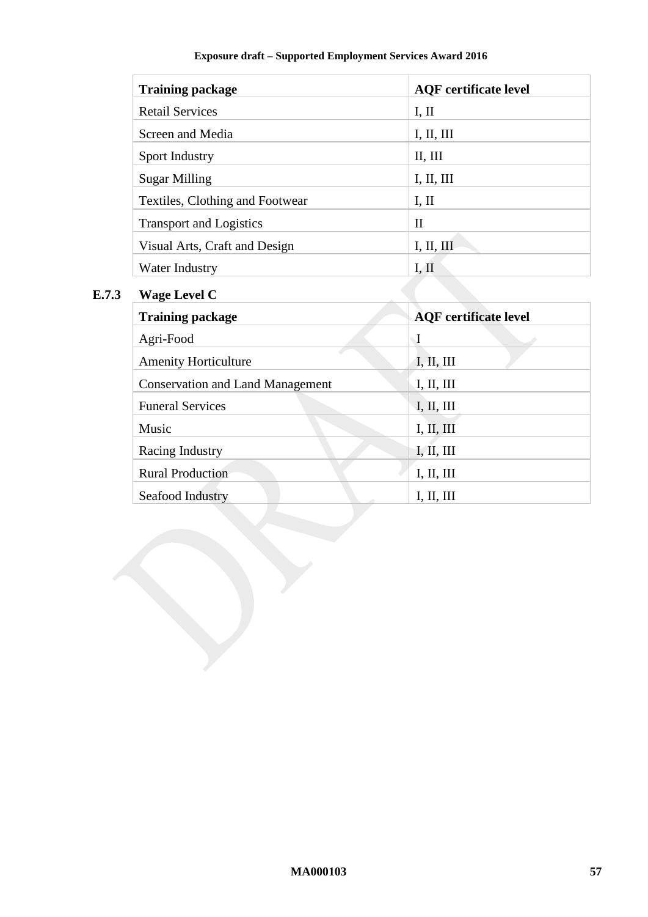| Training package | AQF certificate level |
|---|---|
| Retail Services | I, II |
| Screen and Media | I, II, III |
| Sport Industry | II, III |
| Sugar Milling | I, II, III |
| Textiles, Clothing and Footwear | I, II |
| Transport and Logistics | II |
| Visual Arts, Craft and Design | I, II, III |
| Water Industry | I, II |

### E.7.3 Wage Level C

| Training package | AQF certificate level |
|---|---|
| Agri-Food | I |
| Amenity Horticulture | I, II, III |
| Conservation and Land Management | I, II, III |
| Funeral Services | I, II, III |
| Music | I, II, III |
| Racing Industry | I, II, III |
| Rural Production | I, II, III |
| Seafood Industry | I, II, III |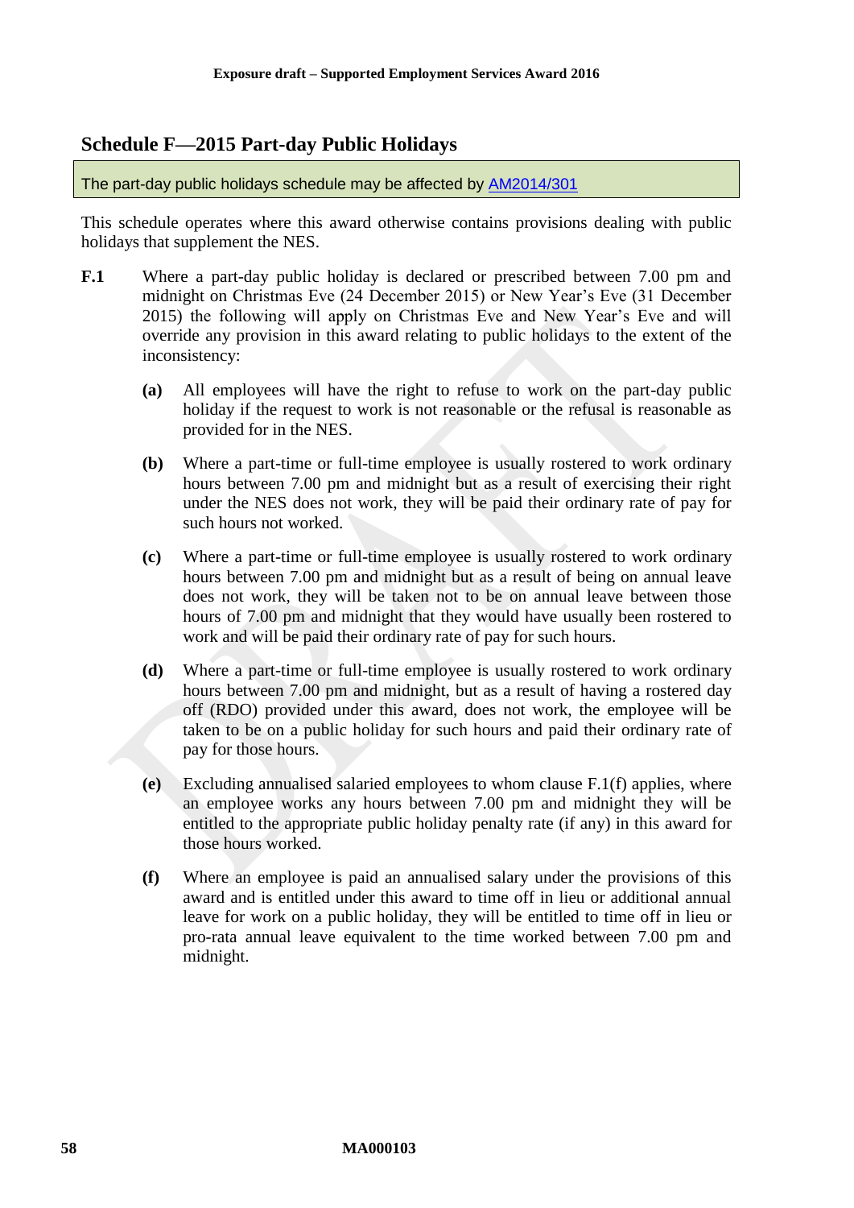## Schedule F—2015 Part-day Public Holidays

The part-day public holidays schedule may be affected by AM2014/301

This schedule operates where this award otherwise contains provisions dealing with public holidays that supplement the NES.

**F.1** Where a part-day public holiday is declared or prescribed between 7.00 pm and midnight on Christmas Eve (24 December 2015) or New Year's Eve (31 December 2015) the following will apply on Christmas Eve and New Year's Eve and will override any provision in this award relating to public holidays to the extent of the inconsistency:

**(a)** All employees will have the right to refuse to work on the part-day public holiday if the request to work is not reasonable or the refusal is reasonable as provided for in the NES.

**(b)** Where a part-time or full-time employee is usually rostered to work ordinary hours between 7.00 pm and midnight but as a result of exercising their right under the NES does not work, they will be paid their ordinary rate of pay for such hours not worked.

**(c)** Where a part-time or full-time employee is usually rostered to work ordinary hours between 7.00 pm and midnight but as a result of being on annual leave does not work, they will be taken not to be on annual leave between those hours of 7.00 pm and midnight that they would have usually been rostered to work and will be paid their ordinary rate of pay for such hours.

**(d)** Where a part-time or full-time employee is usually rostered to work ordinary hours between 7.00 pm and midnight, but as a result of having a rostered day off (RDO) provided under this award, does not work, the employee will be taken to be on a public holiday for such hours and paid their ordinary rate of pay for those hours.

**(e)** Excluding annualised salaried employees to whom clause F.1(f) applies, where an employee works any hours between 7.00 pm and midnight they will be entitled to the appropriate public holiday penalty rate (if any) in this award for those hours worked.

**(f)** Where an employee is paid an annualised salary under the provisions of this award and is entitled under this award to time off in lieu or additional annual leave for work on a public holiday, they will be entitled to time off in lieu or pro-rata annual leave equivalent to the time worked between 7.00 pm and midnight.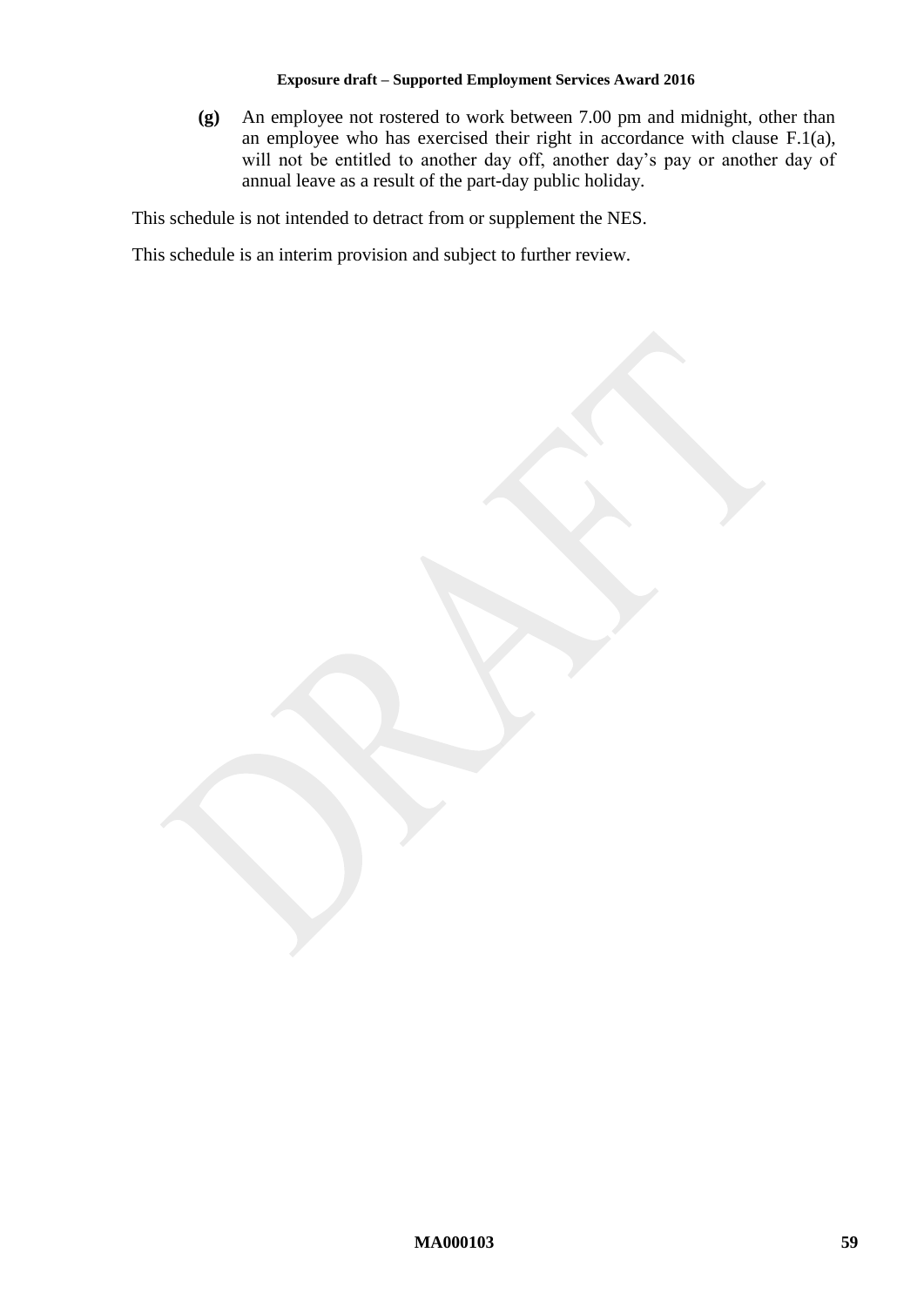**(g)** An employee not rostered to work between 7.00 pm and midnight, other than an employee who has exercised their right in accordance with clause F.1(a), will not be entitled to another day off, another day's pay or another day of annual leave as a result of the part-day public holiday.

This schedule is not intended to detract from or supplement the NES.

This schedule is an interim provision and subject to further review.